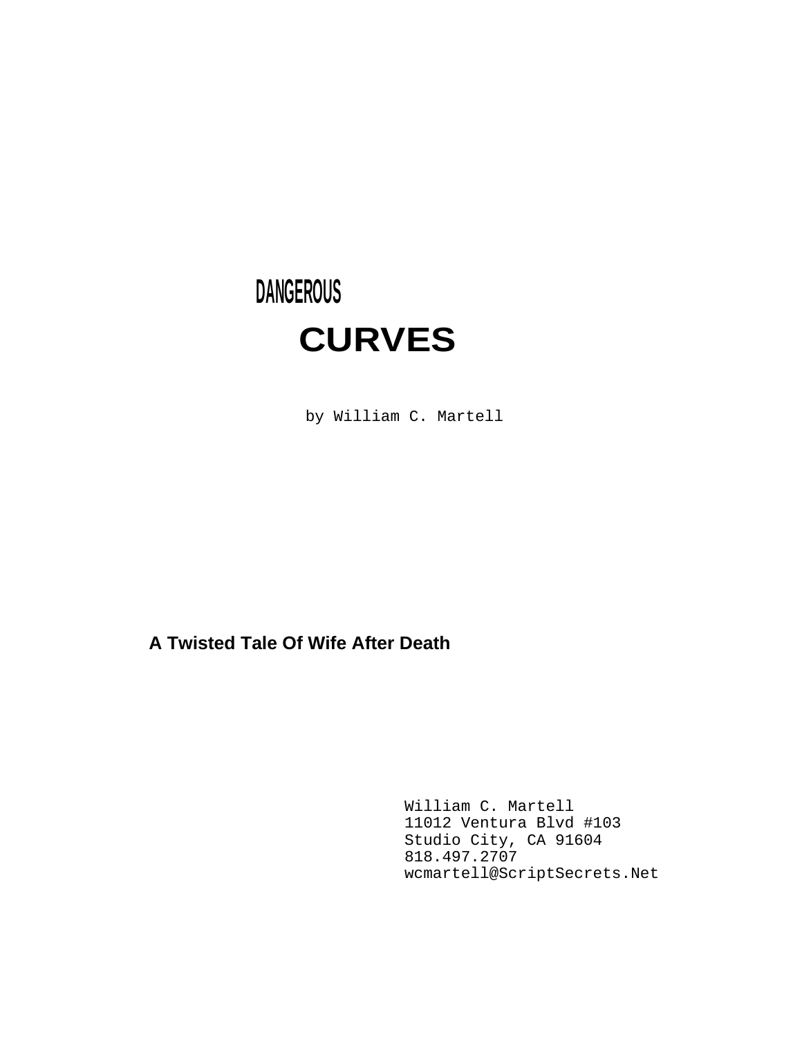# DANGEROUS

# CURVES

by William C. Martell

**A Twisted Tale Of Wife After Death**

William C. Martell
11012 Ventura Blvd #103
Studio City, CA 91604
818.497.2707
wcmartell@ScriptSecrets.Net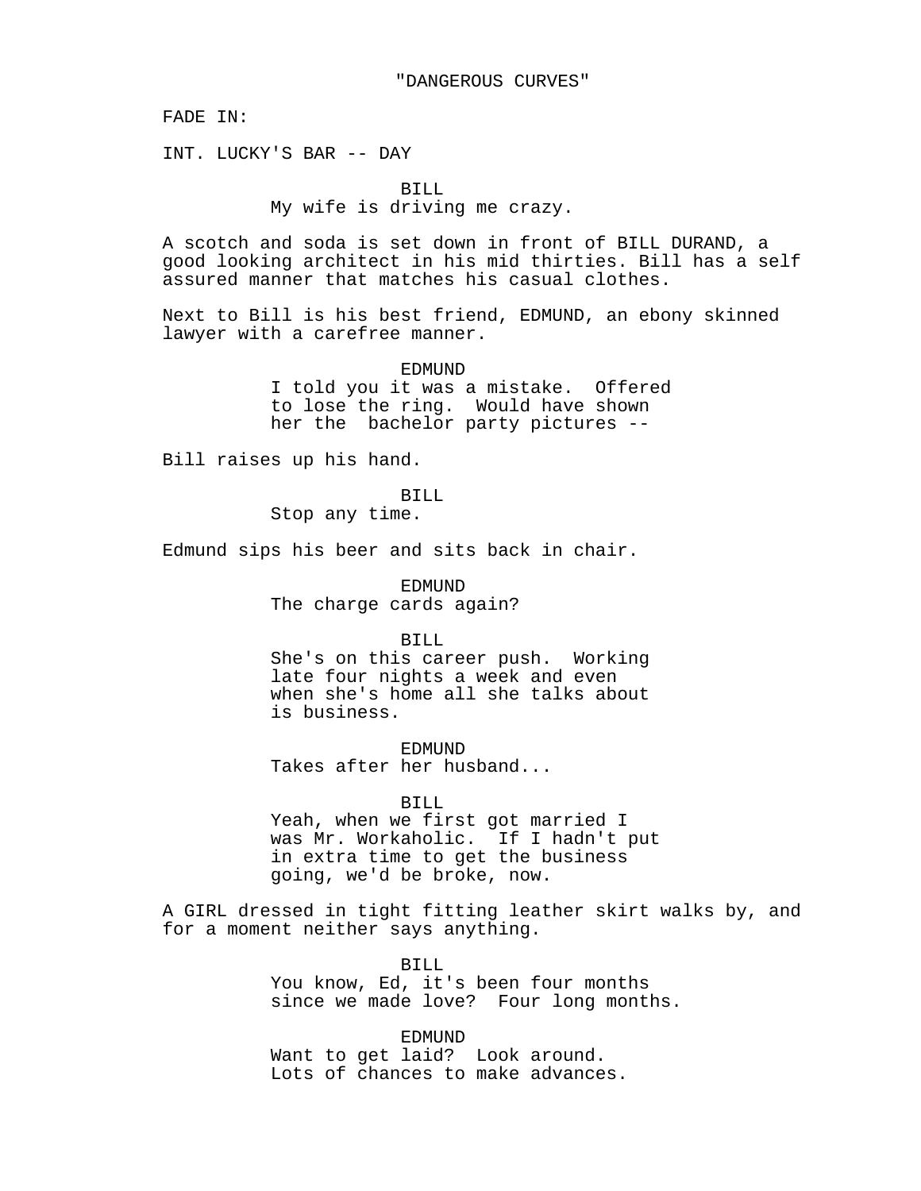"DANGEROUS CURVES"

FADE IN:

INT. LUCKY'S BAR -- DAY

BILL
My wife is driving me crazy.

A scotch and soda is set down in front of BILL DURAND, a good looking architect in his mid thirties. Bill has a self assured manner that matches his casual clothes.

Next to Bill is his best friend, EDMUND, an ebony skinned lawyer with a carefree manner.

EDMUND
I told you it was a mistake. Offered to lose the ring. Would have shown her the bachelor party pictures --

Bill raises up his hand.

BILL
Stop any time.

Edmund sips his beer and sits back in chair.

EDMUND
The charge cards again?

BILL
She's on this career push. Working late four nights a week and even when she's home all she talks about is business.

EDMUND
Takes after her husband...

BILL
Yeah, when we first got married I was Mr. Workaholic. If I hadn't put in extra time to get the business going, we'd be broke, now.

A GIRL dressed in tight fitting leather skirt walks by, and for a moment neither says anything.

BILL
You know, Ed, it's been four months since we made love? Four long months.

EDMUND
Want to get laid? Look around. Lots of chances to make advances.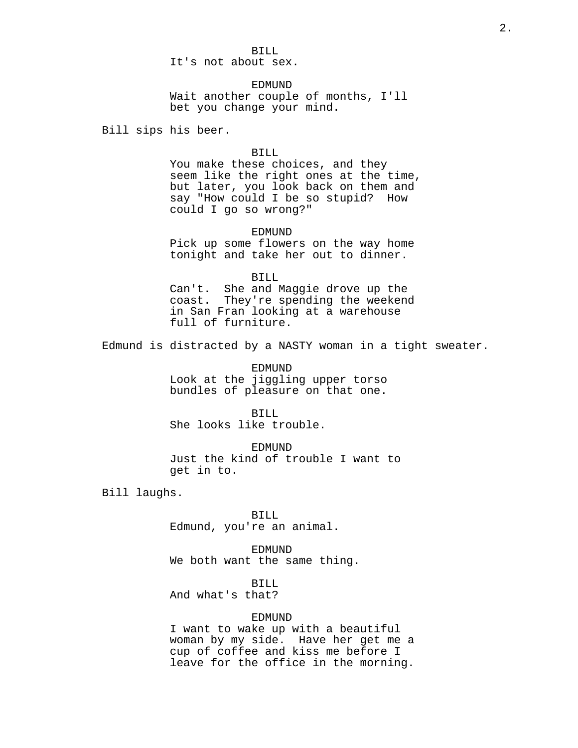BILL
It's not about sex.

EDMUND
Wait another couple of months, I'll bet you change your mind.

Bill sips his beer.

BILL
You make these choices, and they seem like the right ones at the time, but later, you look back on them and say "How could I be so stupid? How could I go so wrong?"

EDMUND
Pick up some flowers on the way home tonight and take her out to dinner.

BILL
Can't. She and Maggie drove up the coast. They're spending the weekend in San Fran looking at a warehouse full of furniture.

Edmund is distracted by a NASTY woman in a tight sweater.

EDMUND
Look at the jiggling upper torso bundles of pleasure on that one.

BILL
She looks like trouble.

EDMUND
Just the kind of trouble I want to get in to.

Bill laughs.

BILL
Edmund, you're an animal.

EDMUND
We both want the same thing.

BILL
And what's that?

EDMUND
I want to wake up with a beautiful woman by my side. Have her get me a cup of coffee and kiss me before I leave for the office in the morning.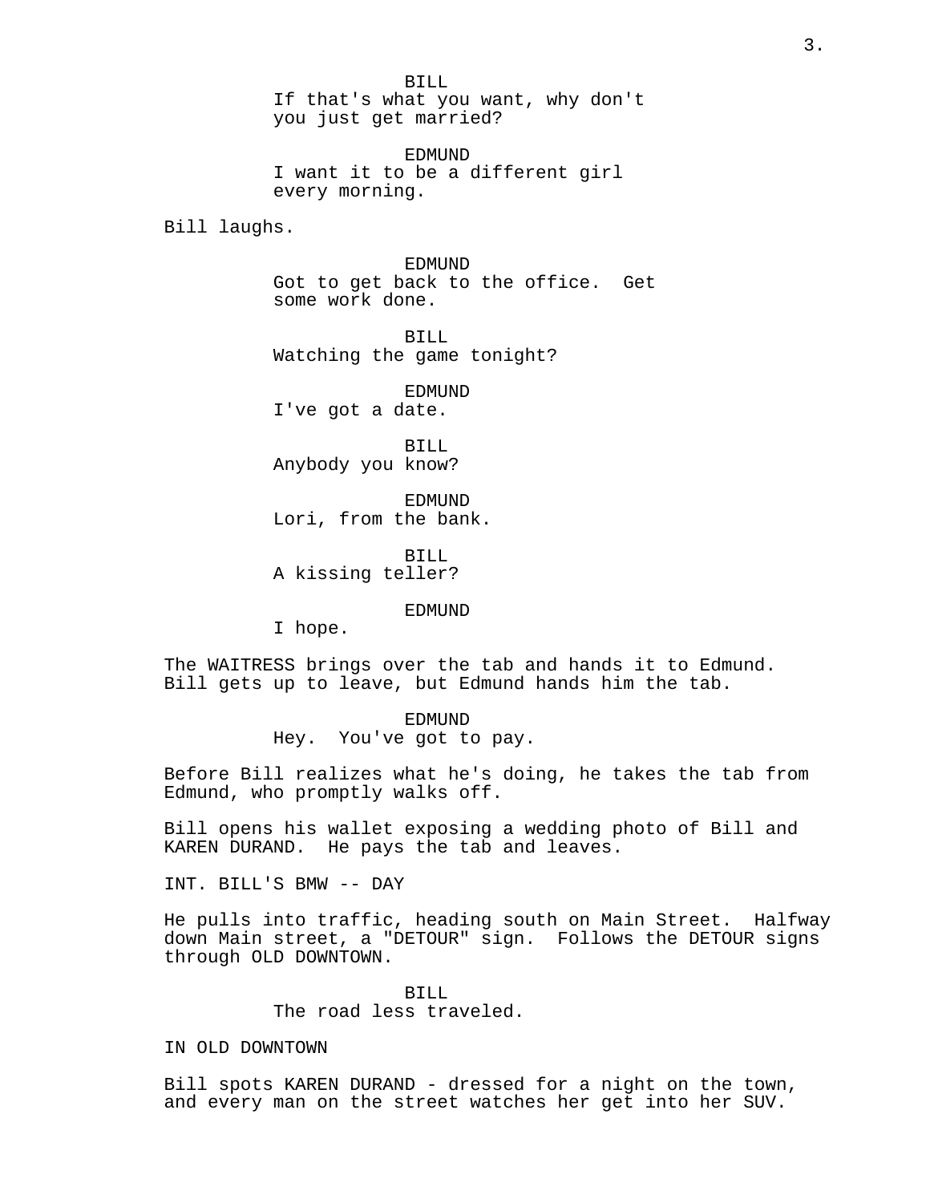BILL
If that's what you want, why don't you just get married?

EDMUND
I want it to be a different girl every morning.

Bill laughs.

EDMUND
Got to get back to the office. Get some work done.

BILL
Watching the game tonight?

EDMUND
I've got a date.

BILL
Anybody you know?

EDMUND
Lori, from the bank.

BILL
A kissing teller?

EDMUND
I hope.

The WAITRESS brings over the tab and hands it to Edmund. Bill gets up to leave, but Edmund hands him the tab.

EDMUND
Hey. You've got to pay.

Before Bill realizes what he's doing, he takes the tab from Edmund, who promptly walks off.

Bill opens his wallet exposing a wedding photo of Bill and KAREN DURAND. He pays the tab and leaves.

INT. BILL'S BMW -- DAY

He pulls into traffic, heading south on Main Street. Halfway down Main street, a "DETOUR" sign. Follows the DETOUR signs through OLD DOWNTOWN.

BILL
The road less traveled.

IN OLD DOWNTOWN

Bill spots KAREN DURAND - dressed for a night on the town, and every man on the street watches her get into her SUV.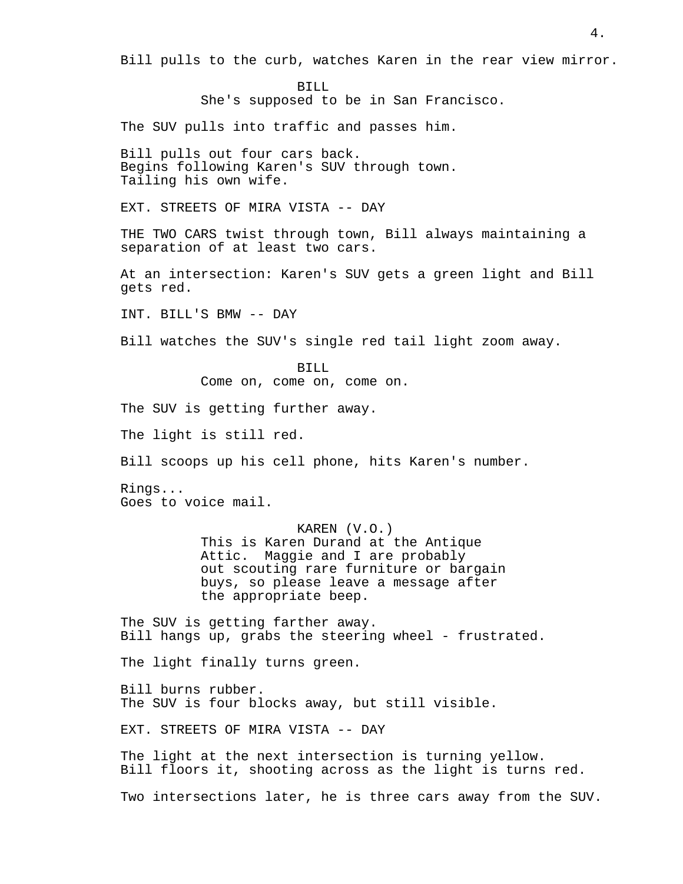Bill pulls to the curb, watches Karen in the rear view mirror.

BILL
She's supposed to be in San Francisco.

The SUV pulls into traffic and passes him.

Bill pulls out four cars back.
Begins following Karen's SUV through town.
Tailing his own wife.

EXT. STREETS OF MIRA VISTA -- DAY

THE TWO CARS twist through town, Bill always maintaining a separation of at least two cars.

At an intersection: Karen's SUV gets a green light and Bill gets red.

INT. BILL'S BMW -- DAY

Bill watches the SUV's single red tail light zoom away.

BILL
Come on, come on, come on.

The SUV is getting further away.

The light is still red.

Bill scoops up his cell phone, hits Karen's number.

Rings...
Goes to voice mail.

KAREN (V.O.)
This is Karen Durand at the Antique Attic. Maggie and I are probably out scouting rare furniture or bargain buys, so please leave a message after the appropriate beep.

The SUV is getting farther away.
Bill hangs up, grabs the steering wheel - frustrated.

The light finally turns green.

Bill burns rubber.
The SUV is four blocks away, but still visible.

EXT. STREETS OF MIRA VISTA -- DAY

The light at the next intersection is turning yellow.
Bill floors it, shooting across as the light is turns red.

Two intersections later, he is three cars away from the SUV.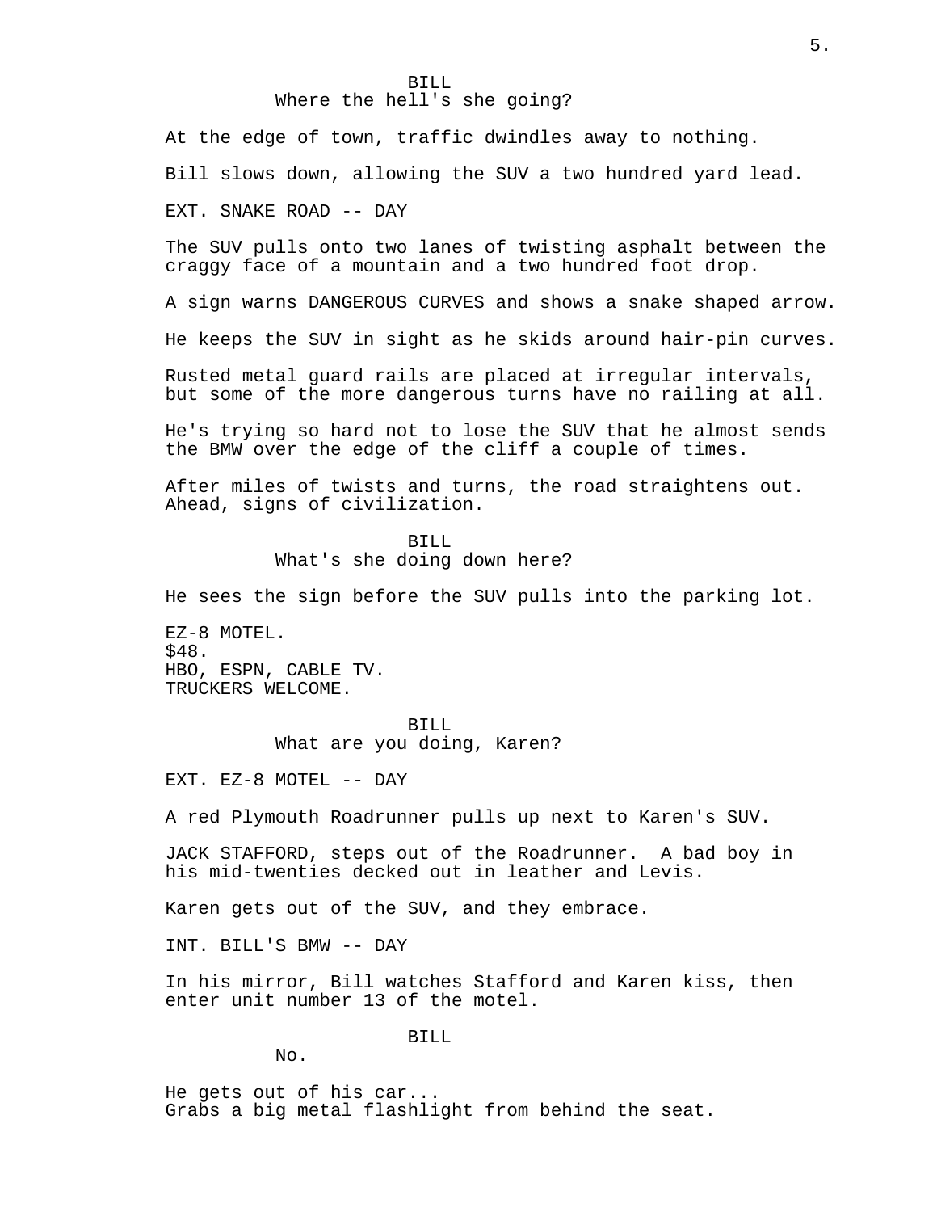BILL

Where the hell's she going?

At the edge of town, traffic dwindles away to nothing.

Bill slows down, allowing the SUV a two hundred yard lead.

EXT. SNAKE ROAD -- DAY

The SUV pulls onto two lanes of twisting asphalt between the craggy face of a mountain and a two hundred foot drop.

A sign warns DANGEROUS CURVES and shows a snake shaped arrow.

He keeps the SUV in sight as he skids around hair-pin curves.

Rusted metal guard rails are placed at irregular intervals, but some of the more dangerous turns have no railing at all.

He's trying so hard not to lose the SUV that he almost sends the BMW over the edge of the cliff a couple of times.

After miles of twists and turns, the road straightens out. Ahead, signs of civilization.

BILL

What's she doing down here?

He sees the sign before the SUV pulls into the parking lot.

EZ-8 MOTEL.
$48.
HBO, ESPN, CABLE TV.
TRUCKERS WELCOME.

BILL

What are you doing, Karen?

EXT. EZ-8 MOTEL -- DAY

A red Plymouth Roadrunner pulls up next to Karen's SUV.

JACK STAFFORD, steps out of the Roadrunner. A bad boy in his mid-twenties decked out in leather and Levis.

Karen gets out of the SUV, and they embrace.

INT. BILL'S BMW -- DAY

In his mirror, Bill watches Stafford and Karen kiss, then enter unit number 13 of the motel.

BILL

No.

He gets out of his car...
Grabs a big metal flashlight from behind the seat.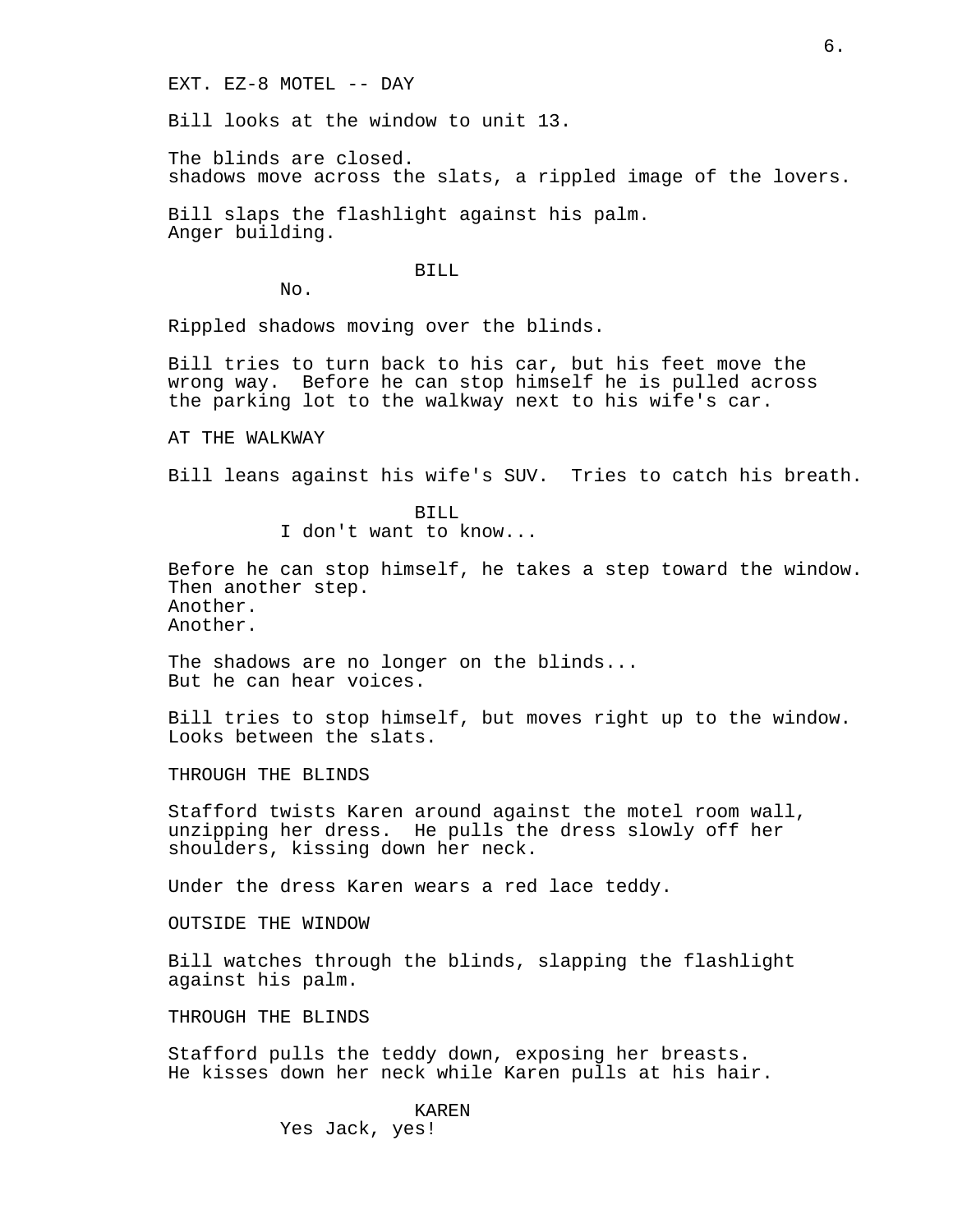EXT. EZ-8 MOTEL -- DAY

Bill looks at the window to unit 13.

The blinds are closed.
shadows move across the slats, a rippled image of the lovers.

Bill slaps the flashlight against his palm.
Anger building.

BILL
No.

Rippled shadows moving over the blinds.

Bill tries to turn back to his car, but his feet move the wrong way. Before he can stop himself he is pulled across the parking lot to the walkway next to his wife's car.

AT THE WALKWAY

Bill leans against his wife's SUV. Tries to catch his breath.

BILL
I don't want to know...

Before he can stop himself, he takes a step toward the window.
Then another step.
Another.
Another.

The shadows are no longer on the blinds...
But he can hear voices.

Bill tries to stop himself, but moves right up to the window.
Looks between the slats.

THROUGH THE BLINDS

Stafford twists Karen around against the motel room wall, unzipping her dress. He pulls the dress slowly off her shoulders, kissing down her neck.

Under the dress Karen wears a red lace teddy.

OUTSIDE THE WINDOW

Bill watches through the blinds, slapping the flashlight against his palm.

THROUGH THE BLINDS

Stafford pulls the teddy down, exposing her breasts.
He kisses down her neck while Karen pulls at his hair.

KAREN
Yes Jack, yes!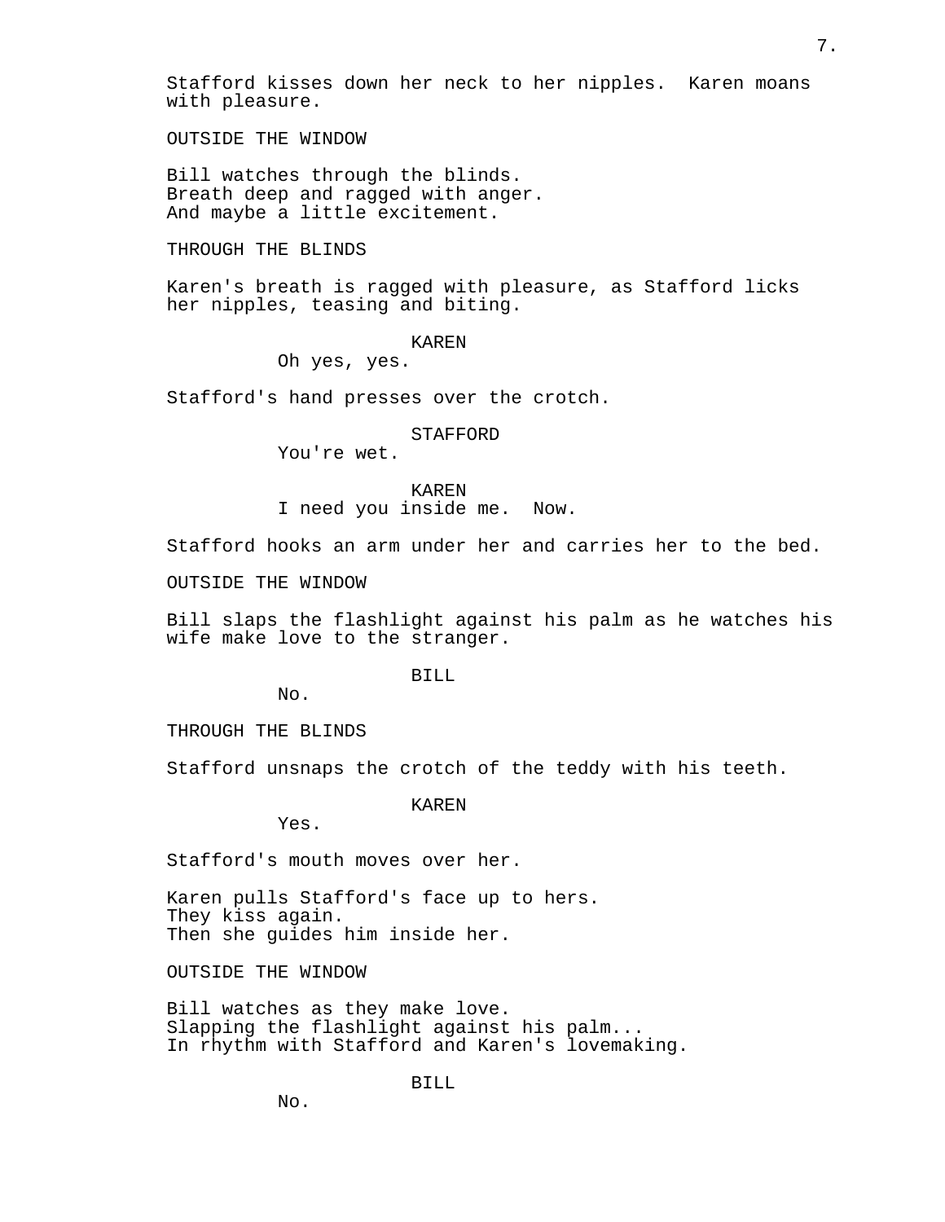Stafford kisses down her neck to her nipples. Karen moans with pleasure.

OUTSIDE THE WINDOW

Bill watches through the blinds.
Breath deep and ragged with anger.
And maybe a little excitement.

THROUGH THE BLINDS

Karen's breath is ragged with pleasure, as Stafford licks her nipples, teasing and biting.

KAREN
Oh yes, yes.

Stafford's hand presses over the crotch.

STAFFORD
You're wet.

KAREN
I need you inside me. Now.

Stafford hooks an arm under her and carries her to the bed.

OUTSIDE THE WINDOW

Bill slaps the flashlight against his palm as he watches his wife make love to the stranger.

BILL
No.

THROUGH THE BLINDS

Stafford unsnaps the crotch of the teddy with his teeth.

KAREN
Yes.

Stafford's mouth moves over her.

Karen pulls Stafford's face up to hers.
They kiss again.
Then she guides him inside her.

OUTSIDE THE WINDOW

Bill watches as they make love.
Slapping the flashlight against his palm...
In rhythm with Stafford and Karen's lovemaking.

BILL
No.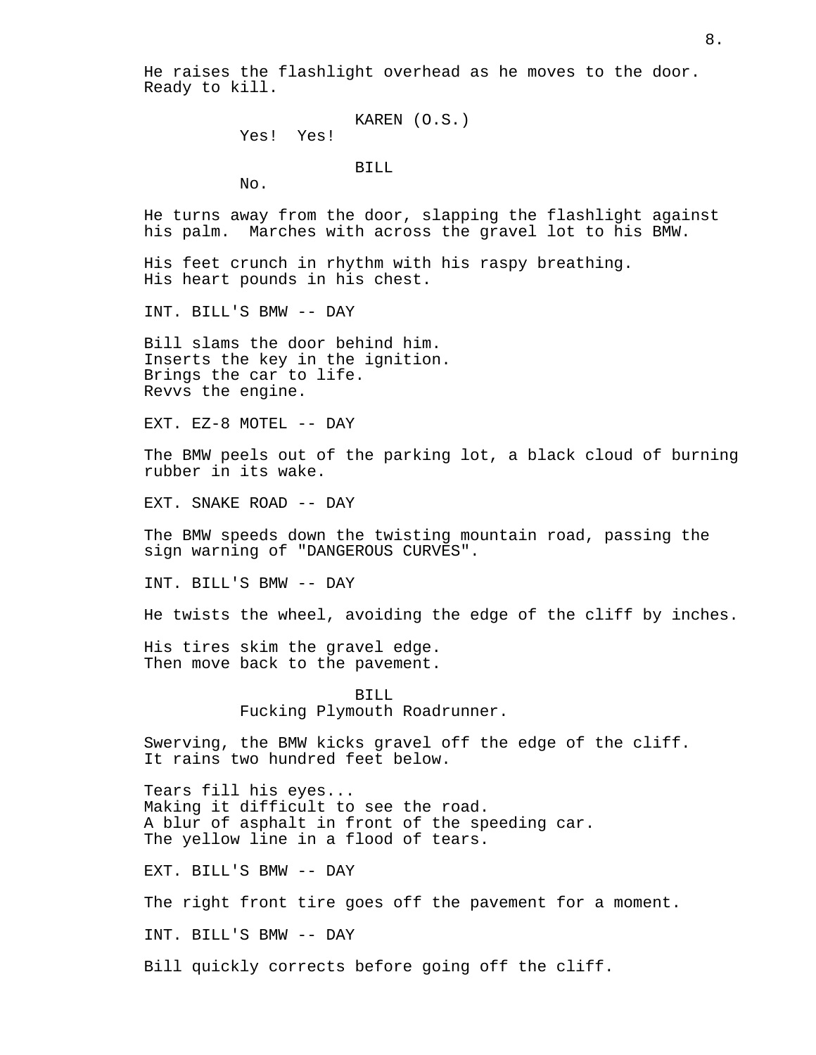He raises the flashlight overhead as he moves to the door. Ready to kill.

KAREN (O.S.)
Yes!  Yes!

BILL
No.

He turns away from the door, slapping the flashlight against his palm.  Marches with across the gravel lot to his BMW.

His feet crunch in rhythm with his raspy breathing.
His heart pounds in his chest.

INT. BILL'S BMW -- DAY

Bill slams the door behind him.
Inserts the key in the ignition.
Brings the car to life.
Revvs the engine.

EXT. EZ-8 MOTEL -- DAY

The BMW peels out of the parking lot, a black cloud of burning rubber in its wake.

EXT. SNAKE ROAD -- DAY

The BMW speeds down the twisting mountain road, passing the sign warning of "DANGEROUS CURVES".

INT. BILL'S BMW -- DAY

He twists the wheel, avoiding the edge of the cliff by inches.

His tires skim the gravel edge.
Then move back to the pavement.

BILL
Fucking Plymouth Roadrunner.

Swerving, the BMW kicks gravel off the edge of the cliff.
It rains two hundred feet below.

Tears fill his eyes...
Making it difficult to see the road.
A blur of asphalt in front of the speeding car.
The yellow line in a flood of tears.

EXT. BILL'S BMW -- DAY

The right front tire goes off the pavement for a moment.

INT. BILL'S BMW -- DAY

Bill quickly corrects before going off the cliff.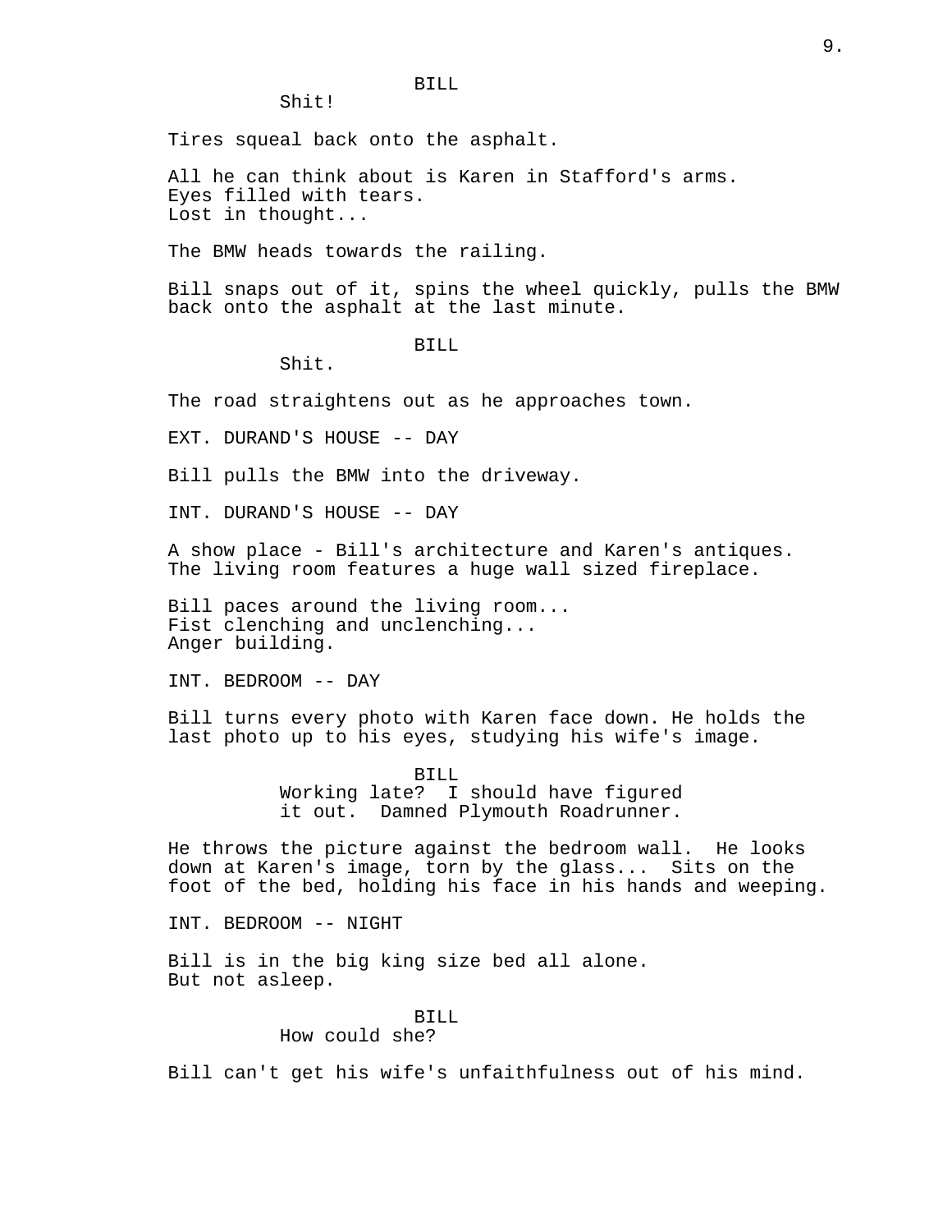BILL

Shit!

Tires squeal back onto the asphalt.

All he can think about is Karen in Stafford's arms.
Eyes filled with tears.
Lost in thought...

The BMW heads towards the railing.

Bill snaps out of it, spins the wheel quickly, pulls the BMW back onto the asphalt at the last minute.

BILL

Shit.

The road straightens out as he approaches town.

EXT. DURAND'S HOUSE -- DAY

Bill pulls the BMW into the driveway.

INT. DURAND'S HOUSE -- DAY

A show place - Bill's architecture and Karen's antiques.
The living room features a huge wall sized fireplace.

Bill paces around the living room...
Fist clenching and unclenching...
Anger building.

INT. BEDROOM -- DAY

Bill turns every photo with Karen face down. He holds the last photo up to his eyes, studying his wife's image.

BILL

Working late? I should have figured it out. Damned Plymouth Roadrunner.

He throws the picture against the bedroom wall. He looks down at Karen's image, torn by the glass... Sits on the foot of the bed, holding his face in his hands and weeping.

INT. BEDROOM -- NIGHT

Bill is in the big king size bed all alone.
But not asleep.

BILL

How could she?

Bill can't get his wife's unfaithfulness out of his mind.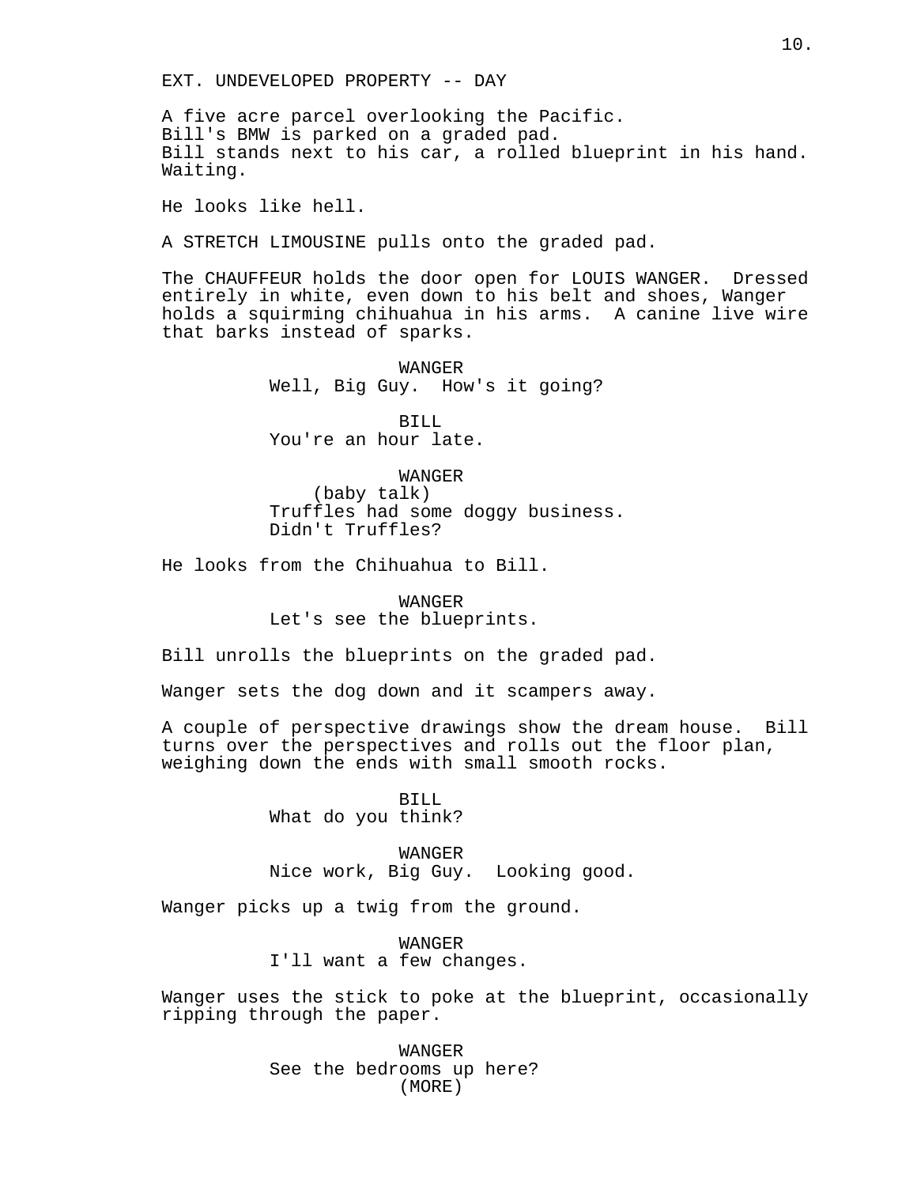EXT. UNDEVELOPED PROPERTY -- DAY

A five acre parcel overlooking the Pacific.
Bill's BMW is parked on a graded pad.
Bill stands next to his car, a rolled blueprint in his hand.
Waiting.

He looks like hell.

A STRETCH LIMOUSINE pulls onto the graded pad.

The CHAUFFEUR holds the door open for LOUIS WANGER. Dressed entirely in white, even down to his belt and shoes, Wanger holds a squirming chihuahua in his arms. A canine live wire that barks instead of sparks.

WANGER
Well, Big Guy. How's it going?

BILL
You're an hour late.

WANGER
(baby talk)
Truffles had some doggy business.
Didn't Truffles?

He looks from the Chihuahua to Bill.

WANGER
Let's see the blueprints.

Bill unrolls the blueprints on the graded pad.

Wanger sets the dog down and it scampers away.

A couple of perspective drawings show the dream house. Bill turns over the perspectives and rolls out the floor plan, weighing down the ends with small smooth rocks.

BILL
What do you think?

WANGER
Nice work, Big Guy. Looking good.

Wanger picks up a twig from the ground.

WANGER
I'll want a few changes.

Wanger uses the stick to poke at the blueprint, occasionally ripping through the paper.

WANGER
See the bedrooms up here?
(MORE)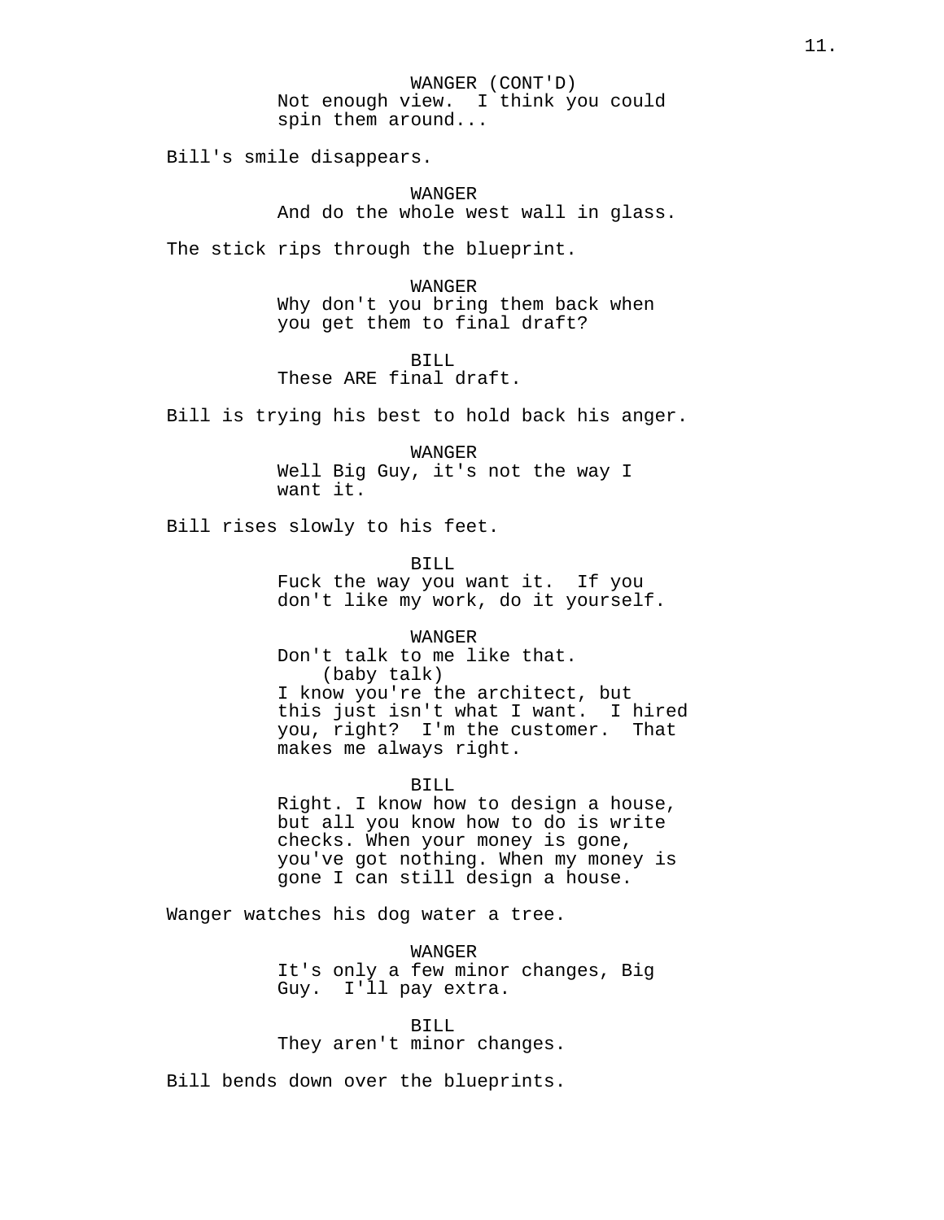WANGER (CONT'D)
Not enough view. I think you could spin them around...

Bill's smile disappears.

WANGER
And do the whole west wall in glass.

The stick rips through the blueprint.

WANGER
Why don't you bring them back when you get them to final draft?

BILL
These ARE final draft.

Bill is trying his best to hold back his anger.

WANGER
Well Big Guy, it's not the way I want it.

Bill rises slowly to his feet.

BILL
Fuck the way you want it. If you don't like my work, do it yourself.

WANGER
Don't talk to me like that.
(baby talk)
I know you're the architect, but this just isn't what I want. I hired you, right? I'm the customer. That makes me always right.

BILL
Right. I know how to design a house, but all you know how to do is write checks. When your money is gone, you've got nothing. When my money is gone I can still design a house.

Wanger watches his dog water a tree.

WANGER
It's only a few minor changes, Big Guy. I'll pay extra.

BILL
They aren't minor changes.

Bill bends down over the blueprints.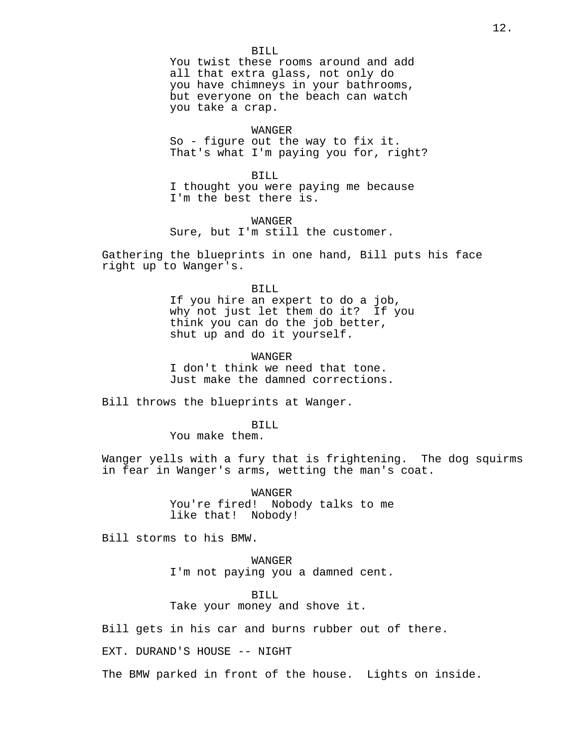BILL

You twist these rooms around and add all that extra glass, not only do you have chimneys in your bathrooms, but everyone on the beach can watch you take a crap.

WANGER

So - figure out the way to fix it. That's what I'm paying you for, right?

BILL

I thought you were paying me because I'm the best there is.

WANGER

Sure, but I'm still the customer.

Gathering the blueprints in one hand, Bill puts his face right up to Wanger's.

BILL

If you hire an expert to do a job, why not just let them do it? If you think you can do the job better, shut up and do it yourself.

WANGER

I don't think we need that tone. Just make the damned corrections.

Bill throws the blueprints at Wanger.

BILL

You make them.

Wanger yells with a fury that is frightening. The dog squirms in fear in Wanger's arms, wetting the man's coat.

WANGER

You're fired! Nobody talks to me like that! Nobody!

Bill storms to his BMW.

WANGER

I'm not paying you a damned cent.

BILL

Take your money and shove it.

Bill gets in his car and burns rubber out of there.

EXT. DURAND'S HOUSE -- NIGHT

The BMW parked in front of the house. Lights on inside.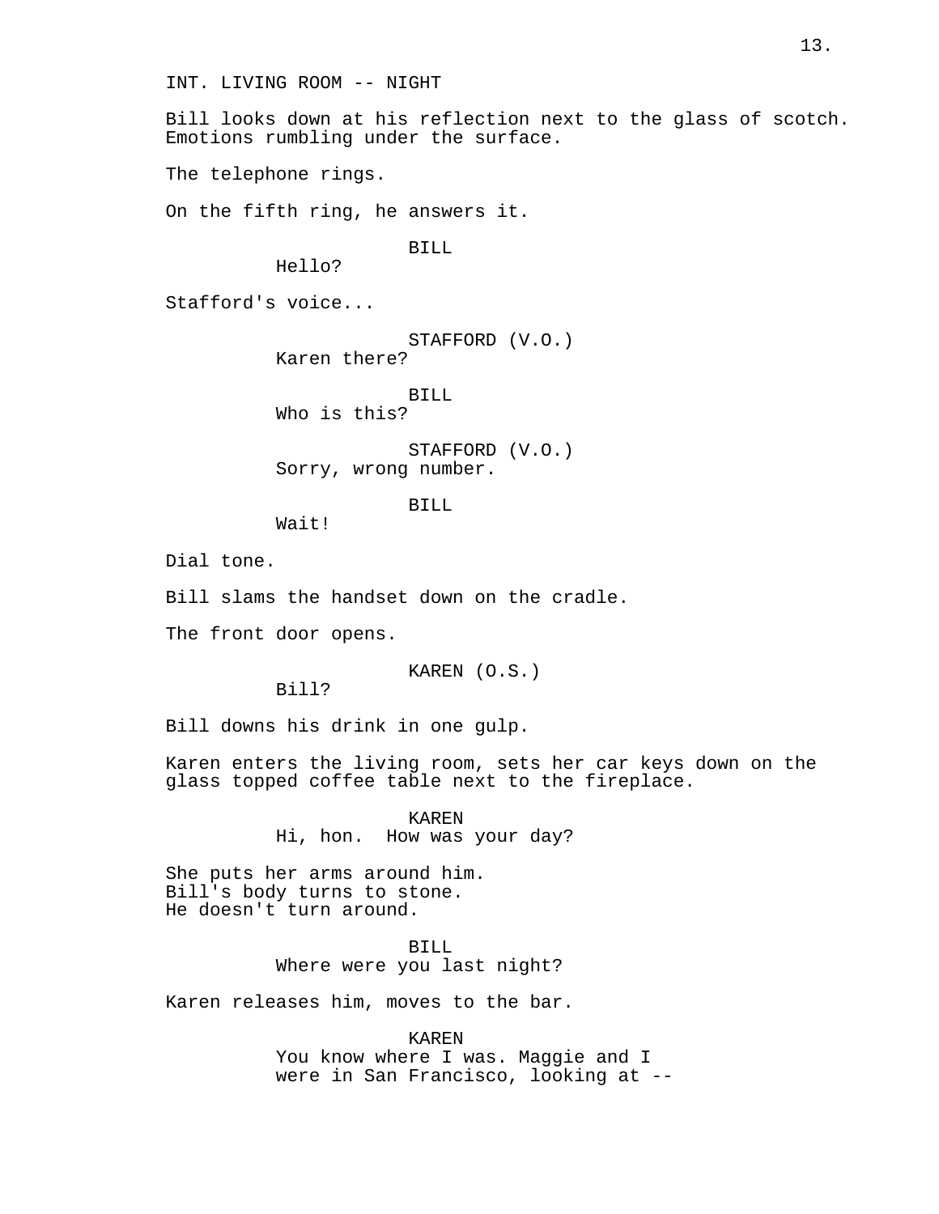INT. LIVING ROOM -- NIGHT

Bill looks down at his reflection next to the glass of scotch. Emotions rumbling under the surface.

The telephone rings.

On the fifth ring, he answers it.

BILL
Hello?

Stafford's voice...

STAFFORD (V.O.)
Karen there?

BILL
Who is this?

STAFFORD (V.O.)
Sorry, wrong number.

BILL
Wait!

Dial tone.

Bill slams the handset down on the cradle.

The front door opens.

KAREN (O.S.)
Bill?

Bill downs his drink in one gulp.

Karen enters the living room, sets her car keys down on the glass topped coffee table next to the fireplace.

KAREN
Hi, hon. How was your day?

She puts her arms around him.
Bill's body turns to stone.
He doesn't turn around.

BILL
Where were you last night?

Karen releases him, moves to the bar.

KAREN
You know where I was. Maggie and I were in San Francisco, looking at --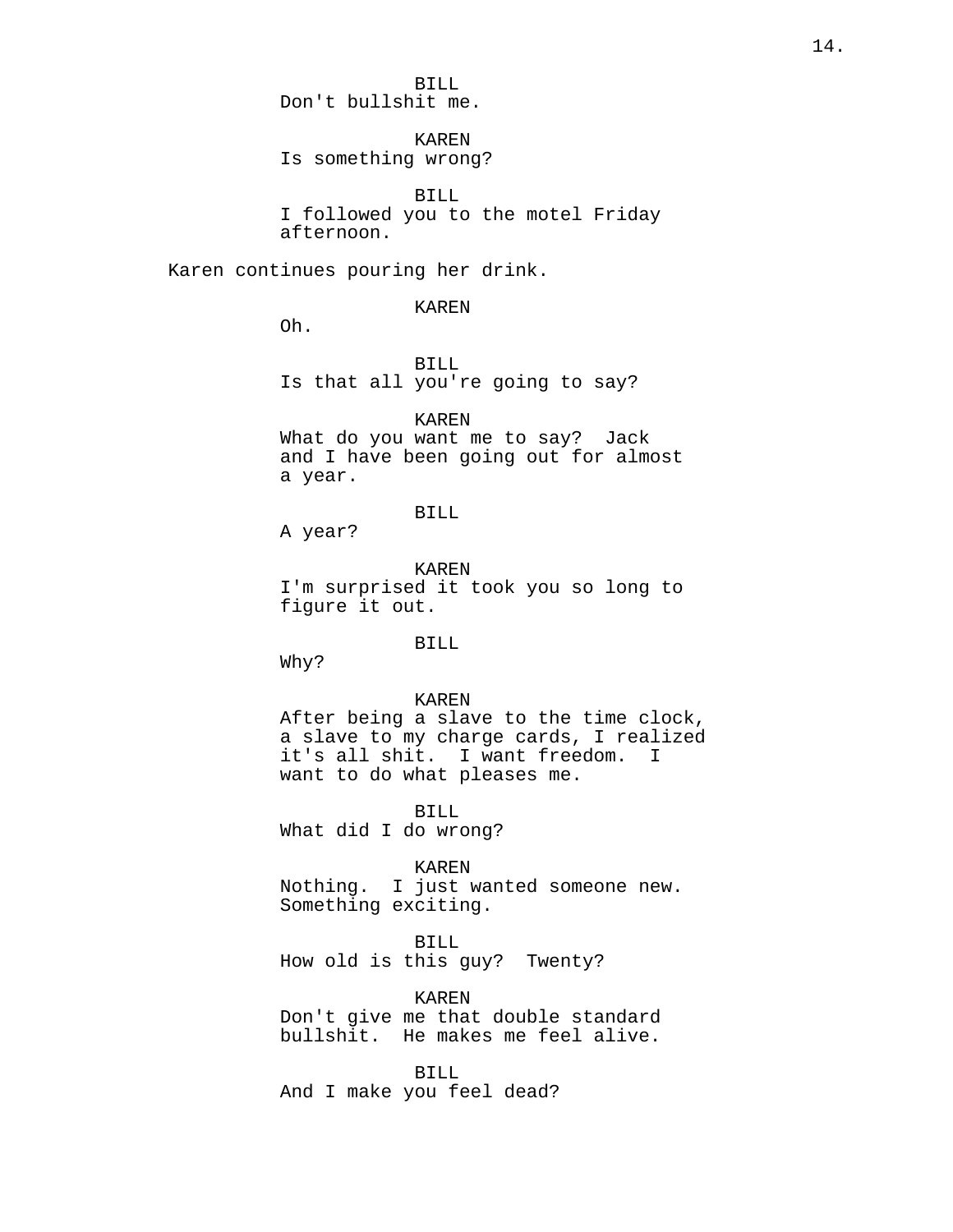BILL
Don't bullshit me.

KAREN
Is something wrong?

BILL
I followed you to the motel Friday afternoon.

Karen continues pouring her drink.

KAREN
Oh.

BILL
Is that all you're going to say?

KAREN
What do you want me to say? Jack and I have been going out for almost a year.

BILL
A year?

KAREN
I'm surprised it took you so long to figure it out.

BILL
Why?

KAREN
After being a slave to the time clock, a slave to my charge cards, I realized it's all shit. I want freedom. I want to do what pleases me.

BILL
What did I do wrong?

KAREN
Nothing. I just wanted someone new. Something exciting.

BILL
How old is this guy? Twenty?

KAREN
Don't give me that double standard bullshit. He makes me feel alive.

BILL
And I make you feel dead?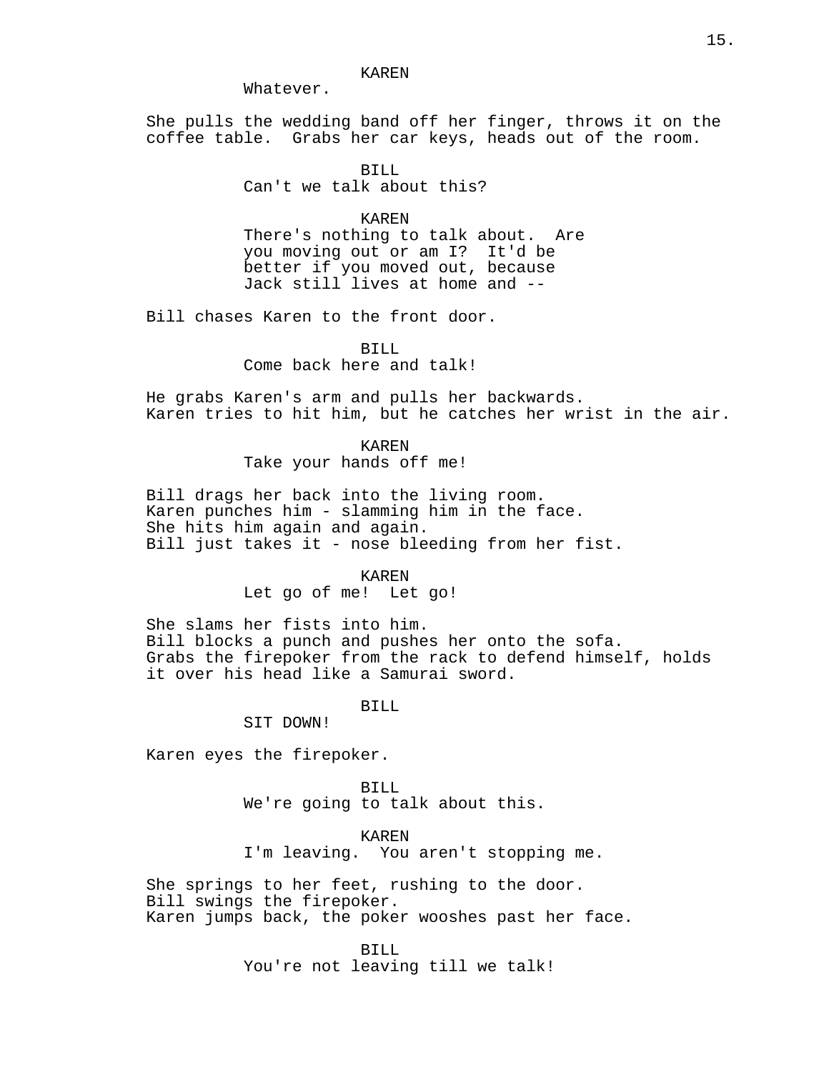KAREN
Whatever.

She pulls the wedding band off her finger, throws it on the coffee table. Grabs her car keys, heads out of the room.

BILL
Can't we talk about this?

KAREN
There's nothing to talk about. Are you moving out or am I? It'd be better if you moved out, because Jack still lives at home and --

Bill chases Karen to the front door.

BILL
Come back here and talk!

He grabs Karen's arm and pulls her backwards.
Karen tries to hit him, but he catches her wrist in the air.

KAREN
Take your hands off me!

Bill drags her back into the living room.
Karen punches him - slamming him in the face.
She hits him again and again.
Bill just takes it - nose bleeding from her fist.

KAREN
Let go of me! Let go!

She slams her fists into him.
Bill blocks a punch and pushes her onto the sofa.
Grabs the firepoker from the rack to defend himself, holds it over his head like a Samurai sword.

BILL
SIT DOWN!

Karen eyes the firepoker.

BILL
We're going to talk about this.

KAREN
I'm leaving. You aren't stopping me.

She springs to her feet, rushing to the door.
Bill swings the firepoker.
Karen jumps back, the poker wooshes past her face.

BILL
You're not leaving till we talk!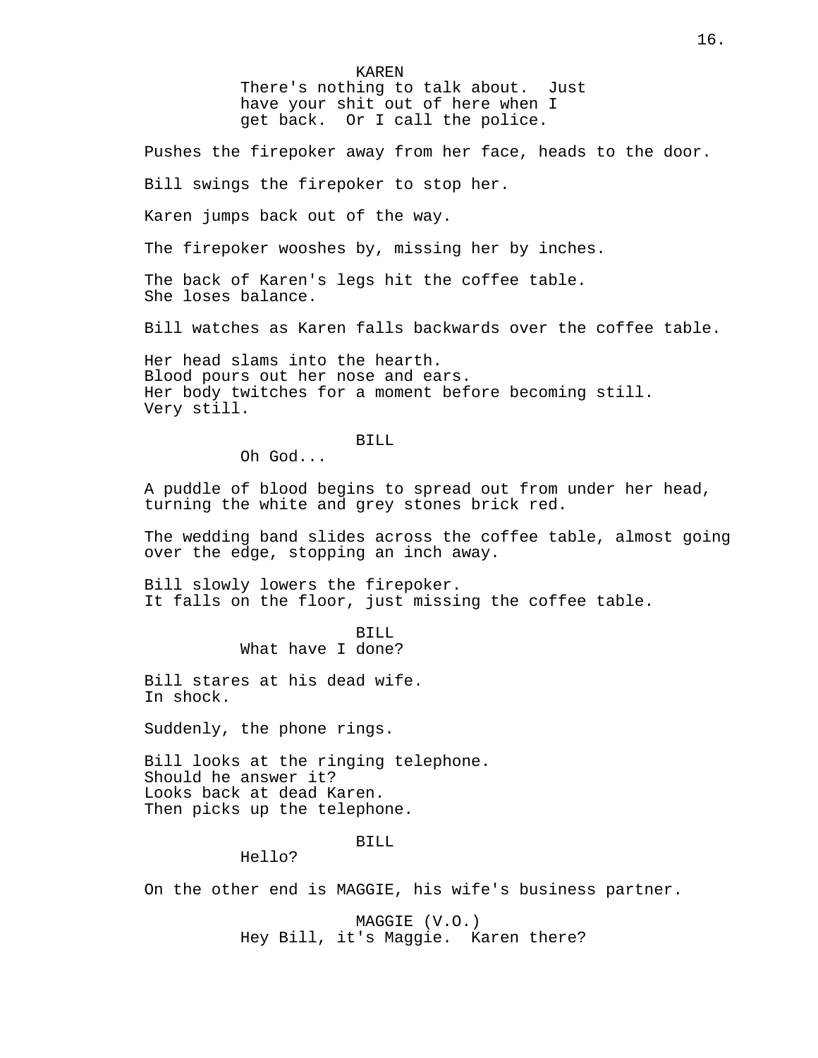KAREN
There's nothing to talk about. Just have your shit out of here when I get back. Or I call the police.

Pushes the firepoker away from her face, heads to the door.

Bill swings the firepoker to stop her.

Karen jumps back out of the way.

The firepoker wooshes by, missing her by inches.

The back of Karen's legs hit the coffee table.
She loses balance.

Bill watches as Karen falls backwards over the coffee table.

Her head slams into the hearth.
Blood pours out her nose and ears.
Her body twitches for a moment before becoming still.
Very still.

BILL
Oh God...

A puddle of blood begins to spread out from under her head, turning the white and grey stones brick red.

The wedding band slides across the coffee table, almost going over the edge, stopping an inch away.

Bill slowly lowers the firepoker.
It falls on the floor, just missing the coffee table.

BILL
What have I done?

Bill stares at his dead wife.
In shock.

Suddenly, the phone rings.

Bill looks at the ringing telephone.
Should he answer it?
Looks back at dead Karen.
Then picks up the telephone.

BILL
Hello?

On the other end is MAGGIE, his wife's business partner.

MAGGIE (V.O.)
Hey Bill, it's Maggie. Karen there?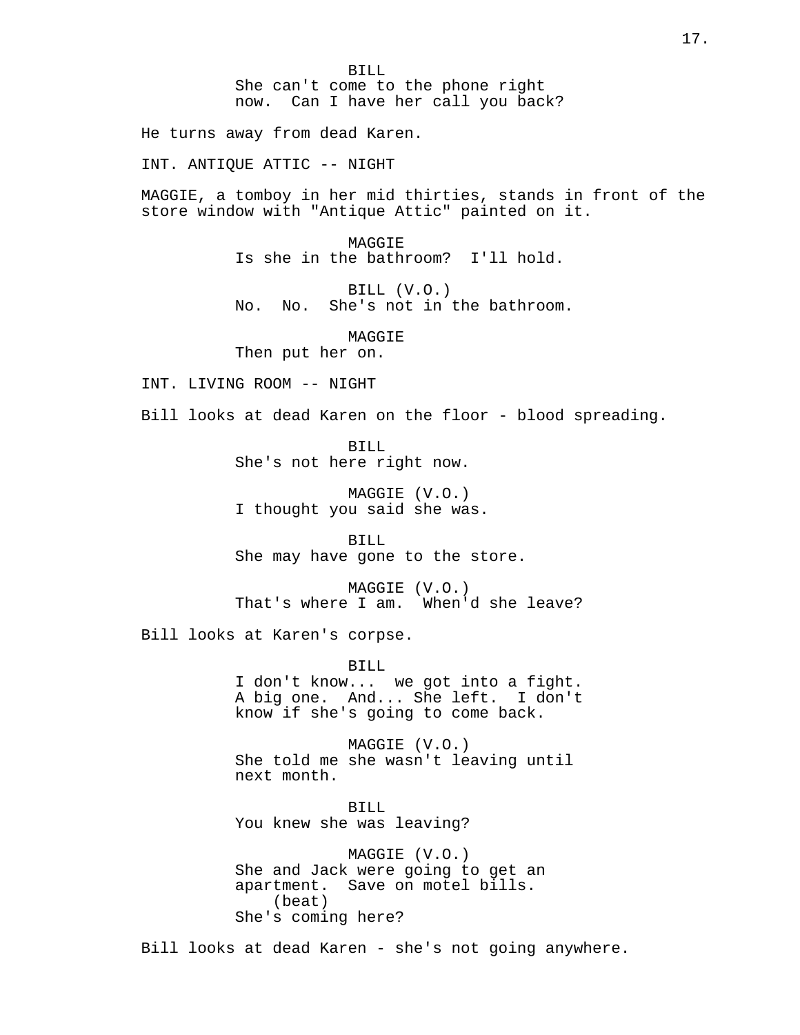BILL
She can't come to the phone right now.  Can I have her call you back?

He turns away from dead Karen.

INT. ANTIQUE ATTIC -- NIGHT

MAGGIE, a tomboy in her mid thirties, stands in front of the store window with "Antique Attic" painted on it.

MAGGIE
Is she in the bathroom?  I'll hold.

BILL (V.O.)
No.  No.  She's not in the bathroom.

MAGGIE
Then put her on.

INT. LIVING ROOM -- NIGHT

Bill looks at dead Karen on the floor - blood spreading.

BILL
She's not here right now.

MAGGIE (V.O.)
I thought you said she was.

BILL
She may have gone to the store.

MAGGIE (V.O.)
That's where I am.  When'd she leave?

Bill looks at Karen's corpse.

BILL
I don't know...  we got into a fight. A big one.  And... She left.  I don't know if she's going to come back.

MAGGIE (V.O.)
She told me she wasn't leaving until next month.

BILL
You knew she was leaving?

MAGGIE (V.O.)
She and Jack were going to get an apartment.  Save on motel bills.
(beat)
She's coming here?

Bill looks at dead Karen - she's not going anywhere.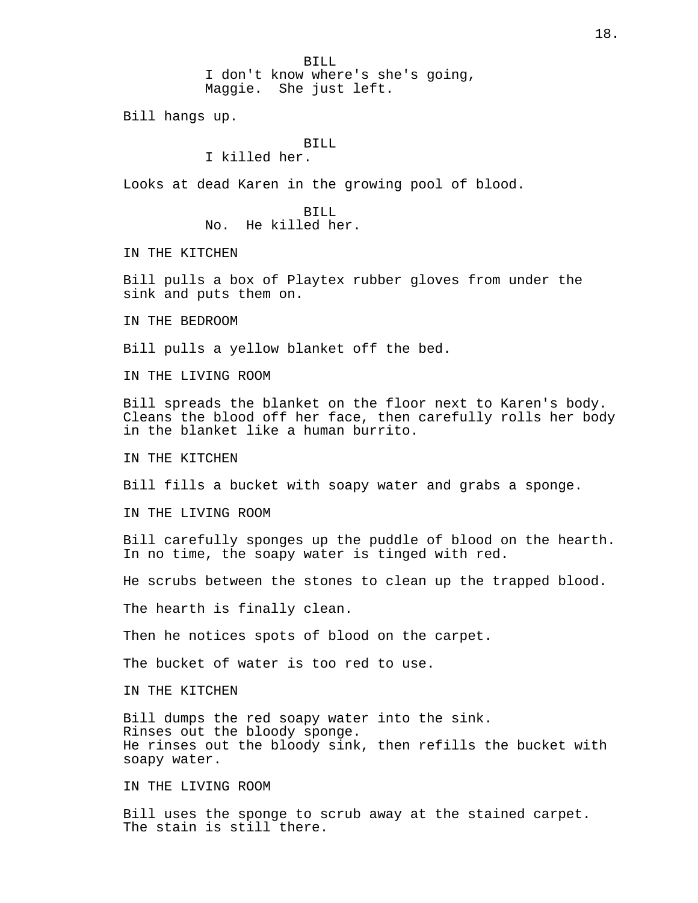BILL
I don't know where's she's going, Maggie.  She just left.

Bill hangs up.

BILL
I killed her.

Looks at dead Karen in the growing pool of blood.

BILL
No.  He killed her.

IN THE KITCHEN

Bill pulls a box of Playtex rubber gloves from under the sink and puts them on.

IN THE BEDROOM

Bill pulls a yellow blanket off the bed.

IN THE LIVING ROOM

Bill spreads the blanket on the floor next to Karen's body. Cleans the blood off her face, then carefully rolls her body in the blanket like a human burrito.

IN THE KITCHEN

Bill fills a bucket with soapy water and grabs a sponge.

IN THE LIVING ROOM

Bill carefully sponges up the puddle of blood on the hearth. In no time, the soapy water is tinged with red.

He scrubs between the stones to clean up the trapped blood.

The hearth is finally clean.

Then he notices spots of blood on the carpet.

The bucket of water is too red to use.

IN THE KITCHEN

Bill dumps the red soapy water into the sink.
Rinses out the bloody sponge.
He rinses out the bloody sink, then refills the bucket with soapy water.

IN THE LIVING ROOM

Bill uses the sponge to scrub away at the stained carpet. The stain is still there.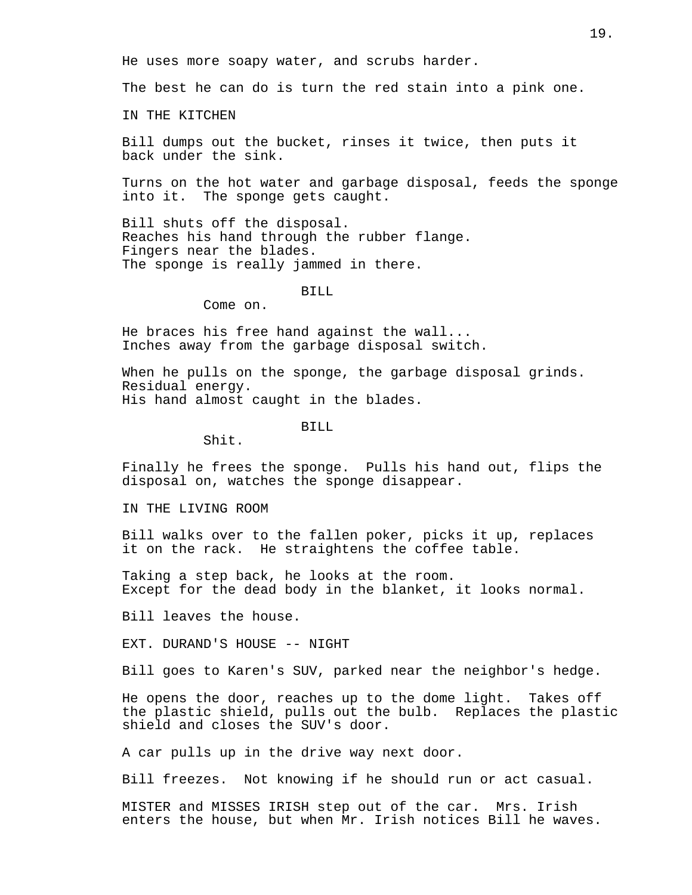He uses more soapy water, and scrubs harder.

The best he can do is turn the red stain into a pink one.

IN THE KITCHEN

Bill dumps out the bucket, rinses it twice, then puts it back under the sink.

Turns on the hot water and garbage disposal, feeds the sponge into it. The sponge gets caught.

Bill shuts off the disposal.
Reaches his hand through the rubber flange.
Fingers near the blades.
The sponge is really jammed in there.

BILL
Come on.

He braces his free hand against the wall...
Inches away from the garbage disposal switch.

When he pulls on the sponge, the garbage disposal grinds.
Residual energy.
His hand almost caught in the blades.

BILL
Shit.

Finally he frees the sponge. Pulls his hand out, flips the disposal on, watches the sponge disappear.

IN THE LIVING ROOM

Bill walks over to the fallen poker, picks it up, replaces it on the rack. He straightens the coffee table.

Taking a step back, he looks at the room.
Except for the dead body in the blanket, it looks normal.

Bill leaves the house.

EXT. DURAND'S HOUSE -- NIGHT

Bill goes to Karen's SUV, parked near the neighbor's hedge.

He opens the door, reaches up to the dome light. Takes off the plastic shield, pulls out the bulb. Replaces the plastic shield and closes the SUV's door.

A car pulls up in the drive way next door.

Bill freezes. Not knowing if he should run or act casual.

MISTER and MISSES IRISH step out of the car. Mrs. Irish enters the house, but when Mr. Irish notices Bill he waves.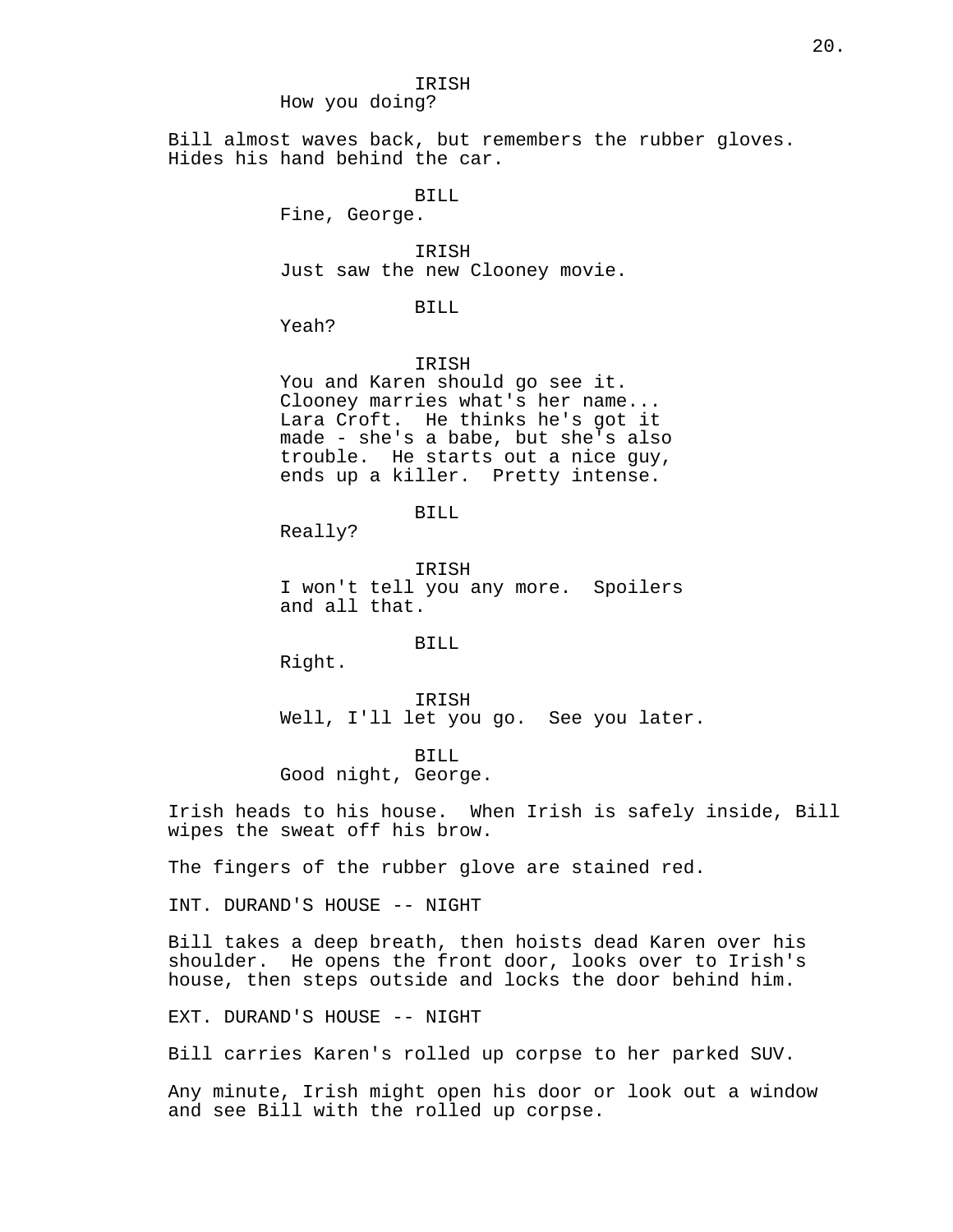IRISH
How you doing?

Bill almost waves back, but remembers the rubber gloves. Hides his hand behind the car.

BILL
Fine, George.

IRISH
Just saw the new Clooney movie.

BILL
Yeah?

IRISH
You and Karen should go see it. Clooney marries what's her name... Lara Croft. He thinks he's got it made - she's a babe, but she's also trouble. He starts out a nice guy, ends up a killer. Pretty intense.

BILL
Really?

IRISH
I won't tell you any more. Spoilers and all that.

BILL
Right.

IRISH
Well, I'll let you go. See you later.

BILL
Good night, George.

Irish heads to his house. When Irish is safely inside, Bill wipes the sweat off his brow.

The fingers of the rubber glove are stained red.

INT. DURAND'S HOUSE -- NIGHT

Bill takes a deep breath, then hoists dead Karen over his shoulder. He opens the front door, looks over to Irish's house, then steps outside and locks the door behind him.

EXT. DURAND'S HOUSE -- NIGHT

Bill carries Karen's rolled up corpse to her parked SUV.

Any minute, Irish might open his door or look out a window and see Bill with the rolled up corpse.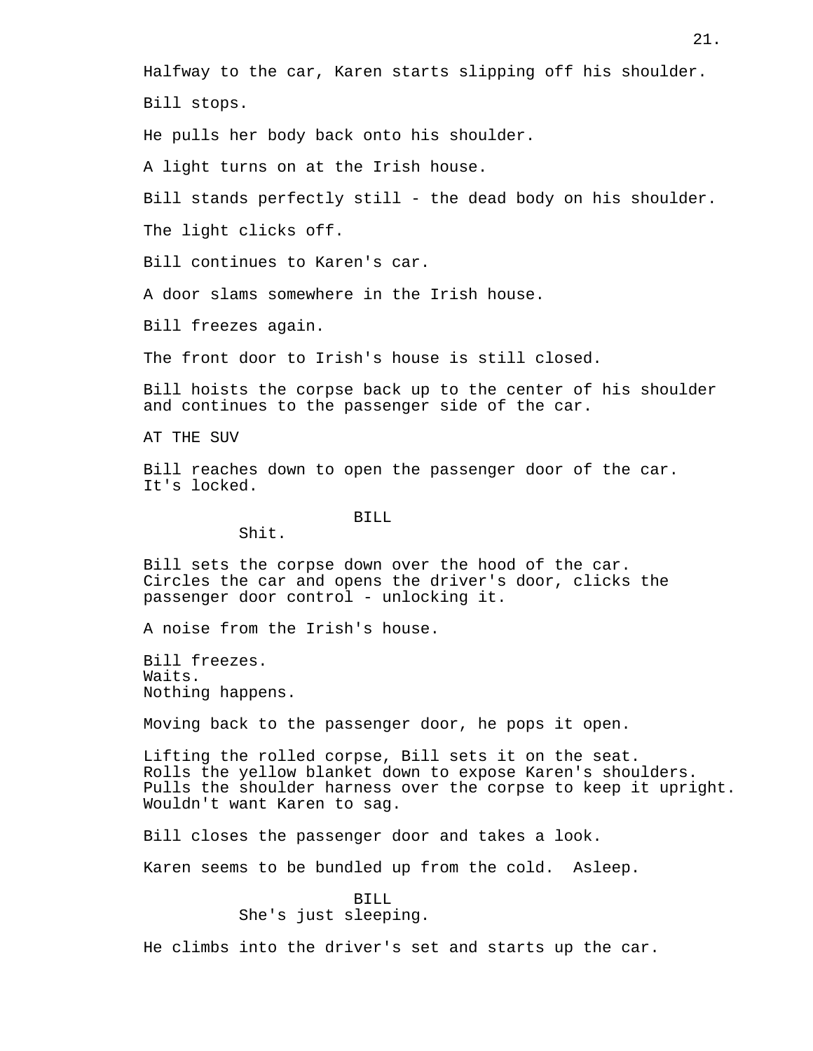Halfway to the car, Karen starts slipping off his shoulder.

Bill stops.

He pulls her body back onto his shoulder.

A light turns on at the Irish house.

Bill stands perfectly still - the dead body on his shoulder.

The light clicks off.

Bill continues to Karen's car.

A door slams somewhere in the Irish house.

Bill freezes again.

The front door to Irish's house is still closed.

Bill hoists the corpse back up to the center of his shoulder and continues to the passenger side of the car.

AT THE SUV

Bill reaches down to open the passenger door of the car. It's locked.

BILL

Shit.

Bill sets the corpse down over the hood of the car. Circles the car and opens the driver's door, clicks the passenger door control - unlocking it.

A noise from the Irish's house.

Bill freezes.
Waits.
Nothing happens.

Moving back to the passenger door, he pops it open.

Lifting the rolled corpse, Bill sets it on the seat. Rolls the yellow blanket down to expose Karen's shoulders. Pulls the shoulder harness over the corpse to keep it upright. Wouldn't want Karen to sag.

Bill closes the passenger door and takes a look.

Karen seems to be bundled up from the cold. Asleep.

BILL

She's just sleeping.

He climbs into the driver's set and starts up the car.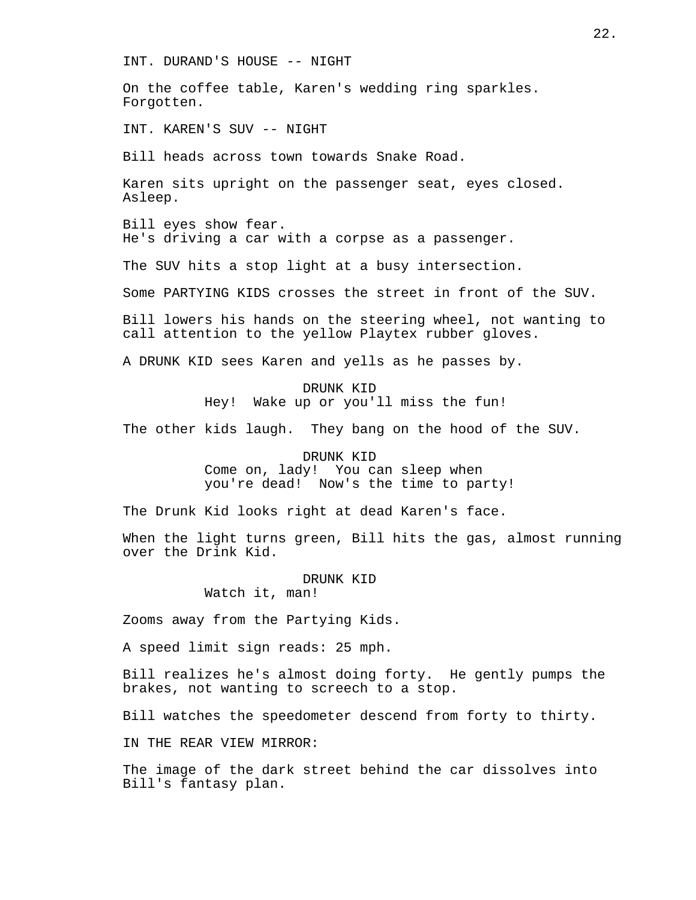INT. DURAND'S HOUSE -- NIGHT

On the coffee table, Karen's wedding ring sparkles. Forgotten.

INT. KAREN'S SUV -- NIGHT

Bill heads across town towards Snake Road.

Karen sits upright on the passenger seat, eyes closed. Asleep.

Bill eyes show fear.
He's driving a car with a corpse as a passenger.

The SUV hits a stop light at a busy intersection.

Some PARTYING KIDS crosses the street in front of the SUV.

Bill lowers his hands on the steering wheel, not wanting to call attention to the yellow Playtex rubber gloves.

A DRUNK KID sees Karen and yells as he passes by.

DRUNK KID
Hey! Wake up or you'll miss the fun!

The other kids laugh. They bang on the hood of the SUV.

DRUNK KID
Come on, lady! You can sleep when you're dead! Now's the time to party!

The Drunk Kid looks right at dead Karen's face.

When the light turns green, Bill hits the gas, almost running over the Drink Kid.

DRUNK KID
Watch it, man!

Zooms away from the Partying Kids.

A speed limit sign reads: 25 mph.

Bill realizes he's almost doing forty. He gently pumps the brakes, not wanting to screech to a stop.

Bill watches the speedometer descend from forty to thirty.

IN THE REAR VIEW MIRROR:

The image of the dark street behind the car dissolves into Bill's fantasy plan.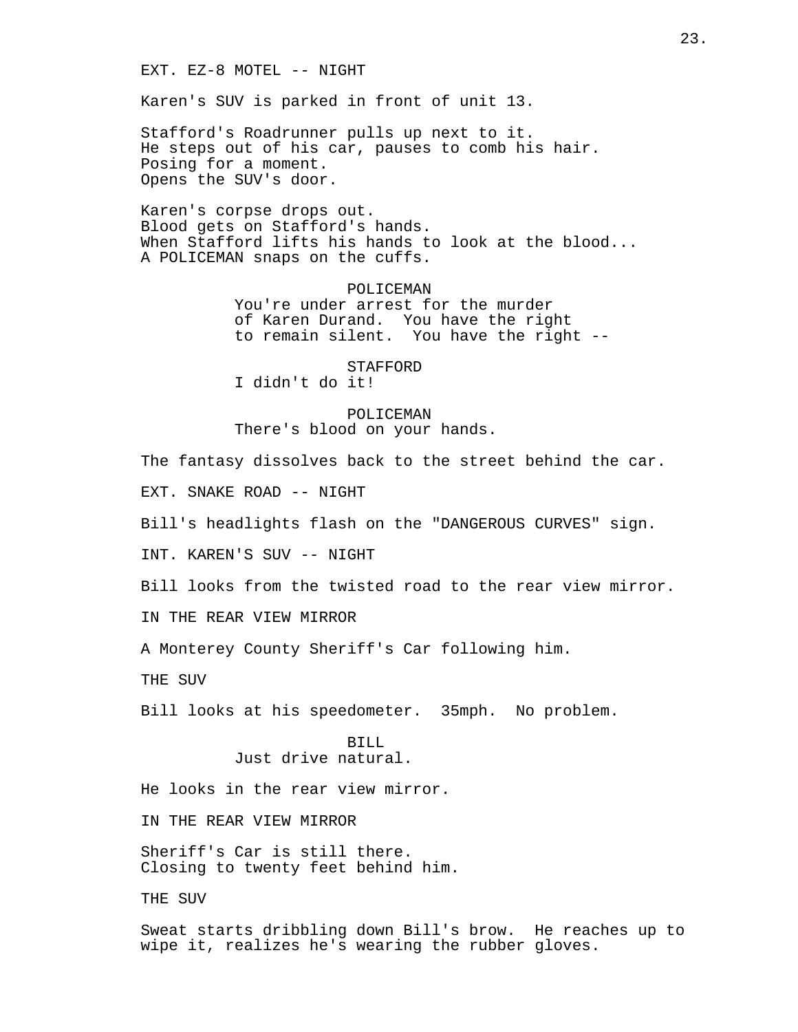EXT. EZ-8 MOTEL -- NIGHT

Karen's SUV is parked in front of unit 13.

Stafford's Roadrunner pulls up next to it.
He steps out of his car, pauses to comb his hair.
Posing for a moment.
Opens the SUV's door.

Karen's corpse drops out.
Blood gets on Stafford's hands.
When Stafford lifts his hands to look at the blood...
A POLICEMAN snaps on the cuffs.

POLICEMAN
You're under arrest for the murder of Karen Durand. You have the right to remain silent. You have the right --

STAFFORD
I didn't do it!

POLICEMAN
There's blood on your hands.

The fantasy dissolves back to the street behind the car.

EXT. SNAKE ROAD -- NIGHT

Bill's headlights flash on the "DANGEROUS CURVES" sign.

INT. KAREN'S SUV -- NIGHT

Bill looks from the twisted road to the rear view mirror.

IN THE REAR VIEW MIRROR

A Monterey County Sheriff's Car following him.

THE SUV

Bill looks at his speedometer. 35mph. No problem.

BILL
Just drive natural.

He looks in the rear view mirror.

IN THE REAR VIEW MIRROR

Sheriff's Car is still there.
Closing to twenty feet behind him.

THE SUV

Sweat starts dribbling down Bill's brow. He reaches up to wipe it, realizes he's wearing the rubber gloves.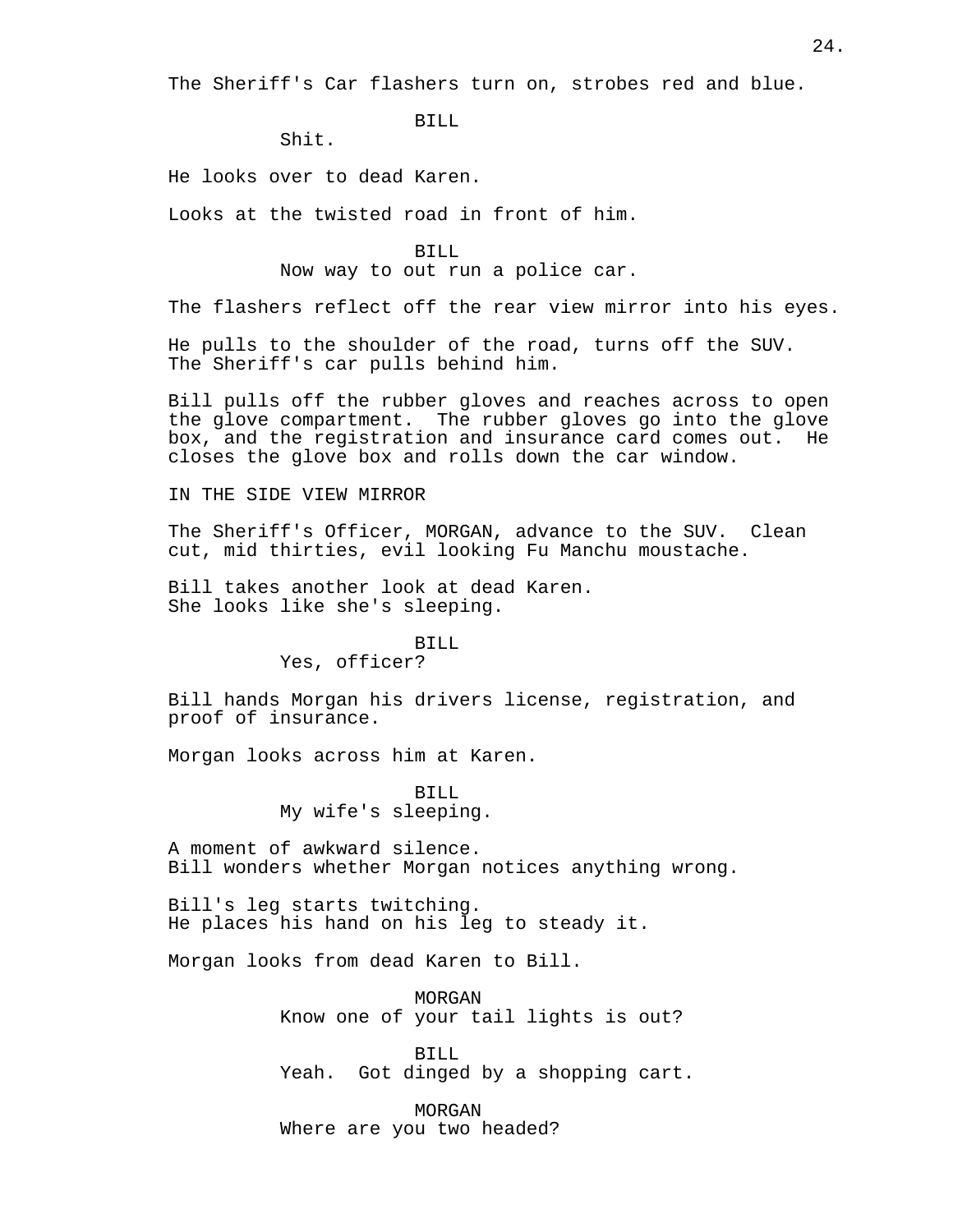The Sheriff's Car flashers turn on, strobes red and blue.

BILL
Shit.

He looks over to dead Karen.

Looks at the twisted road in front of him.

BILL
Now way to out run a police car.

The flashers reflect off the rear view mirror into his eyes.

He pulls to the shoulder of the road, turns off the SUV.
The Sheriff's car pulls behind him.

Bill pulls off the rubber gloves and reaches across to open the glove compartment. The rubber gloves go into the glove box, and the registration and insurance card comes out. He closes the glove box and rolls down the car window.

IN THE SIDE VIEW MIRROR

The Sheriff's Officer, MORGAN, advance to the SUV. Clean cut, mid thirties, evil looking Fu Manchu moustache.

Bill takes another look at dead Karen.
She looks like she's sleeping.

BILL
Yes, officer?

Bill hands Morgan his drivers license, registration, and proof of insurance.

Morgan looks across him at Karen.

BILL
My wife's sleeping.

A moment of awkward silence.
Bill wonders whether Morgan notices anything wrong.

Bill's leg starts twitching.
He places his hand on his leg to steady it.

Morgan looks from dead Karen to Bill.

MORGAN
Know one of your tail lights is out?

BILL
Yeah. Got dinged by a shopping cart.

MORGAN
Where are you two headed?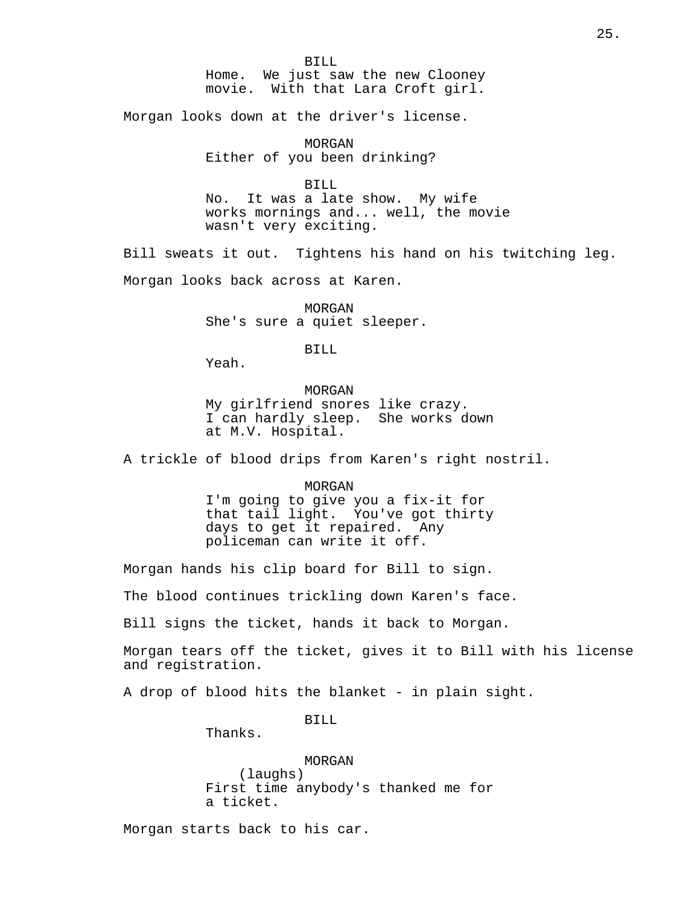BILL

Home.  We just saw the new Clooney movie.  With that Lara Croft girl.

Morgan looks down at the driver's license.

MORGAN

Either of you been drinking?

BILL

No.  It was a late show.  My wife works mornings and... well, the movie wasn't very exciting.

Bill sweats it out.  Tightens his hand on his twitching leg.

Morgan looks back across at Karen.

MORGAN

She's sure a quiet sleeper.

BILL

Yeah.

MORGAN

My girlfriend snores like crazy. I can hardly sleep.  She works down at M.V. Hospital.

A trickle of blood drips from Karen's right nostril.

MORGAN

I'm going to give you a fix-it for that tail light.  You've got thirty days to get it repaired.  Any policeman can write it off.

Morgan hands his clip board for Bill to sign.

The blood continues trickling down Karen's face.

Bill signs the ticket, hands it back to Morgan.

Morgan tears off the ticket, gives it to Bill with his license and registration.

A drop of blood hits the blanket - in plain sight.

BILL

Thanks.

MORGAN

(laughs)

First time anybody's thanked me for a ticket.

Morgan starts back to his car.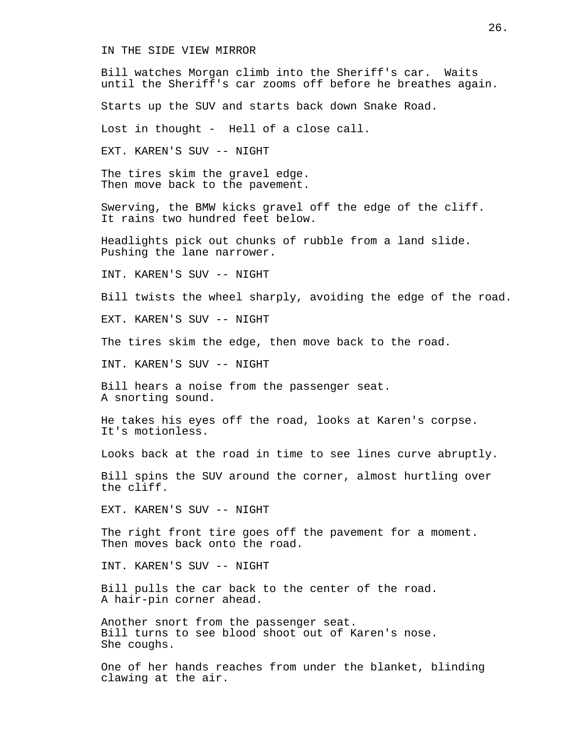IN THE SIDE VIEW MIRROR

Bill watches Morgan climb into the Sheriff's car. Waits until the Sheriff's car zooms off before he breathes again.

Starts up the SUV and starts back down Snake Road.

Lost in thought - Hell of a close call.

EXT. KAREN'S SUV -- NIGHT

The tires skim the gravel edge.
Then move back to the pavement.

Swerving, the BMW kicks gravel off the edge of the cliff.
It rains two hundred feet below.

Headlights pick out chunks of rubble from a land slide.
Pushing the lane narrower.

INT. KAREN'S SUV -- NIGHT

Bill twists the wheel sharply, avoiding the edge of the road.

EXT. KAREN'S SUV -- NIGHT

The tires skim the edge, then move back to the road.

INT. KAREN'S SUV -- NIGHT

Bill hears a noise from the passenger seat.
A snorting sound.

He takes his eyes off the road, looks at Karen's corpse.
It's motionless.

Looks back at the road in time to see lines curve abruptly.

Bill spins the SUV around the corner, almost hurtling over the cliff.

EXT. KAREN'S SUV -- NIGHT

The right front tire goes off the pavement for a moment.
Then moves back onto the road.

INT. KAREN'S SUV -- NIGHT

Bill pulls the car back to the center of the road.
A hair-pin corner ahead.

Another snort from the passenger seat.
Bill turns to see blood shoot out of Karen's nose.
She coughs.

One of her hands reaches from under the blanket, blinding clawing at the air.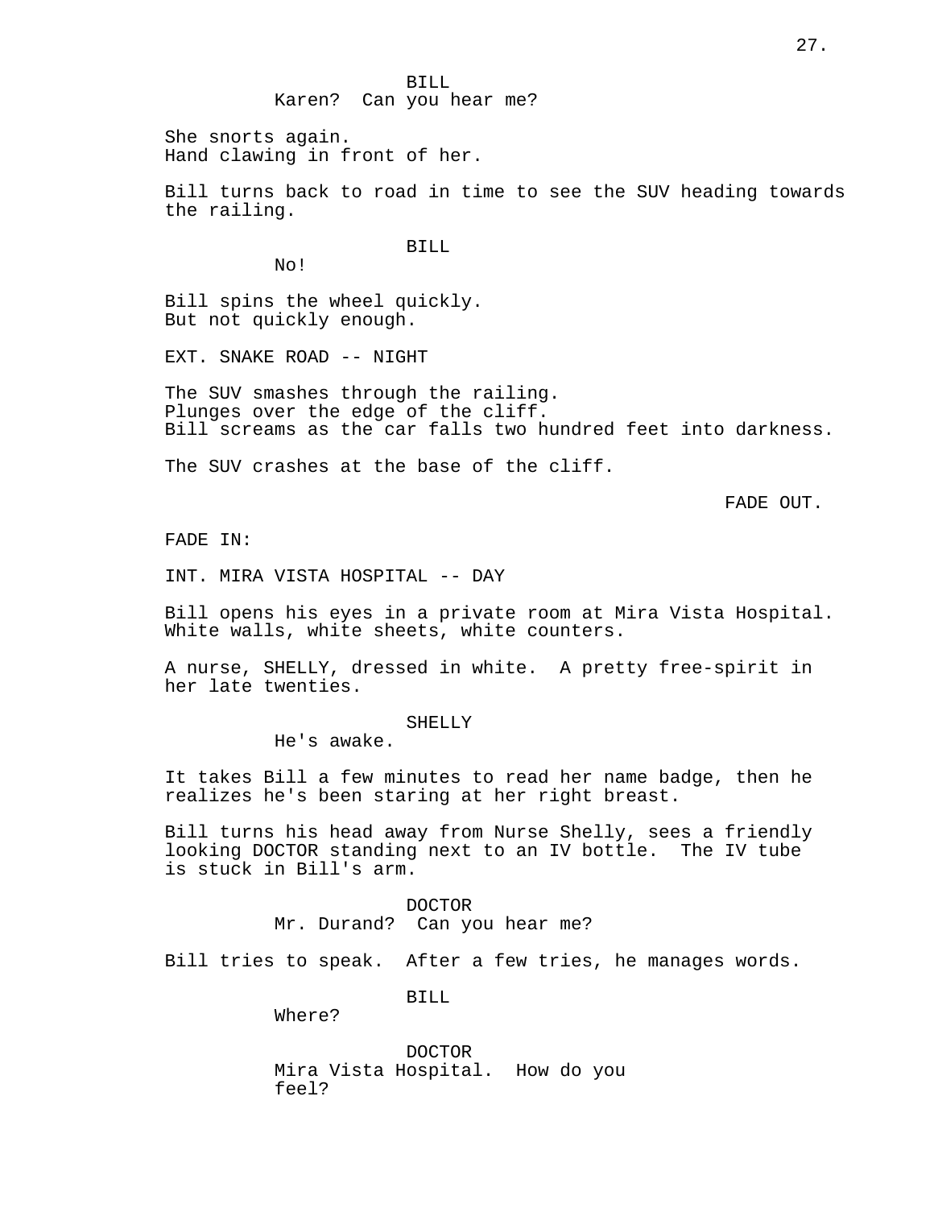BILL
Karen? Can you hear me?

She snorts again.
Hand clawing in front of her.

Bill turns back to road in time to see the SUV heading towards the railing.

BILL
No!

Bill spins the wheel quickly.
But not quickly enough.

EXT. SNAKE ROAD -- NIGHT

The SUV smashes through the railing.
Plunges over the edge of the cliff.
Bill screams as the car falls two hundred feet into darkness.

The SUV crashes at the base of the cliff.

FADE OUT.

FADE IN:

INT. MIRA VISTA HOSPITAL -- DAY

Bill opens his eyes in a private room at Mira Vista Hospital.
White walls, white sheets, white counters.

A nurse, SHELLY, dressed in white. A pretty free-spirit in her late twenties.

SHELLY
He's awake.

It takes Bill a few minutes to read her name badge, then he realizes he's been staring at her right breast.

Bill turns his head away from Nurse Shelly, sees a friendly looking DOCTOR standing next to an IV bottle. The IV tube is stuck in Bill's arm.

DOCTOR
Mr. Durand? Can you hear me?

Bill tries to speak. After a few tries, he manages words.

BILL
Where?

DOCTOR
Mira Vista Hospital. How do you feel?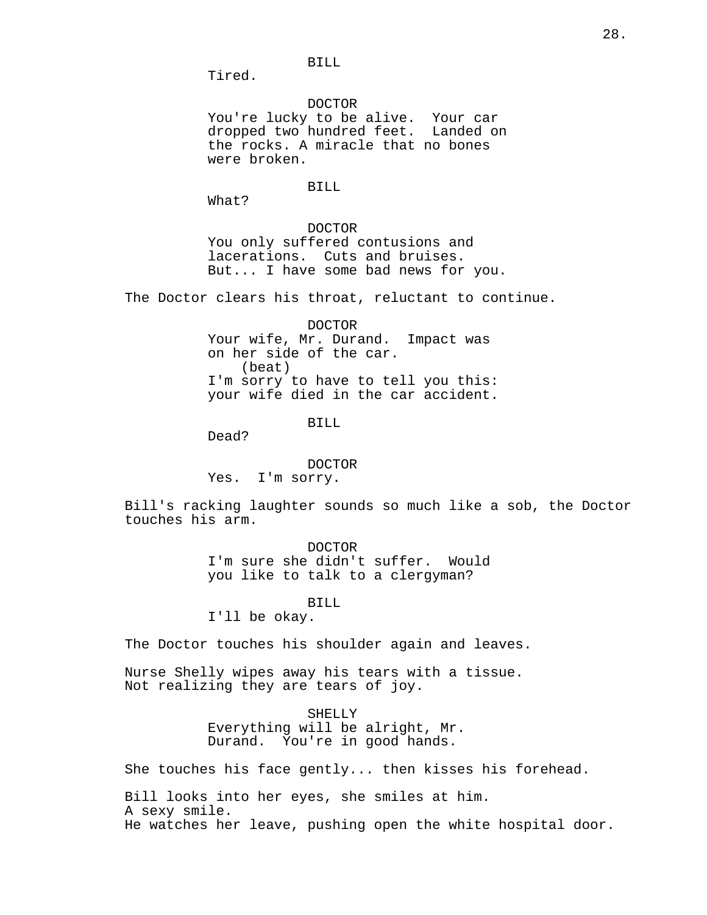BILL
Tired.

DOCTOR
You're lucky to be alive. Your car dropped two hundred feet. Landed on the rocks. A miracle that no bones were broken.

BILL
What?

DOCTOR
You only suffered contusions and lacerations. Cuts and bruises. But... I have some bad news for you.

The Doctor clears his throat, reluctant to continue.

DOCTOR
Your wife, Mr. Durand. Impact was on her side of the car.
(beat)
I'm sorry to have to tell you this: your wife died in the car accident.

BILL
Dead?

DOCTOR
Yes. I'm sorry.

Bill's racking laughter sounds so much like a sob, the Doctor touches his arm.

DOCTOR
I'm sure she didn't suffer. Would you like to talk to a clergyman?

BILL
I'll be okay.

The Doctor touches his shoulder again and leaves.

Nurse Shelly wipes away his tears with a tissue.
Not realizing they are tears of joy.

SHELLY
Everything will be alright, Mr. Durand. You're in good hands.

She touches his face gently... then kisses his forehead.

Bill looks into her eyes, she smiles at him.
A sexy smile.
He watches her leave, pushing open the white hospital door.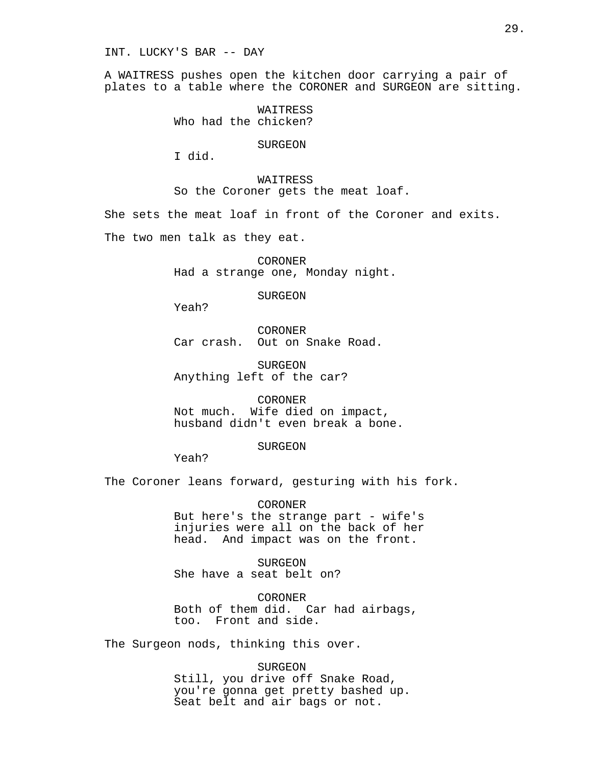INT. LUCKY'S BAR -- DAY

A WAITRESS pushes open the kitchen door carrying a pair of plates to a table where the CORONER and SURGEON are sitting.

WAITRESS
Who had the chicken?

SURGEON
I did.

WAITRESS
So the Coroner gets the meat loaf.

She sets the meat loaf in front of the Coroner and exits.

The two men talk as they eat.

CORONER
Had a strange one, Monday night.

SURGEON
Yeah?

CORONER
Car crash. Out on Snake Road.

SURGEON
Anything left of the car?

CORONER
Not much. Wife died on impact, husband didn't even break a bone.

SURGEON
Yeah?

The Coroner leans forward, gesturing with his fork.

CORONER
But here's the strange part - wife's injuries were all on the back of her head. And impact was on the front.

SURGEON
She have a seat belt on?

CORONER
Both of them did. Car had airbags, too. Front and side.

The Surgeon nods, thinking this over.

SURGEON
Still, you drive off Snake Road, you're gonna get pretty bashed up. Seat belt and air bags or not.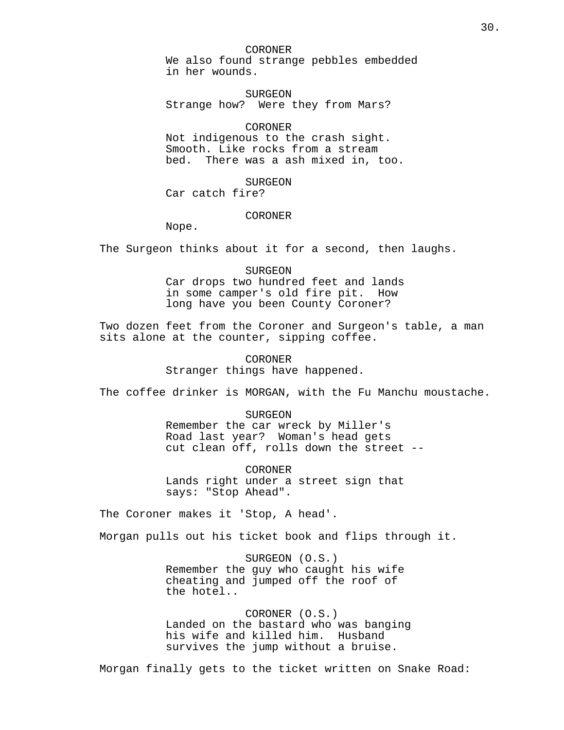CORONER
We also found strange pebbles embedded in her wounds.

SURGEON
Strange how? Were they from Mars?

CORONER
Not indigenous to the crash sight. Smooth. Like rocks from a stream bed. There was a ash mixed in, too.

SURGEON
Car catch fire?

CORONER
Nope.

The Surgeon thinks about it for a second, then laughs.

SURGEON
Car drops two hundred feet and lands in some camper's old fire pit. How long have you been County Coroner?

Two dozen feet from the Coroner and Surgeon's table, a man sits alone at the counter, sipping coffee.

CORONER
Stranger things have happened.

The coffee drinker is MORGAN, with the Fu Manchu moustache.

SURGEON
Remember the car wreck by Miller's Road last year? Woman's head gets cut clean off, rolls down the street --

CORONER
Lands right under a street sign that says: "Stop Ahead".

The Coroner makes it 'Stop, A head'.

Morgan pulls out his ticket book and flips through it.

SURGEON (O.S.)
Remember the guy who caught his wife cheating and jumped off the roof of the hotel..

CORONER (O.S.)
Landed on the bastard who was banging his wife and killed him. Husband survives the jump without a bruise.

Morgan finally gets to the ticket written on Snake Road: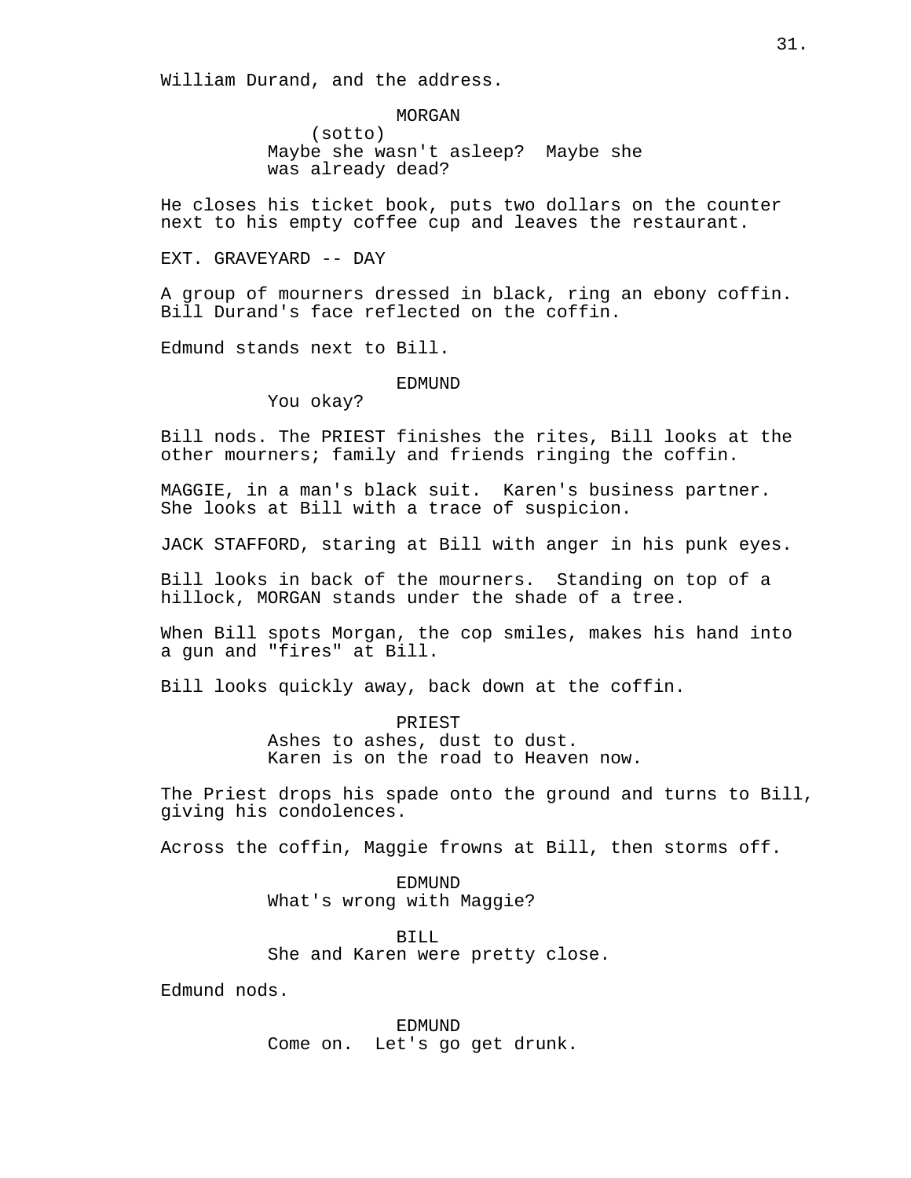William Durand, and the address.

MORGAN
(sotto)
Maybe she wasn't asleep? Maybe she was already dead?

He closes his ticket book, puts two dollars on the counter next to his empty coffee cup and leaves the restaurant.

EXT. GRAVEYARD -- DAY

A group of mourners dressed in black, ring an ebony coffin. Bill Durand's face reflected on the coffin.

Edmund stands next to Bill.

EDMUND
You okay?

Bill nods. The PRIEST finishes the rites, Bill looks at the other mourners; family and friends ringing the coffin.

MAGGIE, in a man's black suit. Karen's business partner. She looks at Bill with a trace of suspicion.

JACK STAFFORD, staring at Bill with anger in his punk eyes.

Bill looks in back of the mourners. Standing on top of a hillock, MORGAN stands under the shade of a tree.

When Bill spots Morgan, the cop smiles, makes his hand into a gun and "fires" at Bill.

Bill looks quickly away, back down at the coffin.

PRIEST
Ashes to ashes, dust to dust.
Karen is on the road to Heaven now.

The Priest drops his spade onto the ground and turns to Bill, giving his condolences.

Across the coffin, Maggie frowns at Bill, then storms off.

EDMUND
What's wrong with Maggie?

BILL
She and Karen were pretty close.

Edmund nods.

EDMUND
Come on. Let's go get drunk.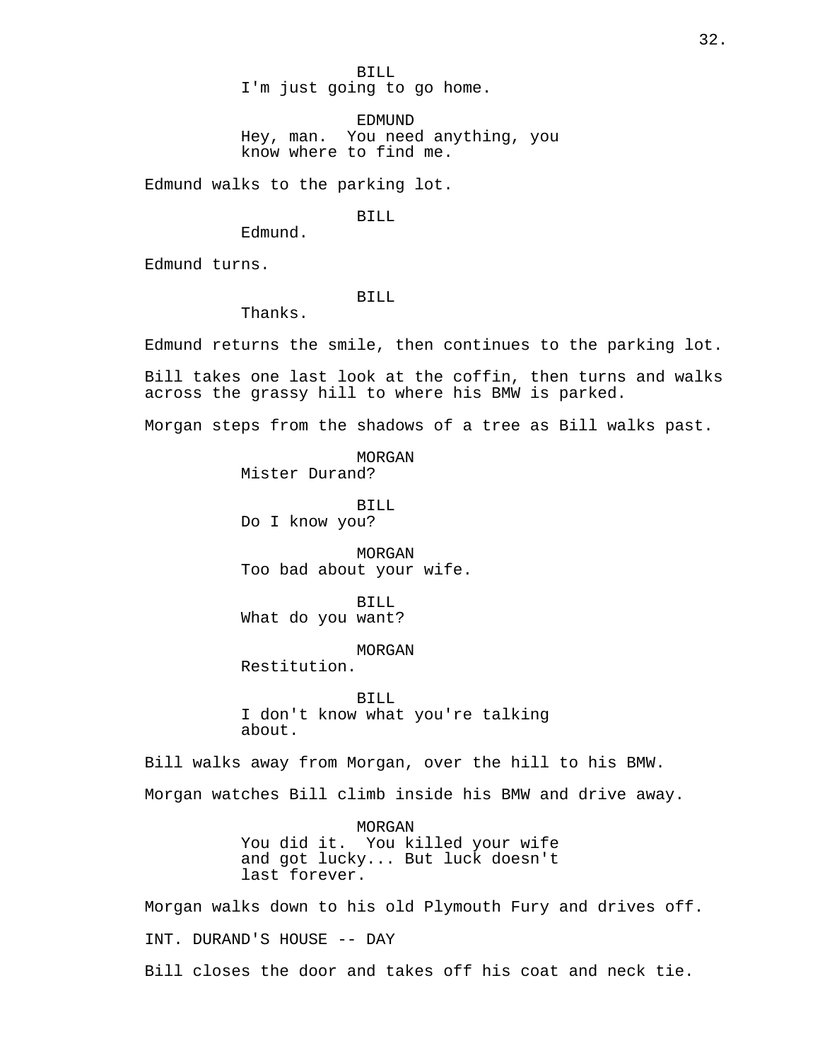BILL
I'm just going to go home.

EDMUND
Hey, man. You need anything, you know where to find me.

Edmund walks to the parking lot.

BILL
Edmund.

Edmund turns.

BILL
Thanks.

Edmund returns the smile, then continues to the parking lot.

Bill takes one last look at the coffin, then turns and walks across the grassy hill to where his BMW is parked.

Morgan steps from the shadows of a tree as Bill walks past.

MORGAN
Mister Durand?

BILL
Do I know you?

MORGAN
Too bad about your wife.

BILL
What do you want?

MORGAN
Restitution.

BILL
I don't know what you're talking about.

Bill walks away from Morgan, over the hill to his BMW.

Morgan watches Bill climb inside his BMW and drive away.

MORGAN
You did it. You killed your wife and got lucky... But luck doesn't last forever.

Morgan walks down to his old Plymouth Fury and drives off.

INT. DURAND'S HOUSE -- DAY

Bill closes the door and takes off his coat and neck tie.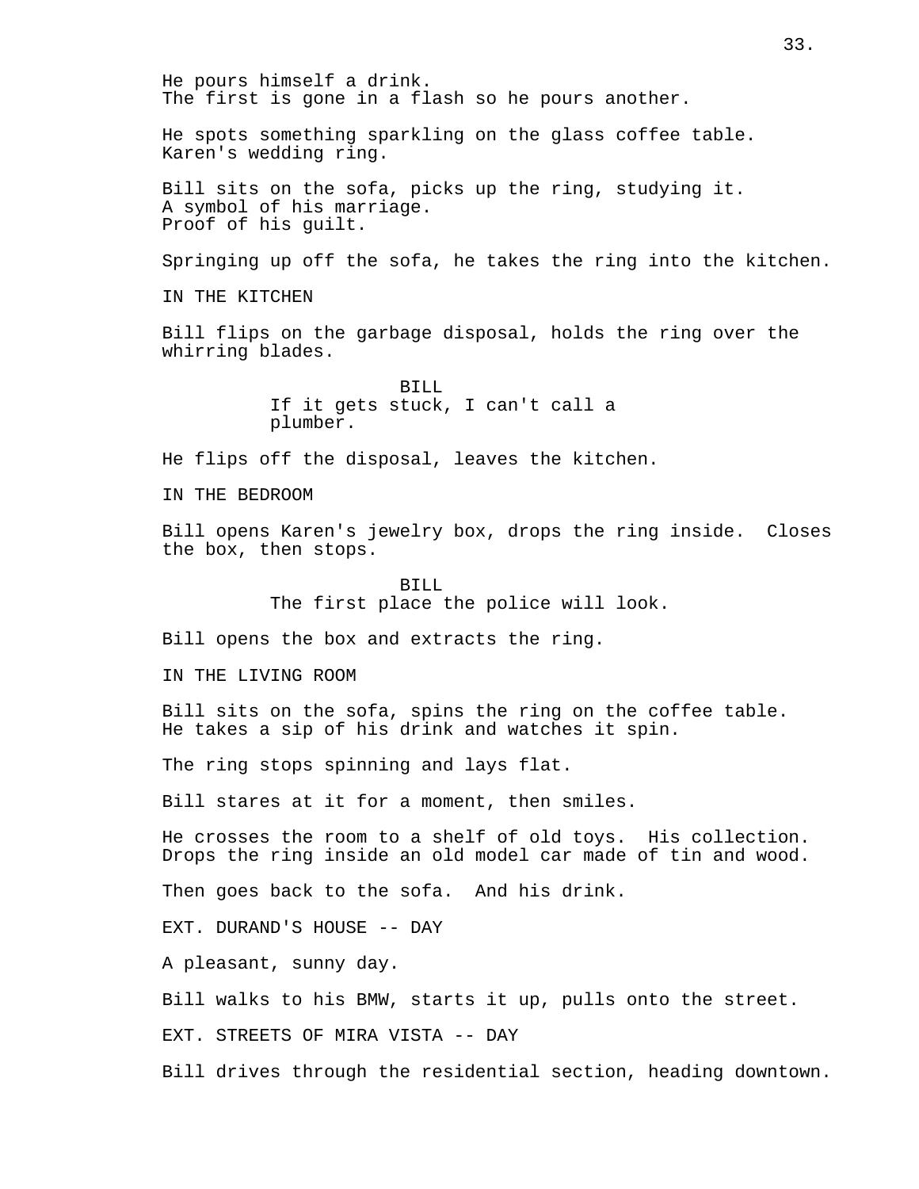He pours himself a drink.
The first is gone in a flash so he pours another.

He spots something sparkling on the glass coffee table.
Karen's wedding ring.

Bill sits on the sofa, picks up the ring, studying it.
A symbol of his marriage.
Proof of his guilt.

Springing up off the sofa, he takes the ring into the kitchen.

IN THE KITCHEN

Bill flips on the garbage disposal, holds the ring over the whirring blades.

BILL
If it gets stuck, I can't call a plumber.

He flips off the disposal, leaves the kitchen.

IN THE BEDROOM

Bill opens Karen's jewelry box, drops the ring inside. Closes the box, then stops.

BILL
The first place the police will look.

Bill opens the box and extracts the ring.

IN THE LIVING ROOM

Bill sits on the sofa, spins the ring on the coffee table.
He takes a sip of his drink and watches it spin.

The ring stops spinning and lays flat.

Bill stares at it for a moment, then smiles.

He crosses the room to a shelf of old toys. His collection.
Drops the ring inside an old model car made of tin and wood.

Then goes back to the sofa. And his drink.

EXT. DURAND'S HOUSE -- DAY

A pleasant, sunny day.

Bill walks to his BMW, starts it up, pulls onto the street.

EXT. STREETS OF MIRA VISTA -- DAY

Bill drives through the residential section, heading downtown.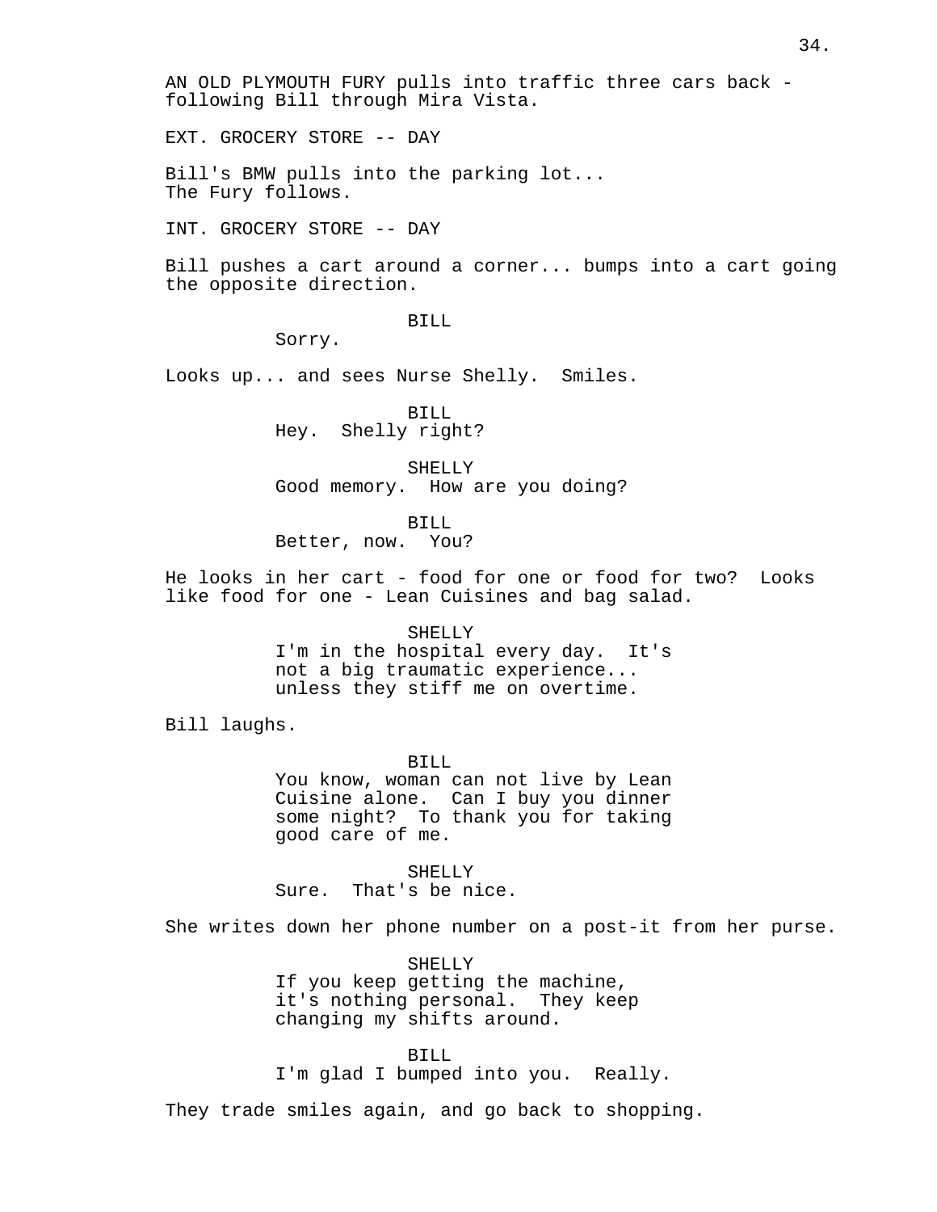AN OLD PLYMOUTH FURY pulls into traffic three cars back - following Bill through Mira Vista.

EXT. GROCERY STORE -- DAY

Bill's BMW pulls into the parking lot...
The Fury follows.

INT. GROCERY STORE -- DAY

Bill pushes a cart around a corner... bumps into a cart going the opposite direction.

BILL
Sorry.

Looks up... and sees Nurse Shelly. Smiles.

BILL
Hey. Shelly right?

SHELLY
Good memory. How are you doing?

BILL
Better, now. You?

He looks in her cart - food for one or food for two? Looks like food for one - Lean Cuisines and bag salad.

SHELLY
I'm in the hospital every day. It's not a big traumatic experience... unless they stiff me on overtime.

Bill laughs.

BILL
You know, woman can not live by Lean Cuisine alone. Can I buy you dinner some night? To thank you for taking good care of me.

SHELLY
Sure. That's be nice.

She writes down her phone number on a post-it from her purse.

SHELLY
If you keep getting the machine, it's nothing personal. They keep changing my shifts around.

BILL
I'm glad I bumped into you. Really.

They trade smiles again, and go back to shopping.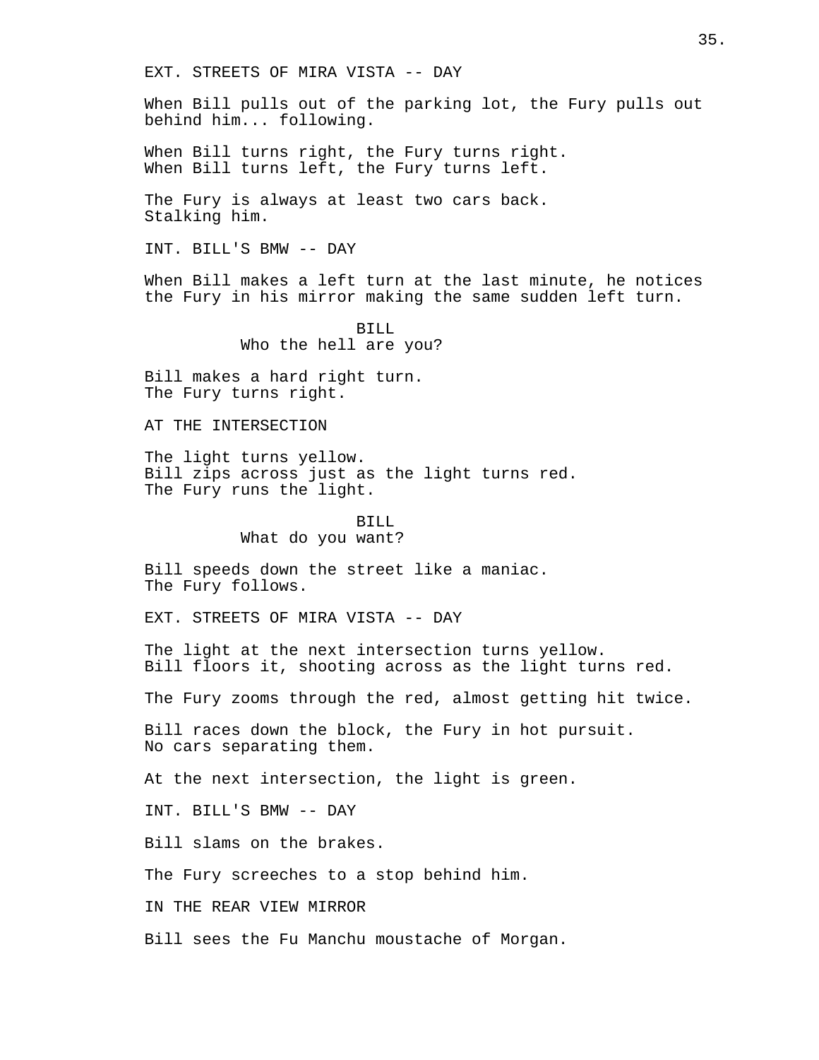EXT. STREETS OF MIRA VISTA -- DAY

When Bill pulls out of the parking lot, the Fury pulls out behind him... following.

When Bill turns right, the Fury turns right.
When Bill turns left, the Fury turns left.

The Fury is always at least two cars back.
Stalking him.

INT. BILL'S BMW -- DAY

When Bill makes a left turn at the last minute, he notices the Fury in his mirror making the same sudden left turn.

BILL
Who the hell are you?

Bill makes a hard right turn.
The Fury turns right.

AT THE INTERSECTION

The light turns yellow.
Bill zips across just as the light turns red.
The Fury runs the light.

BILL
What do you want?

Bill speeds down the street like a maniac.
The Fury follows.

EXT. STREETS OF MIRA VISTA -- DAY

The light at the next intersection turns yellow.
Bill floors it, shooting across as the light turns red.

The Fury zooms through the red, almost getting hit twice.

Bill races down the block, the Fury in hot pursuit.
No cars separating them.

At the next intersection, the light is green.

INT. BILL'S BMW -- DAY

Bill slams on the brakes.

The Fury screeches to a stop behind him.

IN THE REAR VIEW MIRROR

Bill sees the Fu Manchu moustache of Morgan.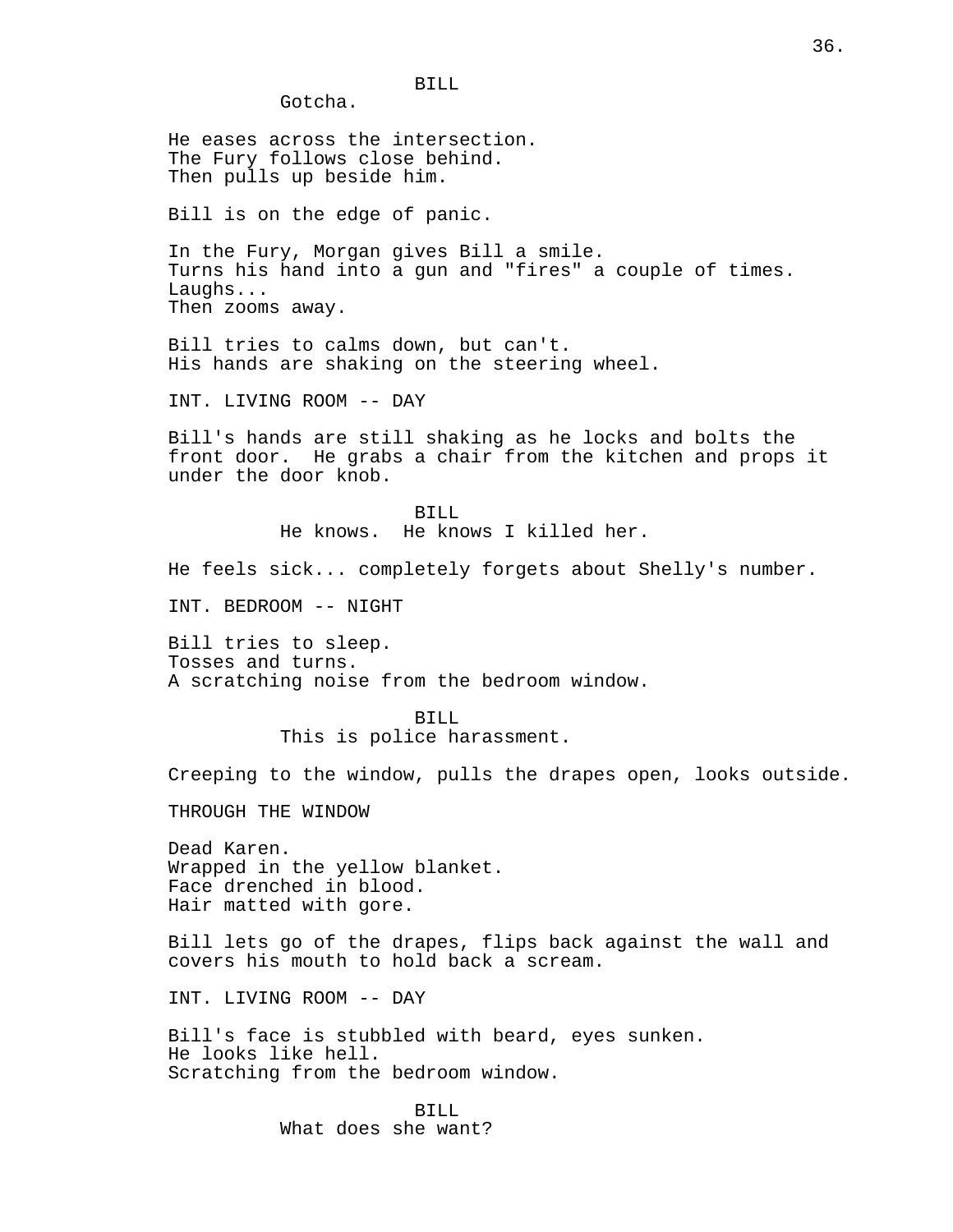BILL
Gotcha.

He eases across the intersection.
The Fury follows close behind.
Then pulls up beside him.

Bill is on the edge of panic.

In the Fury, Morgan gives Bill a smile.
Turns his hand into a gun and "fires" a couple of times.
Laughs...
Then zooms away.

Bill tries to calms down, but can't.
His hands are shaking on the steering wheel.

INT. LIVING ROOM -- DAY

Bill's hands are still shaking as he locks and bolts the front door. He grabs a chair from the kitchen and props it under the door knob.

BILL
He knows. He knows I killed her.

He feels sick... completely forgets about Shelly's number.

INT. BEDROOM -- NIGHT

Bill tries to sleep.
Tosses and turns.
A scratching noise from the bedroom window.

BILL
This is police harassment.

Creeping to the window, pulls the drapes open, looks outside.

THROUGH THE WINDOW

Dead Karen.
Wrapped in the yellow blanket.
Face drenched in blood.
Hair matted with gore.

Bill lets go of the drapes, flips back against the wall and covers his mouth to hold back a scream.

INT. LIVING ROOM -- DAY

Bill's face is stubbled with beard, eyes sunken.
He looks like hell.
Scratching from the bedroom window.

BILL
What does she want?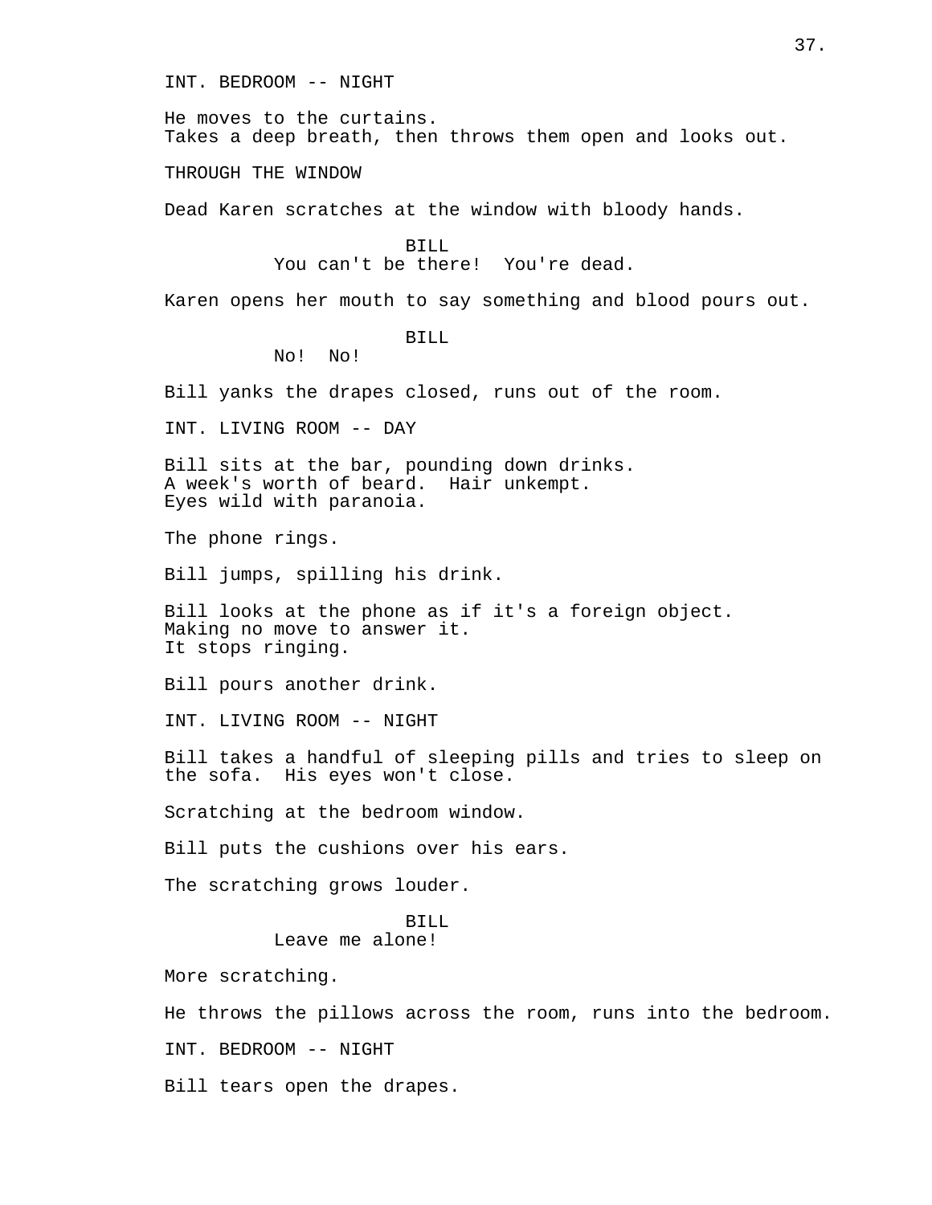INT. BEDROOM -- NIGHT

He moves to the curtains.
Takes a deep breath, then throws them open and looks out.

THROUGH THE WINDOW

Dead Karen scratches at the window with bloody hands.

BILL
You can't be there!  You're dead.

Karen opens her mouth to say something and blood pours out.

BILL
No!  No!

Bill yanks the drapes closed, runs out of the room.

INT. LIVING ROOM -- DAY

Bill sits at the bar, pounding down drinks.
A week's worth of beard.  Hair unkempt.
Eyes wild with paranoia.

The phone rings.

Bill jumps, spilling his drink.

Bill looks at the phone as if it's a foreign object.
Making no move to answer it.
It stops ringing.

Bill pours another drink.

INT. LIVING ROOM -- NIGHT

Bill takes a handful of sleeping pills and tries to sleep on the sofa.  His eyes won't close.

Scratching at the bedroom window.

Bill puts the cushions over his ears.

The scratching grows louder.

BILL
Leave me alone!

More scratching.

He throws the pillows across the room, runs into the bedroom.

INT. BEDROOM -- NIGHT

Bill tears open the drapes.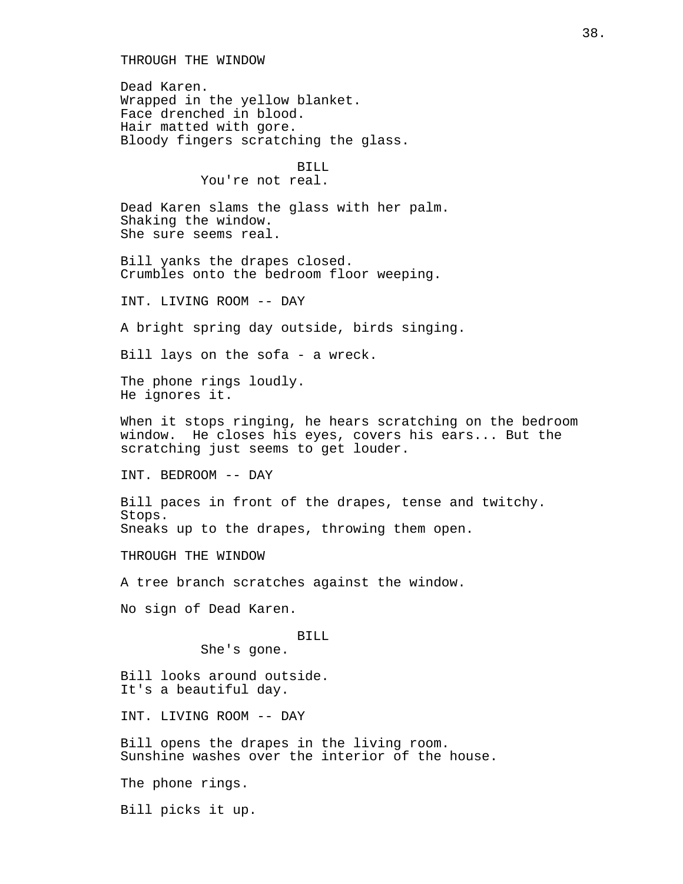THROUGH THE WINDOW

Dead Karen.
Wrapped in the yellow blanket.
Face drenched in blood.
Hair matted with gore.
Bloody fingers scratching the glass.

BILL
You're not real.

Dead Karen slams the glass with her palm.
Shaking the window.
She sure seems real.

Bill yanks the drapes closed.
Crumbles onto the bedroom floor weeping.

INT. LIVING ROOM -- DAY

A bright spring day outside, birds singing.

Bill lays on the sofa - a wreck.

The phone rings loudly.
He ignores it.

When it stops ringing, he hears scratching on the bedroom window. He closes his eyes, covers his ears... But the scratching just seems to get louder.

INT. BEDROOM -- DAY

Bill paces in front of the drapes, tense and twitchy.
Stops.
Sneaks up to the drapes, throwing them open.

THROUGH THE WINDOW

A tree branch scratches against the window.

No sign of Dead Karen.

BILL
She's gone.

Bill looks around outside.
It's a beautiful day.

INT. LIVING ROOM -- DAY

Bill opens the drapes in the living room.
Sunshine washes over the interior of the house.

The phone rings.

Bill picks it up.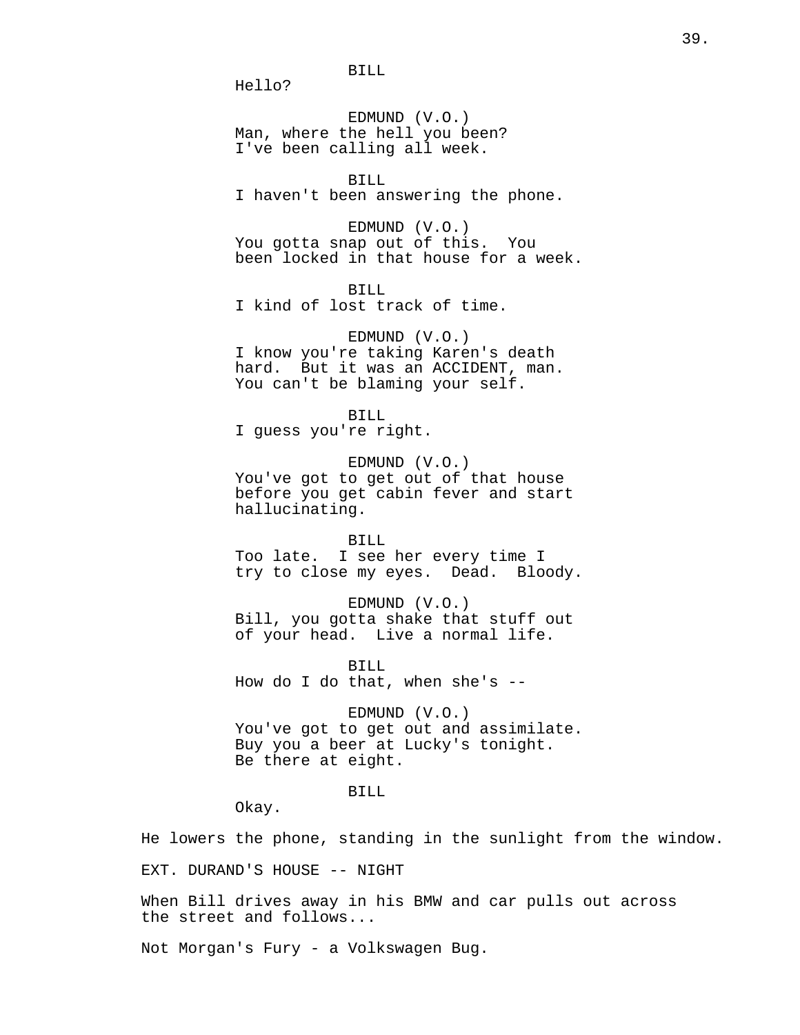BILL
Hello?

EDMUND (V.O.)
Man, where the hell you been?
I've been calling all week.

BILL
I haven't been answering the phone.

EDMUND (V.O.)
You gotta snap out of this. You
been locked in that house for a week.

BILL
I kind of lost track of time.

EDMUND (V.O.)
I know you're taking Karen's death
hard. But it was an ACCIDENT, man.
You can't be blaming your self.

BILL
I guess you're right.

EDMUND (V.O.)
You've got to get out of that house
before you get cabin fever and start
hallucinating.

BILL
Too late. I see her every time I
try to close my eyes. Dead. Bloody.

EDMUND (V.O.)
Bill, you gotta shake that stuff out
of your head. Live a normal life.

BILL
How do I do that, when she's --

EDMUND (V.O.)
You've got to get out and assimilate.
Buy you a beer at Lucky's tonight.
Be there at eight.

BILL
Okay.

He lowers the phone, standing in the sunlight from the window.

EXT. DURAND'S HOUSE -- NIGHT

When Bill drives away in his BMW and car pulls out across
the street and follows...

Not Morgan's Fury - a Volkswagen Bug.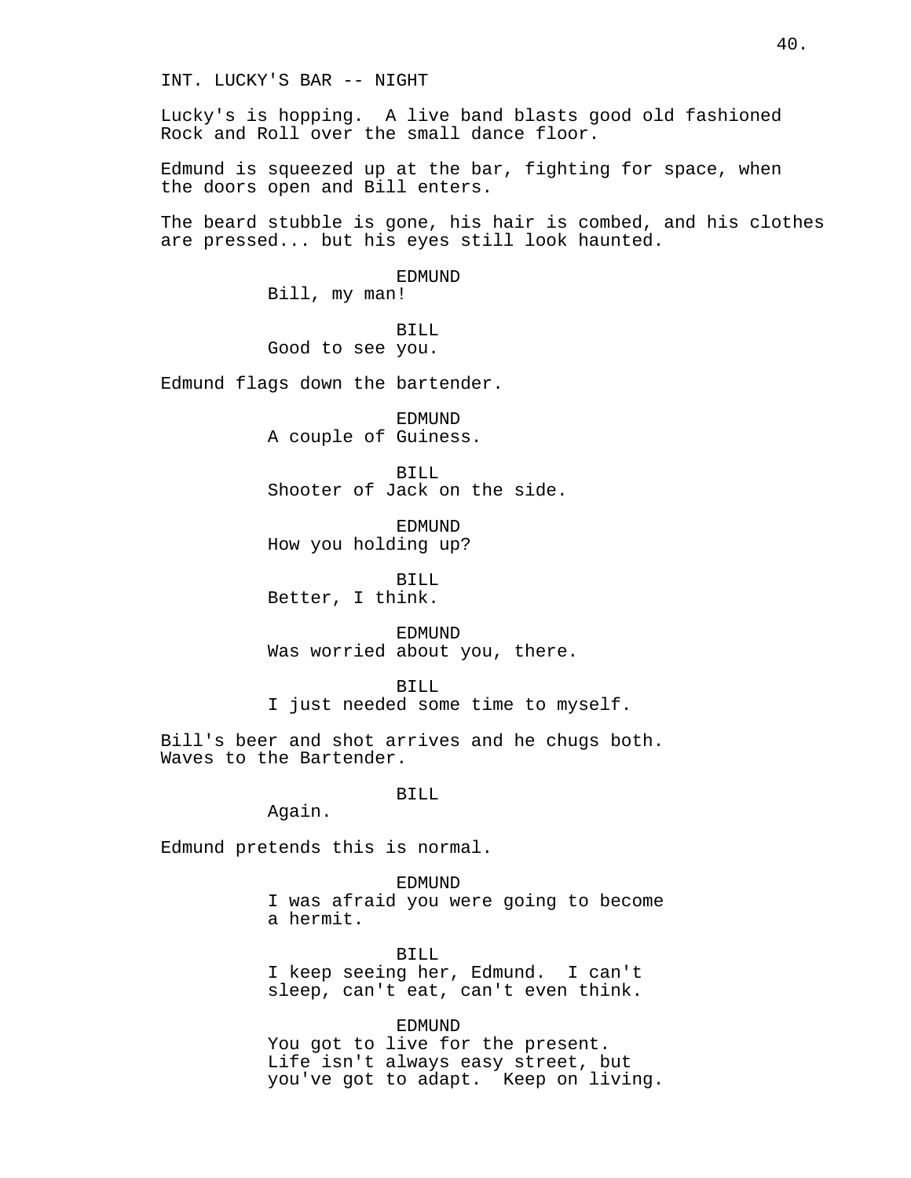INT. LUCKY'S BAR -- NIGHT

Lucky's is hopping.  A live band blasts good old fashioned Rock and Roll over the small dance floor.

Edmund is squeezed up at the bar, fighting for space, when the doors open and Bill enters.

The beard stubble is gone, his hair is combed, and his clothes are pressed... but his eyes still look haunted.

EDMUND
Bill, my man!

BILL
Good to see you.

Edmund flags down the bartender.

EDMUND
A couple of Guiness.

BILL
Shooter of Jack on the side.

EDMUND
How you holding up?

BILL
Better, I think.

EDMUND
Was worried about you, there.

BILL
I just needed some time to myself.

Bill's beer and shot arrives and he chugs both. Waves to the Bartender.

BILL
Again.

Edmund pretends this is normal.

EDMUND
I was afraid you were going to become a hermit.

BILL
I keep seeing her, Edmund.  I can't sleep, can't eat, can't even think.

EDMUND
You got to live for the present. Life isn't always easy street, but you've got to adapt.  Keep on living.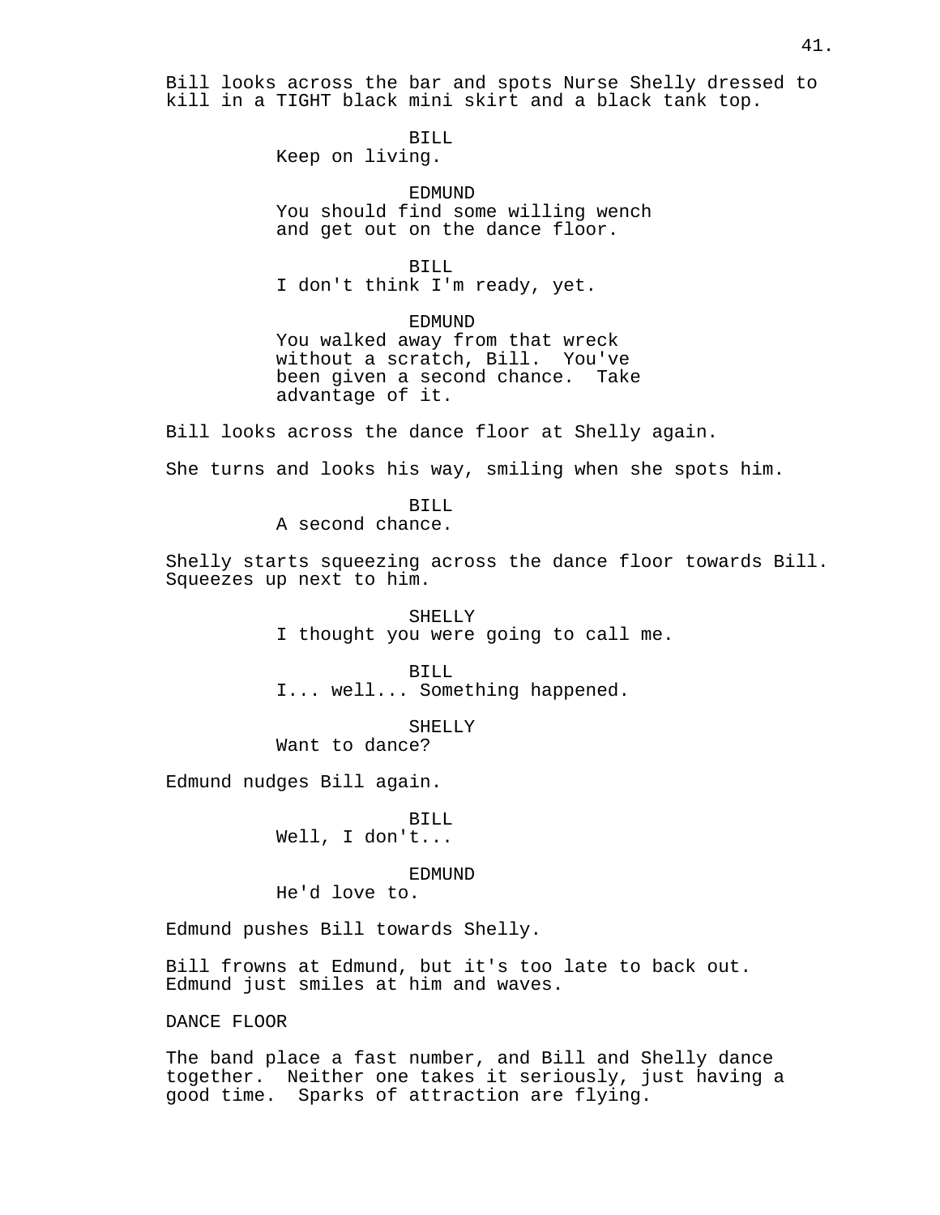Bill looks across the bar and spots Nurse Shelly dressed to kill in a TIGHT black mini skirt and a black tank top.

BILL
Keep on living.

EDMUND
You should find some willing wench and get out on the dance floor.

BILL
I don't think I'm ready, yet.

EDMUND
You walked away from that wreck without a scratch, Bill. You've been given a second chance. Take advantage of it.

Bill looks across the dance floor at Shelly again.

She turns and looks his way, smiling when she spots him.

BILL
A second chance.

Shelly starts squeezing across the dance floor towards Bill. Squeezes up next to him.

SHELLY
I thought you were going to call me.

BILL
I... well... Something happened.

SHELLY
Want to dance?

Edmund nudges Bill again.

BILL
Well, I don't...

EDMUND
He'd love to.

Edmund pushes Bill towards Shelly.

Bill frowns at Edmund, but it's too late to back out. Edmund just smiles at him and waves.

DANCE FLOOR

The band place a fast number, and Bill and Shelly dance together. Neither one takes it seriously, just having a good time. Sparks of attraction are flying.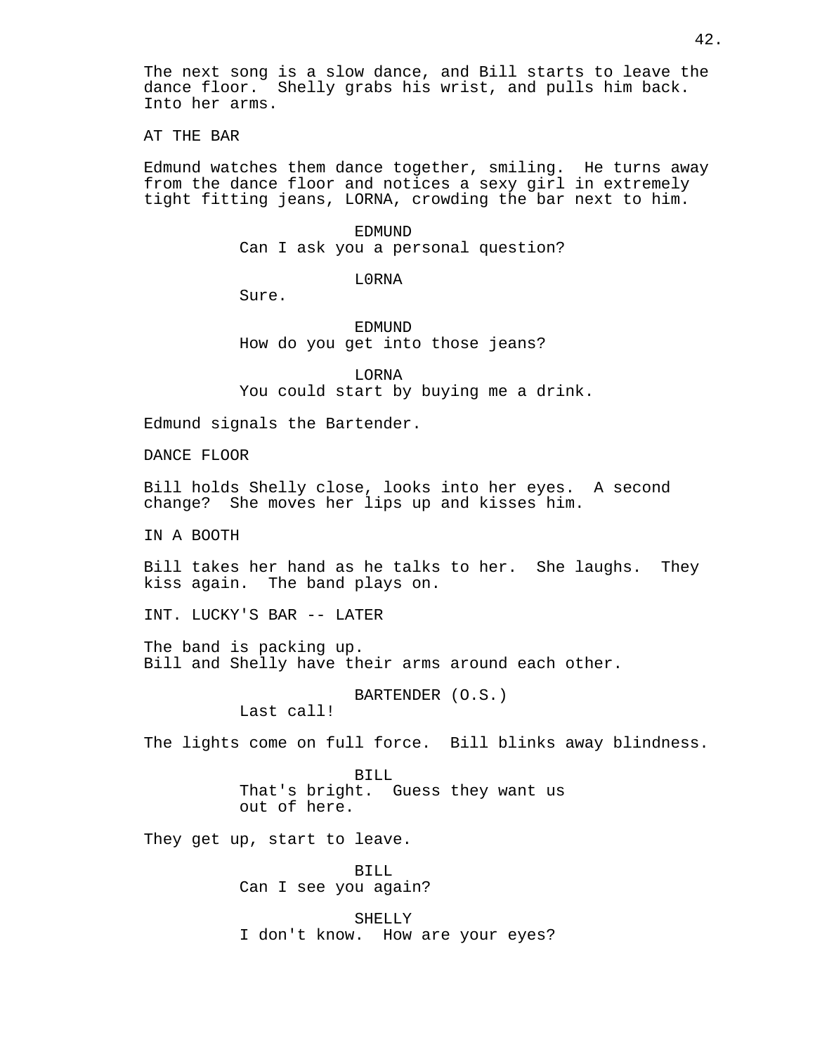The next song is a slow dance, and Bill starts to leave the dance floor. Shelly grabs his wrist, and pulls him back. Into her arms.

AT THE BAR

Edmund watches them dance together, smiling. He turns away from the dance floor and notices a sexy girl in extremely tight fitting jeans, LORNA, crowding the bar next to him.

EDMUND
Can I ask you a personal question?

L0RNA
Sure.

EDMUND
How do you get into those jeans?

LORNA
You could start by buying me a drink.

Edmund signals the Bartender.

DANCE FLOOR

Bill holds Shelly close, looks into her eyes. A second change? She moves her lips up and kisses him.

IN A BOOTH

Bill takes her hand as he talks to her. She laughs. They kiss again. The band plays on.

INT. LUCKY'S BAR -- LATER

The band is packing up.
Bill and Shelly have their arms around each other.

BARTENDER (O.S.)
Last call!

The lights come on full force. Bill blinks away blindness.

BILL
That's bright. Guess they want us
out of here.

They get up, start to leave.

BILL
Can I see you again?

SHELLY
I don't know. How are your eyes?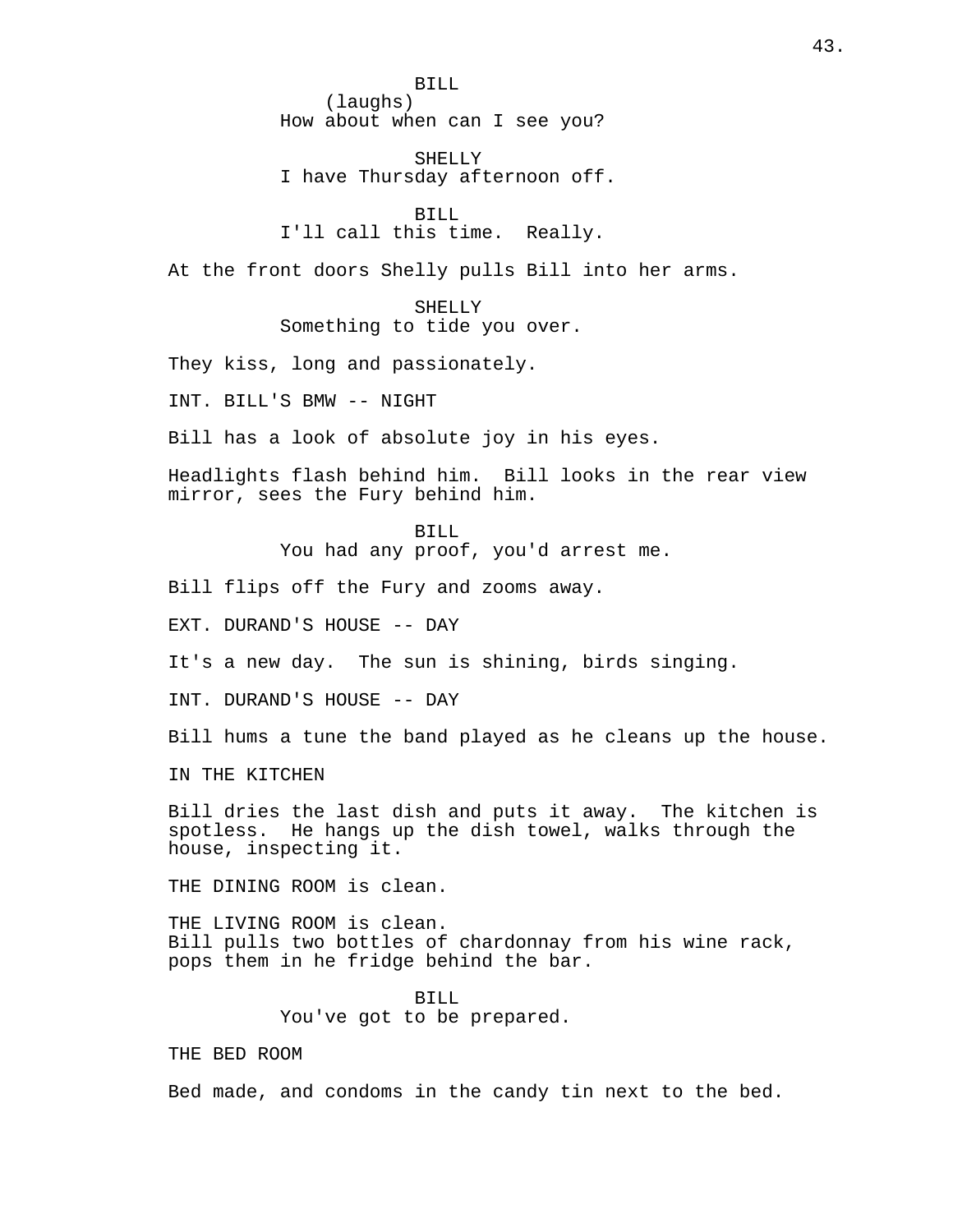BILL
(laughs)
How about when can I see you?

SHELLY
I have Thursday afternoon off.

BILL
I'll call this time. Really.

At the front doors Shelly pulls Bill into her arms.

SHELLY
Something to tide you over.

They kiss, long and passionately.

INT. BILL'S BMW -- NIGHT

Bill has a look of absolute joy in his eyes.

Headlights flash behind him. Bill looks in the rear view mirror, sees the Fury behind him.

BILL
You had any proof, you'd arrest me.

Bill flips off the Fury and zooms away.

EXT. DURAND'S HOUSE -- DAY

It's a new day. The sun is shining, birds singing.

INT. DURAND'S HOUSE -- DAY

Bill hums a tune the band played as he cleans up the house.

IN THE KITCHEN

Bill dries the last dish and puts it away. The kitchen is spotless. He hangs up the dish towel, walks through the house, inspecting it.

THE DINING ROOM is clean.

THE LIVING ROOM is clean.
Bill pulls two bottles of chardonnay from his wine rack, pops them in he fridge behind the bar.

BILL
You've got to be prepared.

THE BED ROOM

Bed made, and condoms in the candy tin next to the bed.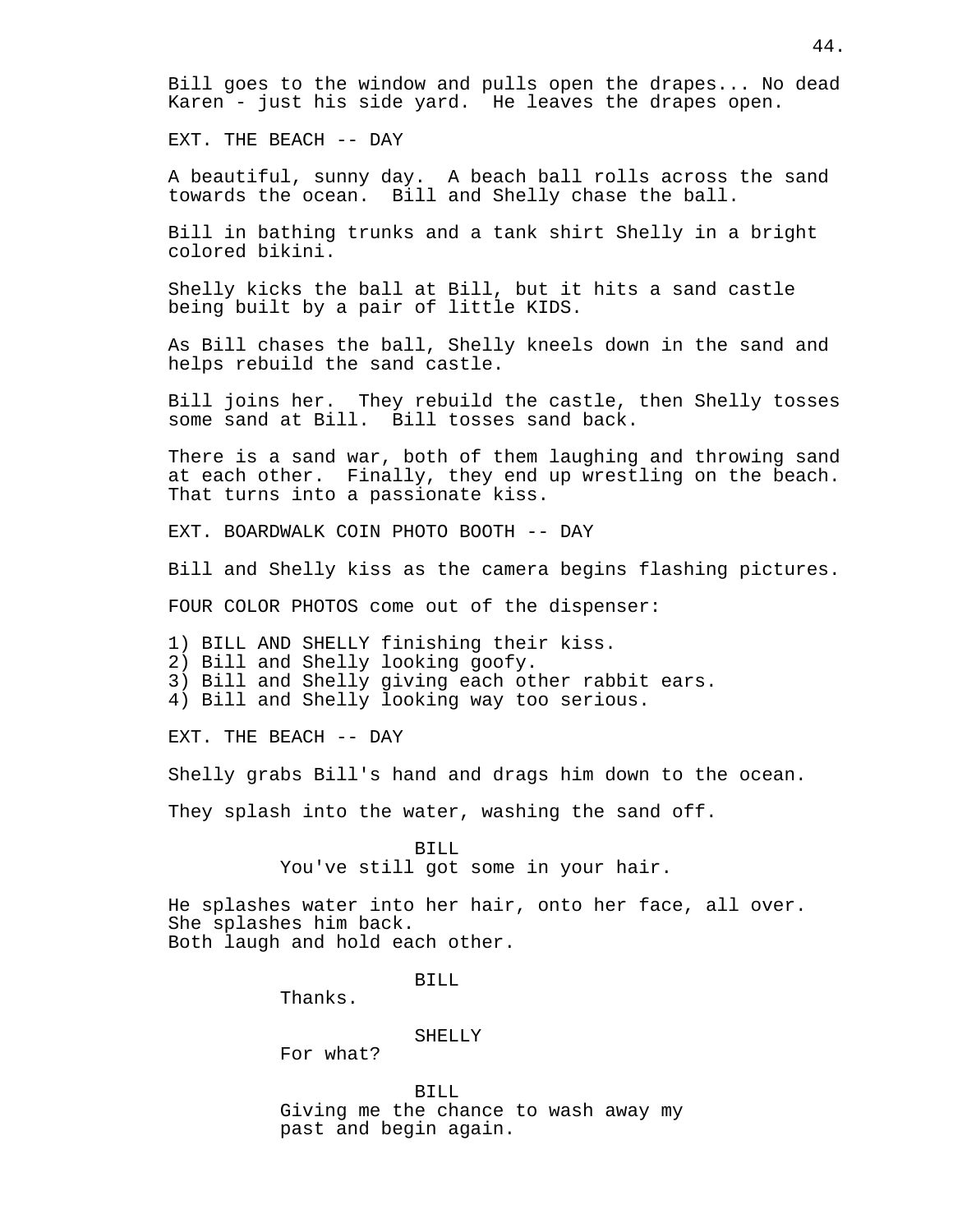Bill goes to the window and pulls open the drapes... No dead Karen - just his side yard. He leaves the drapes open.

EXT. THE BEACH -- DAY

A beautiful, sunny day. A beach ball rolls across the sand towards the ocean. Bill and Shelly chase the ball.

Bill in bathing trunks and a tank shirt Shelly in a bright colored bikini.

Shelly kicks the ball at Bill, but it hits a sand castle being built by a pair of little KIDS.

As Bill chases the ball, Shelly kneels down in the sand and helps rebuild the sand castle.

Bill joins her. They rebuild the castle, then Shelly tosses some sand at Bill. Bill tosses sand back.

There is a sand war, both of them laughing and throwing sand at each other. Finally, they end up wrestling on the beach. That turns into a passionate kiss.

EXT. BOARDWALK COIN PHOTO BOOTH -- DAY

Bill and Shelly kiss as the camera begins flashing pictures.

FOUR COLOR PHOTOS come out of the dispenser:

1) BILL AND SHELLY finishing their kiss.
2) Bill and Shelly looking goofy.
3) Bill and Shelly giving each other rabbit ears.
4) Bill and Shelly looking way too serious.

EXT. THE BEACH -- DAY

Shelly grabs Bill's hand and drags him down to the ocean.

They splash into the water, washing the sand off.

BILL
You've still got some in your hair.

He splashes water into her hair, onto her face, all over.
She splashes him back.
Both laugh and hold each other.

BILL
Thanks.

SHELLY
For what?

BILL
Giving me the chance to wash away my past and begin again.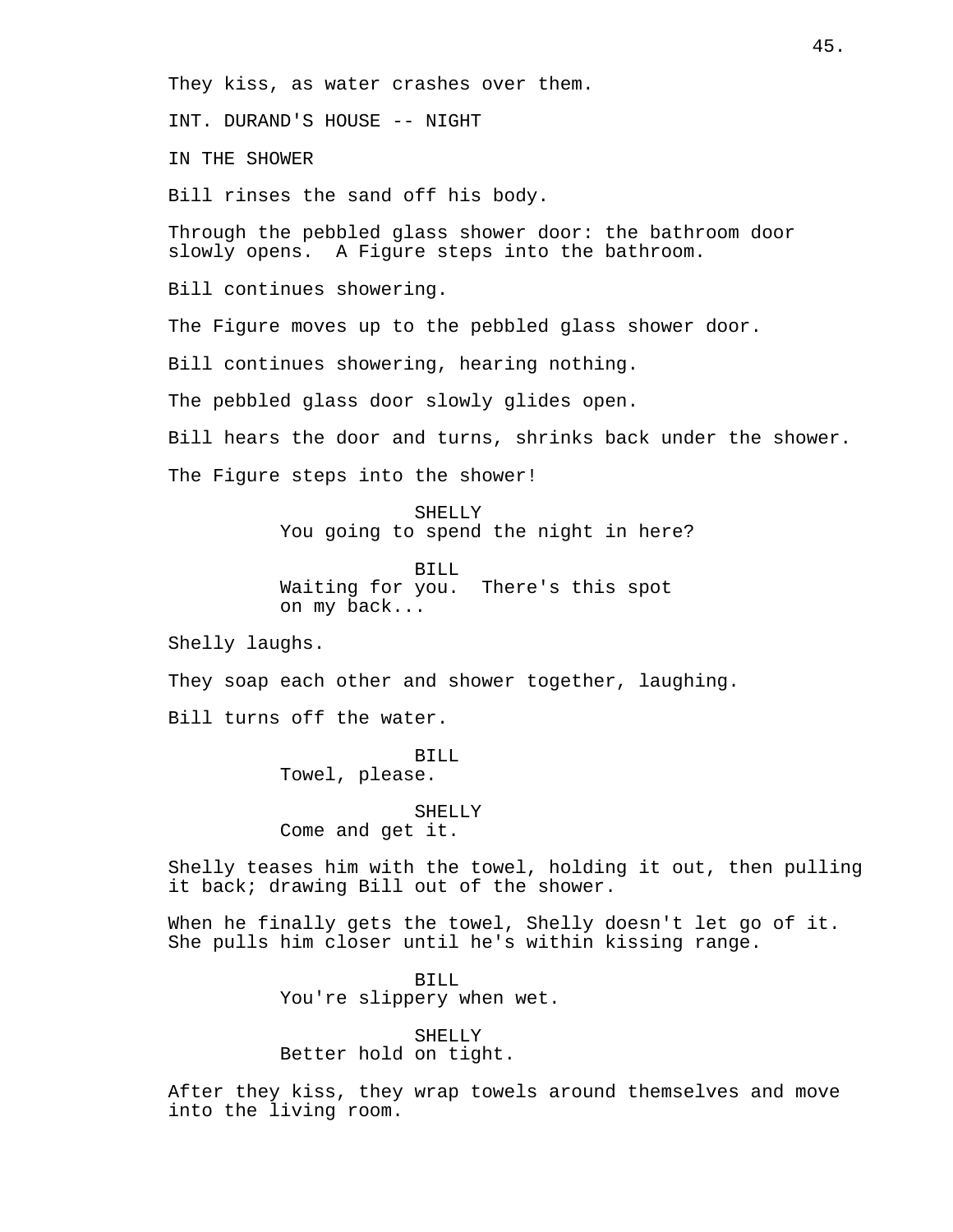They kiss, as water crashes over them.

INT. DURAND'S HOUSE -- NIGHT

IN THE SHOWER

Bill rinses the sand off his body.

Through the pebbled glass shower door: the bathroom door slowly opens. A Figure steps into the bathroom.

Bill continues showering.

The Figure moves up to the pebbled glass shower door.

Bill continues showering, hearing nothing.

The pebbled glass door slowly glides open.

Bill hears the door and turns, shrinks back under the shower.

The Figure steps into the shower!

SHELLY
You going to spend the night in here?

BILL
Waiting for you. There's this spot on my back...

Shelly laughs.

They soap each other and shower together, laughing.

Bill turns off the water.

BILL
Towel, please.

SHELLY
Come and get it.

Shelly teases him with the towel, holding it out, then pulling it back; drawing Bill out of the shower.

When he finally gets the towel, Shelly doesn't let go of it. She pulls him closer until he's within kissing range.

BILL
You're slippery when wet.

SHELLY
Better hold on tight.

After they kiss, they wrap towels around themselves and move into the living room.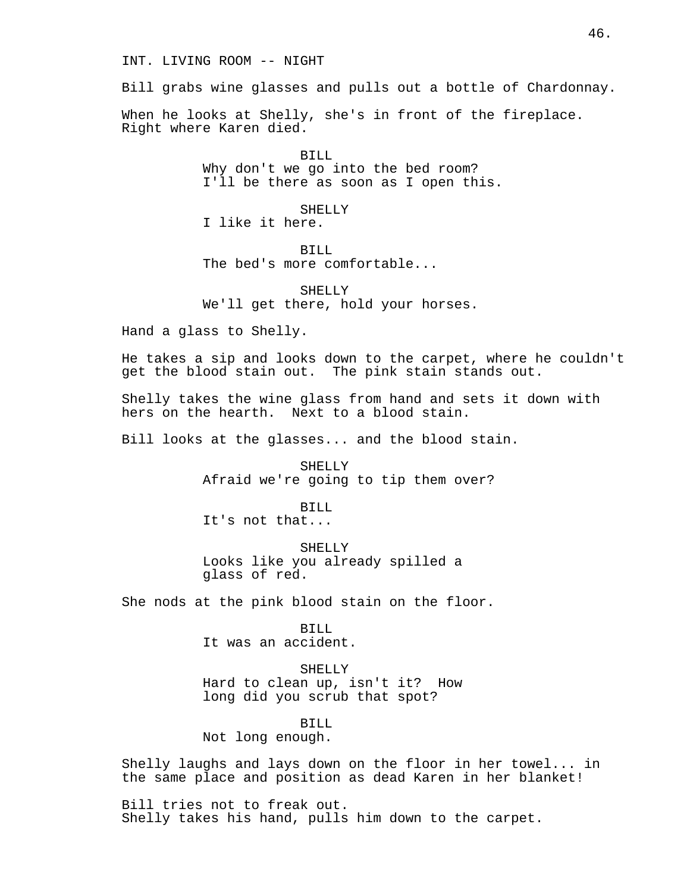INT. LIVING ROOM -- NIGHT

Bill grabs wine glasses and pulls out a bottle of Chardonnay.

When he looks at Shelly, she's in front of the fireplace. Right where Karen died.

BILL
Why don't we go into the bed room? I'll be there as soon as I open this.

SHELLY
I like it here.

BILL
The bed's more comfortable...

SHELLY
We'll get there, hold your horses.

Hand a glass to Shelly.

He takes a sip and looks down to the carpet, where he couldn't get the blood stain out. The pink stain stands out.

Shelly takes the wine glass from hand and sets it down with hers on the hearth. Next to a blood stain.

Bill looks at the glasses... and the blood stain.

SHELLY
Afraid we're going to tip them over?

BILL
It's not that...

SHELLY
Looks like you already spilled a glass of red.

She nods at the pink blood stain on the floor.

BILL
It was an accident.

SHELLY
Hard to clean up, isn't it? How long did you scrub that spot?

BILL
Not long enough.

Shelly laughs and lays down on the floor in her towel... in the same place and position as dead Karen in her blanket!

Bill tries not to freak out.
Shelly takes his hand, pulls him down to the carpet.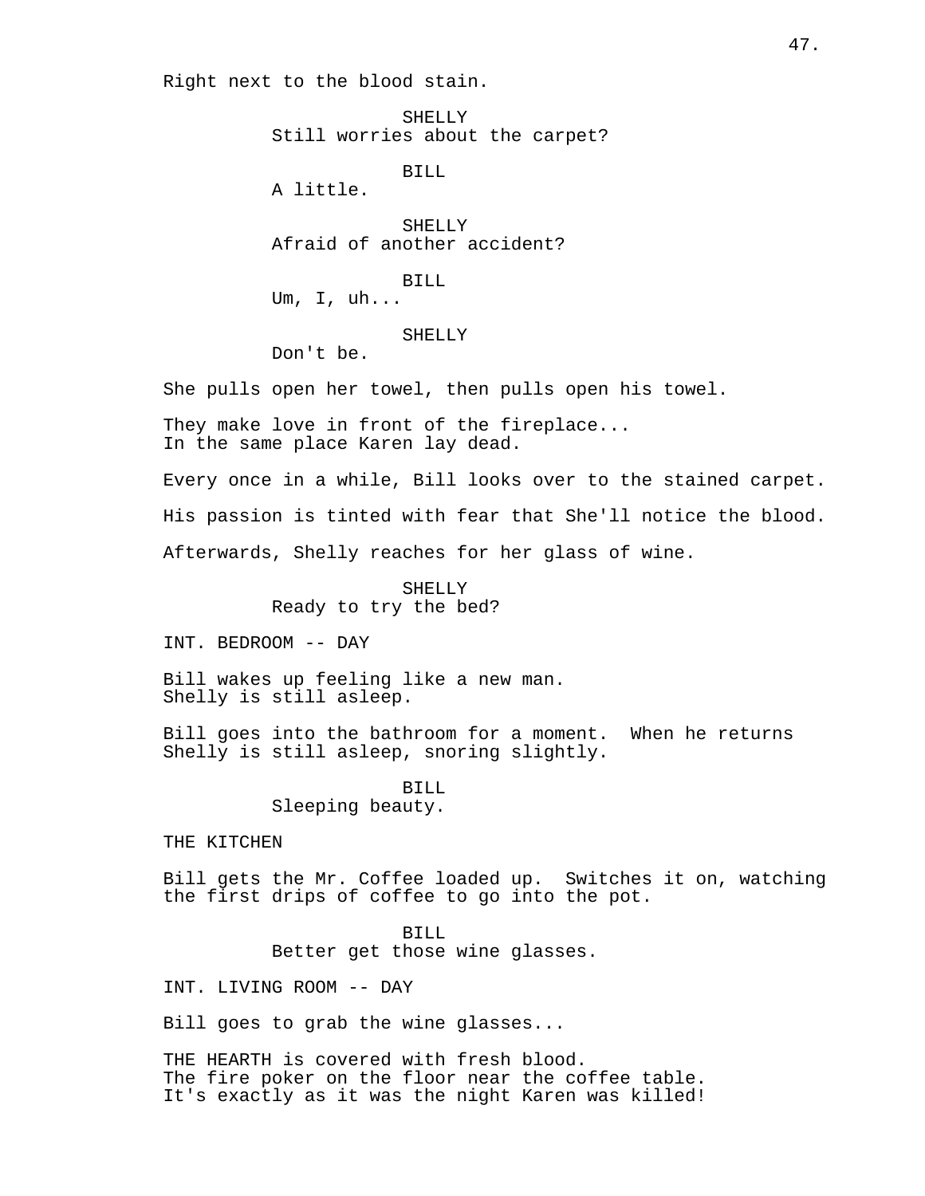Right next to the blood stain.

SHELLY
Still worries about the carpet?

BILL
A little.

SHELLY
Afraid of another accident?

BILL
Um, I, uh...

SHELLY
Don't be.

She pulls open her towel, then pulls open his towel.

They make love in front of the fireplace...
In the same place Karen lay dead.

Every once in a while, Bill looks over to the stained carpet.

His passion is tinted with fear that She'll notice the blood.

Afterwards, Shelly reaches for her glass of wine.

SHELLY
Ready to try the bed?

INT. BEDROOM -- DAY

Bill wakes up feeling like a new man.
Shelly is still asleep.

Bill goes into the bathroom for a moment. When he returns Shelly is still asleep, snoring slightly.

BILL
Sleeping beauty.

THE KITCHEN

Bill gets the Mr. Coffee loaded up. Switches it on, watching the first drips of coffee to go into the pot.

BILL
Better get those wine glasses.

INT. LIVING ROOM -- DAY

Bill goes to grab the wine glasses...

THE HEARTH is covered with fresh blood.
The fire poker on the floor near the coffee table.
It's exactly as it was the night Karen was killed!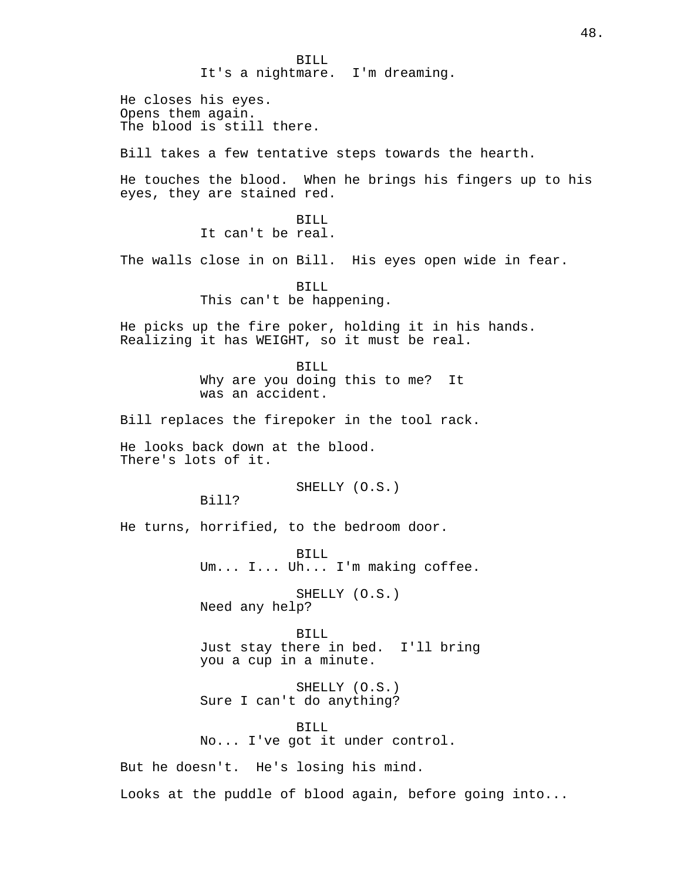BILL
It's a nightmare. I'm dreaming.

He closes his eyes.
Opens them again.
The blood is still there.

Bill takes a few tentative steps towards the hearth.

He touches the blood. When he brings his fingers up to his eyes, they are stained red.

BILL
It can't be real.

The walls close in on Bill. His eyes open wide in fear.

BILL
This can't be happening.

He picks up the fire poker, holding it in his hands. Realizing it has WEIGHT, so it must be real.

BILL
Why are you doing this to me? It was an accident.

Bill replaces the firepoker in the tool rack.

He looks back down at the blood.
There's lots of it.

SHELLY (O.S.)
Bill?

He turns, horrified, to the bedroom door.

BILL
Um... I... Uh... I'm making coffee.

SHELLY (O.S.)
Need any help?

BILL
Just stay there in bed. I'll bring you a cup in a minute.

SHELLY (O.S.)
Sure I can't do anything?

BILL
No... I've got it under control.

But he doesn't. He's losing his mind.

Looks at the puddle of blood again, before going into...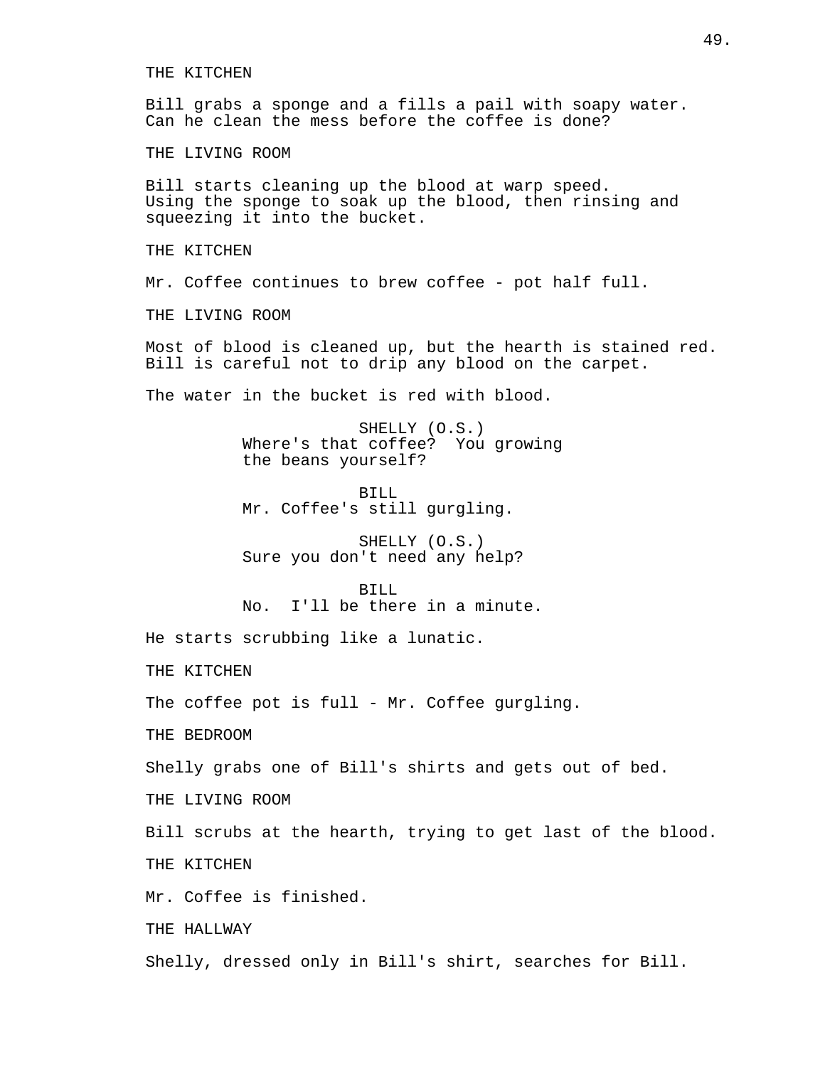THE KITCHEN

Bill grabs a sponge and a fills a pail with soapy water. Can he clean the mess before the coffee is done?

THE LIVING ROOM

Bill starts cleaning up the blood at warp speed. Using the sponge to soak up the blood, then rinsing and squeezing it into the bucket.

THE KITCHEN

Mr. Coffee continues to brew coffee - pot half full.

THE LIVING ROOM

Most of blood is cleaned up, but the hearth is stained red. Bill is careful not to drip any blood on the carpet.

The water in the bucket is red with blood.

SHELLY (O.S.)
Where's that coffee? You growing the beans yourself?

BILL
Mr. Coffee's still gurgling.

SHELLY (O.S.)
Sure you don't need any help?

BILL
No. I'll be there in a minute.

He starts scrubbing like a lunatic.

THE KITCHEN

The coffee pot is full - Mr. Coffee gurgling.

THE BEDROOM

Shelly grabs one of Bill's shirts and gets out of bed.

THE LIVING ROOM

Bill scrubs at the hearth, trying to get last of the blood.

THE KITCHEN

Mr. Coffee is finished.

THE HALLWAY

Shelly, dressed only in Bill's shirt, searches for Bill.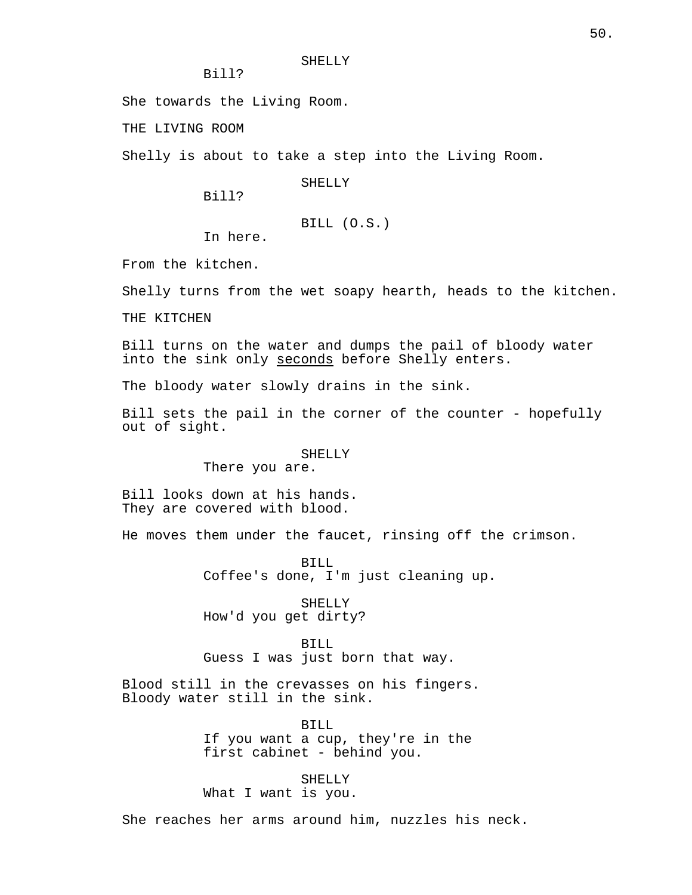SHELLY
Bill?

She towards the Living Room.

THE LIVING ROOM

Shelly is about to take a step into the Living Room.

SHELLY
Bill?

BILL (O.S.)
In here.

From the kitchen.

Shelly turns from the wet soapy hearth, heads to the kitchen.

THE KITCHEN

Bill turns on the water and dumps the pail of bloody water into the sink only <u>seconds</u> before Shelly enters.

The bloody water slowly drains in the sink.

Bill sets the pail in the corner of the counter - hopefully out of sight.

SHELLY
There you are.

Bill looks down at his hands.
They are covered with blood.

He moves them under the faucet, rinsing off the crimson.

BILL
Coffee's done, I'm just cleaning up.

SHELLY
How'd you get dirty?

BILL
Guess I was just born that way.

Blood still in the crevasses on his fingers.
Bloody water still in the sink.

BILL
If you want a cup, they're in the first cabinet - behind you.

SHELLY
What I want is you.

She reaches her arms around him, nuzzles his neck.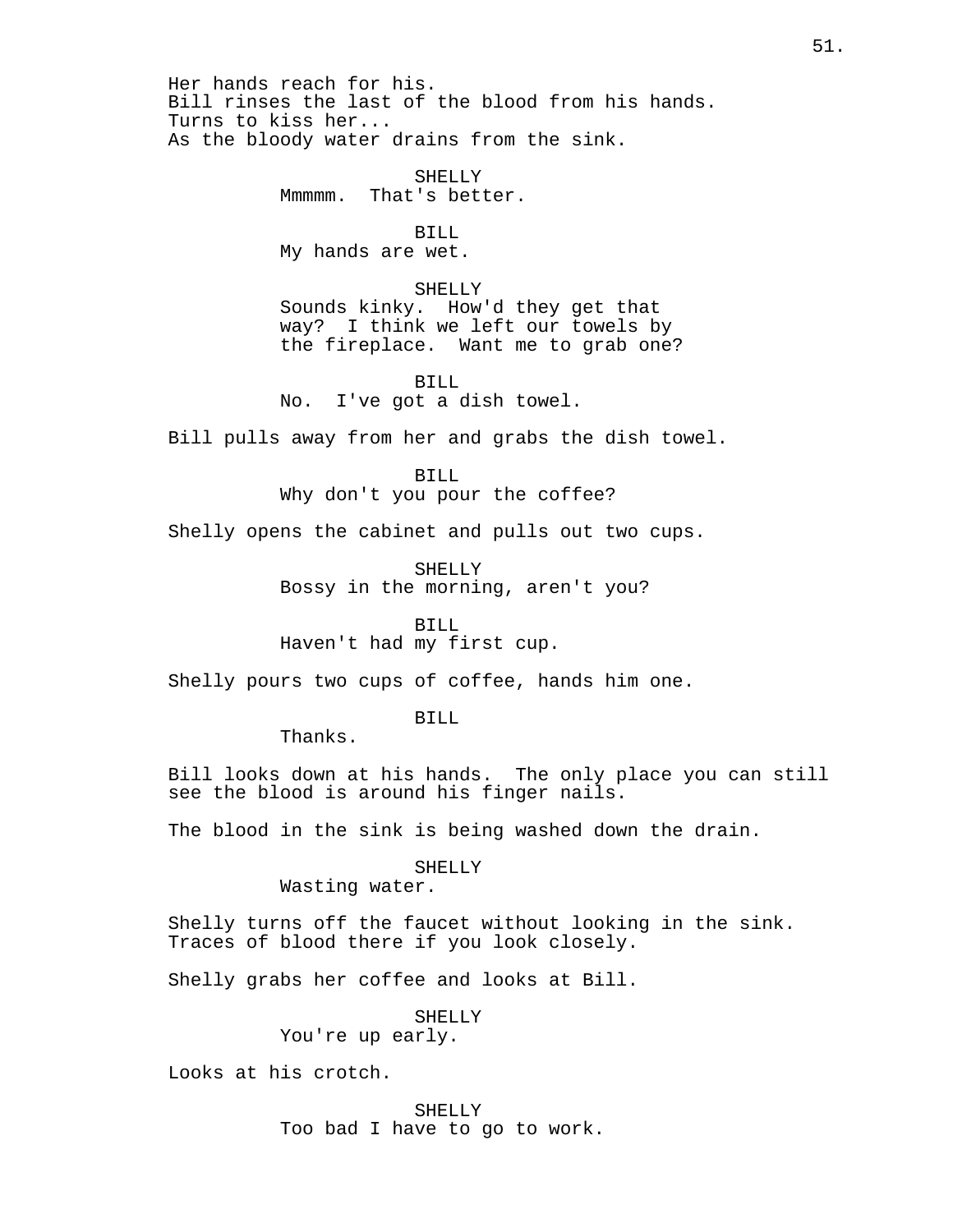Her hands reach for his.
Bill rinses the last of the blood from his hands.
Turns to kiss her...
As the bloody water drains from the sink.

SHELLY
Mmmmm. That's better.

BILL
My hands are wet.

SHELLY
Sounds kinky. How'd they get that way? I think we left our towels by the fireplace. Want me to grab one?

BILL
No. I've got a dish towel.

Bill pulls away from her and grabs the dish towel.

BILL
Why don't you pour the coffee?

Shelly opens the cabinet and pulls out two cups.

SHELLY
Bossy in the morning, aren't you?

BILL
Haven't had my first cup.

Shelly pours two cups of coffee, hands him one.

BILL
Thanks.

Bill looks down at his hands. The only place you can still see the blood is around his finger nails.

The blood in the sink is being washed down the drain.

SHELLY
Wasting water.

Shelly turns off the faucet without looking in the sink. Traces of blood there if you look closely.

Shelly grabs her coffee and looks at Bill.

SHELLY
You're up early.

Looks at his crotch.

SHELLY
Too bad I have to go to work.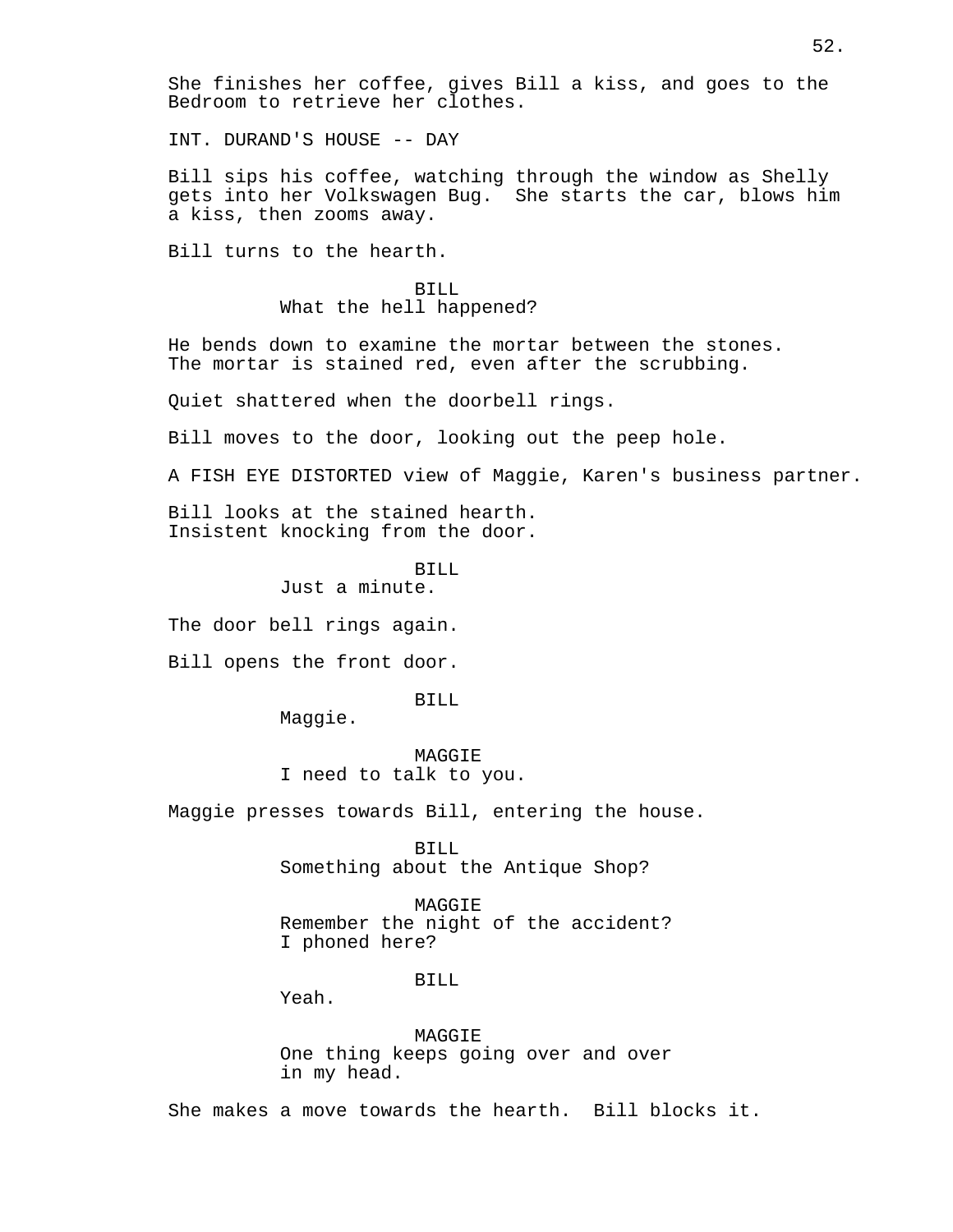She finishes her coffee, gives Bill a kiss, and goes to the Bedroom to retrieve her clothes.

INT. DURAND'S HOUSE -- DAY

Bill sips his coffee, watching through the window as Shelly gets into her Volkswagen Bug. She starts the car, blows him a kiss, then zooms away.

Bill turns to the hearth.

BILL
What the hell happened?

He bends down to examine the mortar between the stones. The mortar is stained red, even after the scrubbing.

Quiet shattered when the doorbell rings.

Bill moves to the door, looking out the peep hole.

A FISH EYE DISTORTED view of Maggie, Karen's business partner.

Bill looks at the stained hearth.
Insistent knocking from the door.

BILL
Just a minute.

The door bell rings again.

Bill opens the front door.

BILL
Maggie.

MAGGIE
I need to talk to you.

Maggie presses towards Bill, entering the house.

BILL
Something about the Antique Shop?

MAGGIE
Remember the night of the accident?
I phoned here?

BILL
Yeah.

MAGGIE
One thing keeps going over and over
in my head.

She makes a move towards the hearth. Bill blocks it.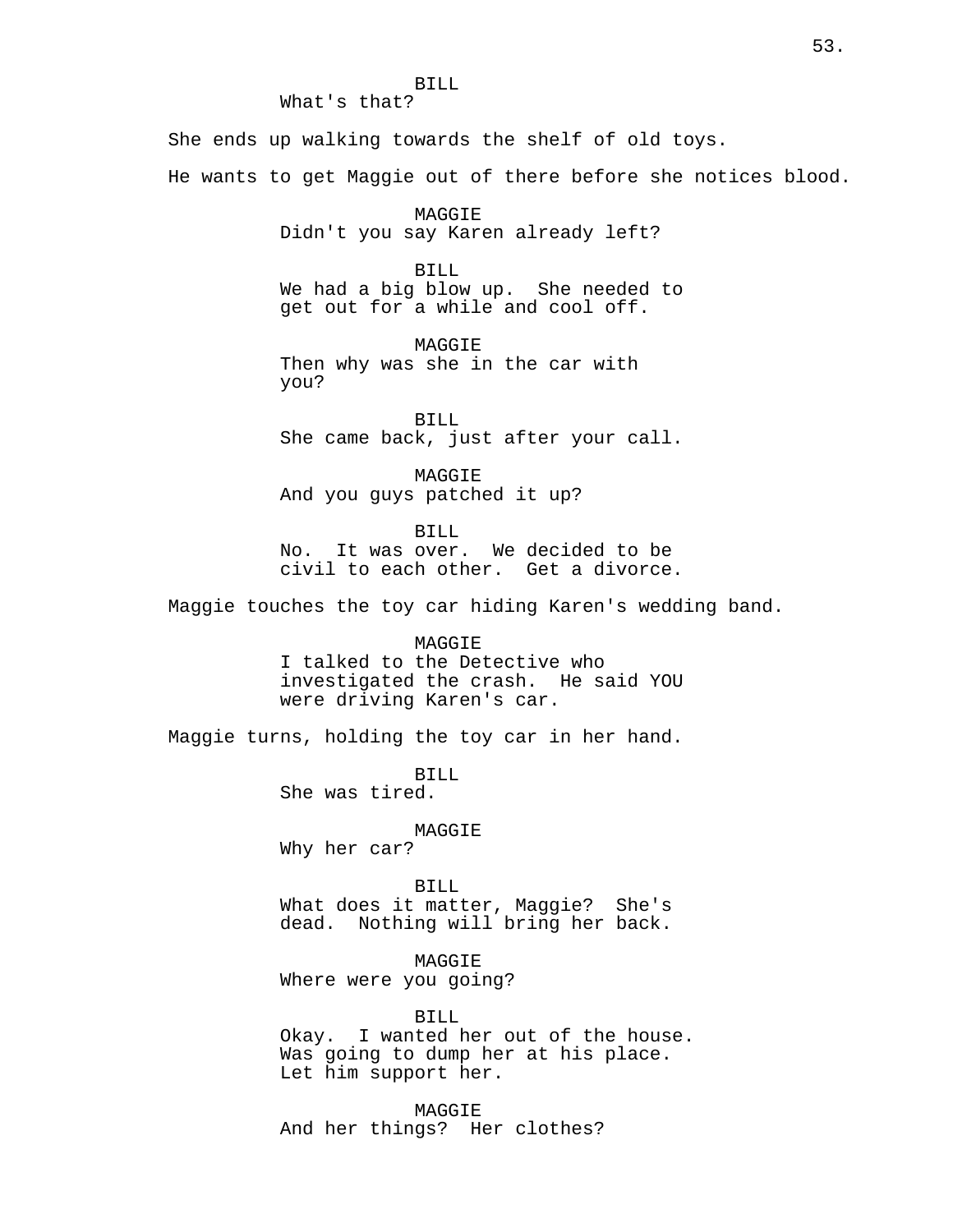BILL
What's that?

She ends up walking towards the shelf of old toys.

He wants to get Maggie out of there before she notices blood.

MAGGIE
Didn't you say Karen already left?

BILL
We had a big blow up. She needed to get out for a while and cool off.

MAGGIE
Then why was she in the car with you?

BILL
She came back, just after your call.

MAGGIE
And you guys patched it up?

BILL
No. It was over. We decided to be civil to each other. Get a divorce.

Maggie touches the toy car hiding Karen's wedding band.

MAGGIE
I talked to the Detective who investigated the crash. He said YOU were driving Karen's car.

Maggie turns, holding the toy car in her hand.

BILL
She was tired.

MAGGIE
Why her car?

BILL
What does it matter, Maggie? She's dead. Nothing will bring her back.

MAGGIE
Where were you going?

BILL
Okay. I wanted her out of the house. Was going to dump her at his place. Let him support her.

MAGGIE
And her things? Her clothes?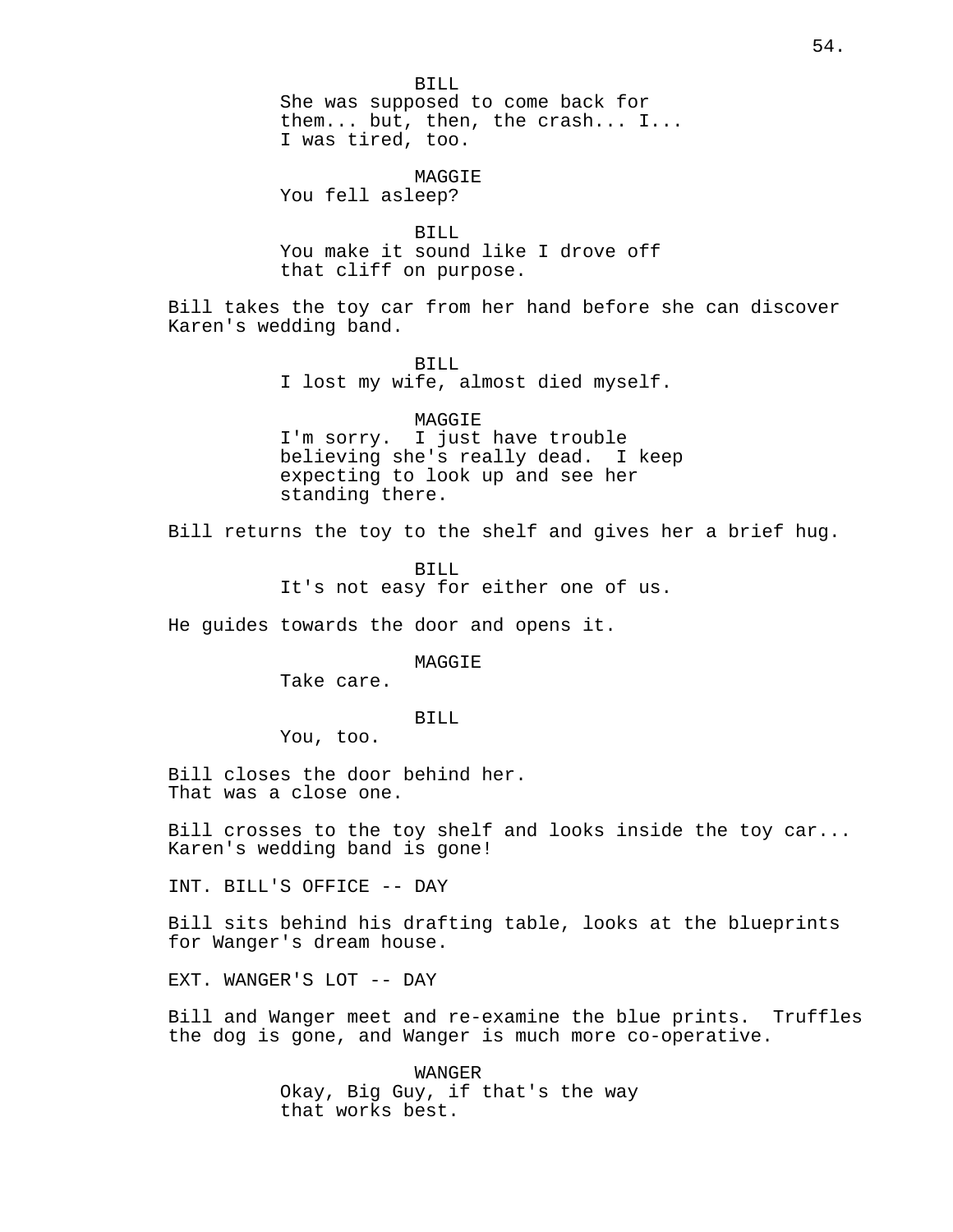BILL
She was supposed to come back for them... but, then, the crash... I... I was tired, too.

MAGGIE
You fell asleep?

BILL
You make it sound like I drove off that cliff on purpose.

Bill takes the toy car from her hand before she can discover Karen's wedding band.

BILL
I lost my wife, almost died myself.

MAGGIE
I'm sorry. I just have trouble believing she's really dead. I keep expecting to look up and see her standing there.

Bill returns the toy to the shelf and gives her a brief hug.

BILL
It's not easy for either one of us.

He guides towards the door and opens it.

MAGGIE
Take care.

BILL
You, too.

Bill closes the door behind her.
That was a close one.

Bill crosses to the toy shelf and looks inside the toy car... Karen's wedding band is gone!

INT. BILL'S OFFICE -- DAY

Bill sits behind his drafting table, looks at the blueprints for Wanger's dream house.

EXT. WANGER'S LOT -- DAY

Bill and Wanger meet and re-examine the blue prints. Truffles the dog is gone, and Wanger is much more co-operative.

WANGER
Okay, Big Guy, if that's the way that works best.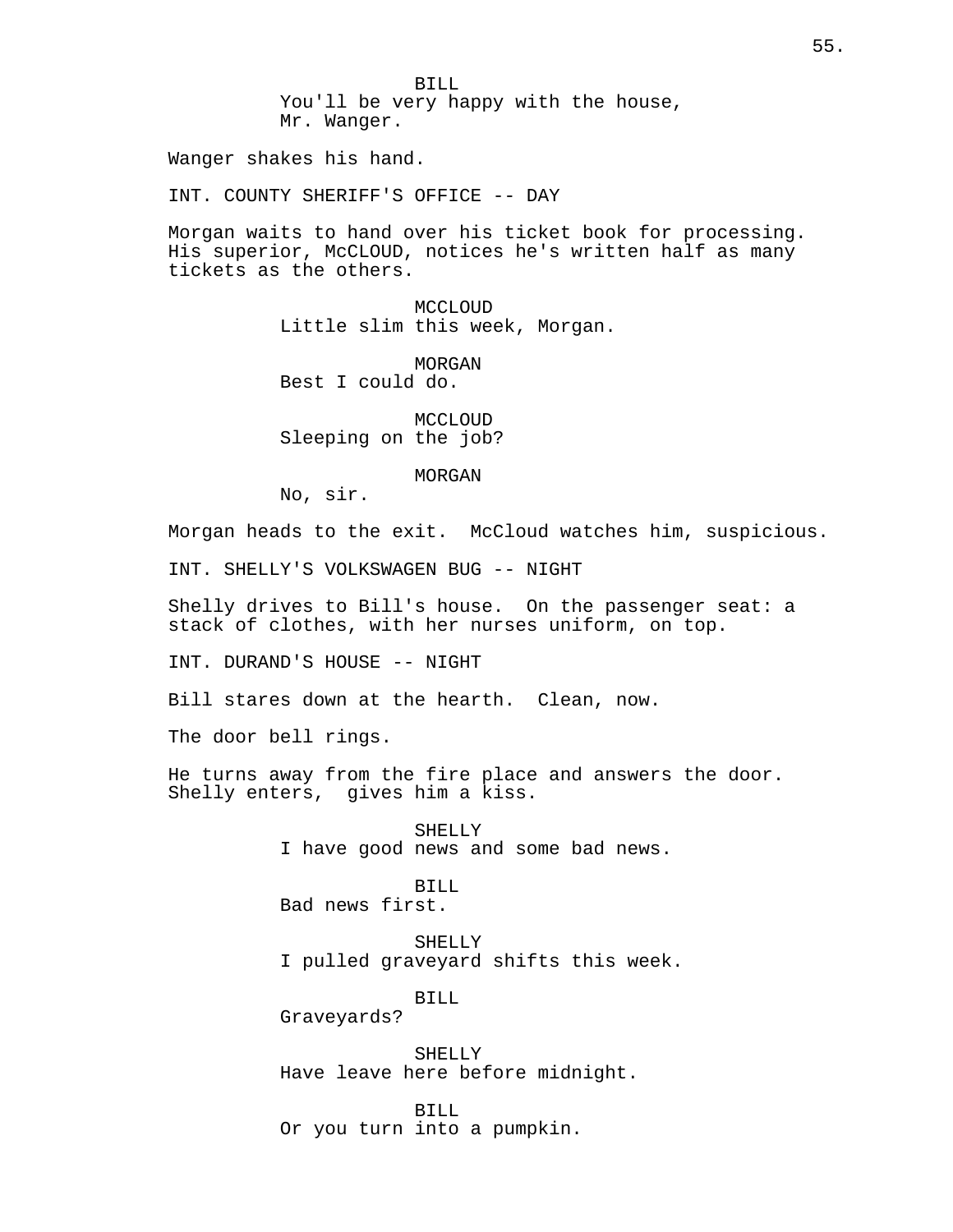BILL
You'll be very happy with the house, Mr. Wanger.

Wanger shakes his hand.

INT. COUNTY SHERIFF'S OFFICE -- DAY

Morgan waits to hand over his ticket book for processing. His superior, McCLOUD, notices he's written half as many tickets as the others.

MCCLOUD
Little slim this week, Morgan.

MORGAN
Best I could do.

MCCLOUD
Sleeping on the job?

MORGAN
No, sir.

Morgan heads to the exit. McCloud watches him, suspicious.

INT. SHELLY'S VOLKSWAGEN BUG -- NIGHT

Shelly drives to Bill's house. On the passenger seat: a stack of clothes, with her nurses uniform, on top.

INT. DURAND'S HOUSE -- NIGHT

Bill stares down at the hearth. Clean, now.

The door bell rings.

He turns away from the fire place and answers the door. Shelly enters, gives him a kiss.

SHELLY
I have good news and some bad news.

BILL
Bad news first.

SHELLY
I pulled graveyard shifts this week.

BILL
Graveyards?

SHELLY
Have leave here before midnight.

BILL
Or you turn into a pumpkin.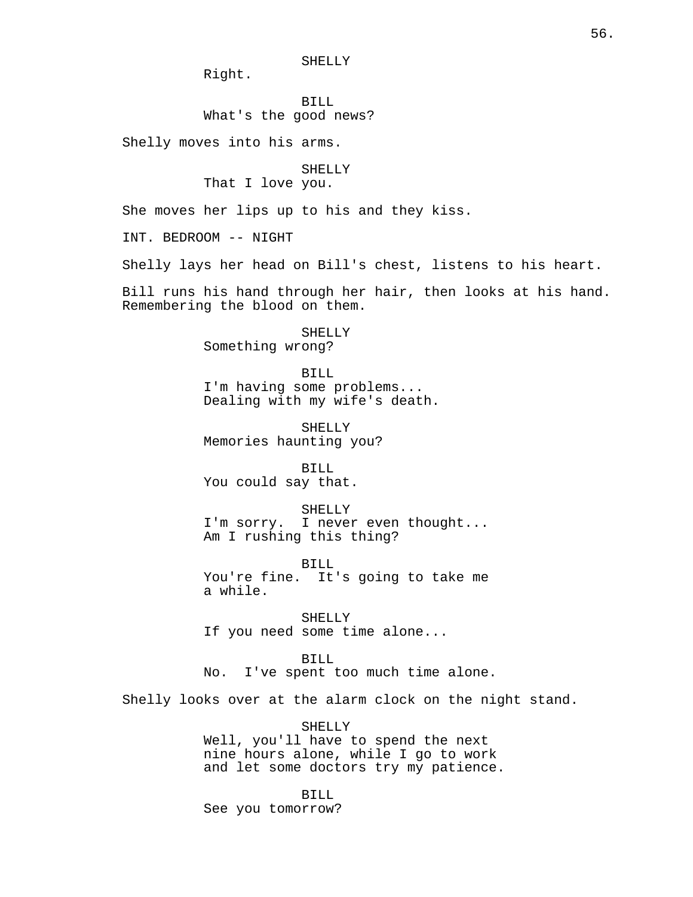SHELLY
Right.

BILL
What's the good news?

Shelly moves into his arms.

SHELLY
That I love you.

She moves her lips up to his and they kiss.

INT. BEDROOM -- NIGHT

Shelly lays her head on Bill's chest, listens to his heart.

Bill runs his hand through her hair, then looks at his hand. Remembering the blood on them.

SHELLY
Something wrong?

BILL
I'm having some problems...
Dealing with my wife's death.

SHELLY
Memories haunting you?

BILL
You could say that.

SHELLY
I'm sorry. I never even thought...
Am I rushing this thing?

BILL
You're fine. It's going to take me
a while.

SHELLY
If you need some time alone...

BILL
No. I've spent too much time alone.

Shelly looks over at the alarm clock on the night stand.

SHELLY
Well, you'll have to spend the next
nine hours alone, while I go to work
and let some doctors try my patience.

BILL
See you tomorrow?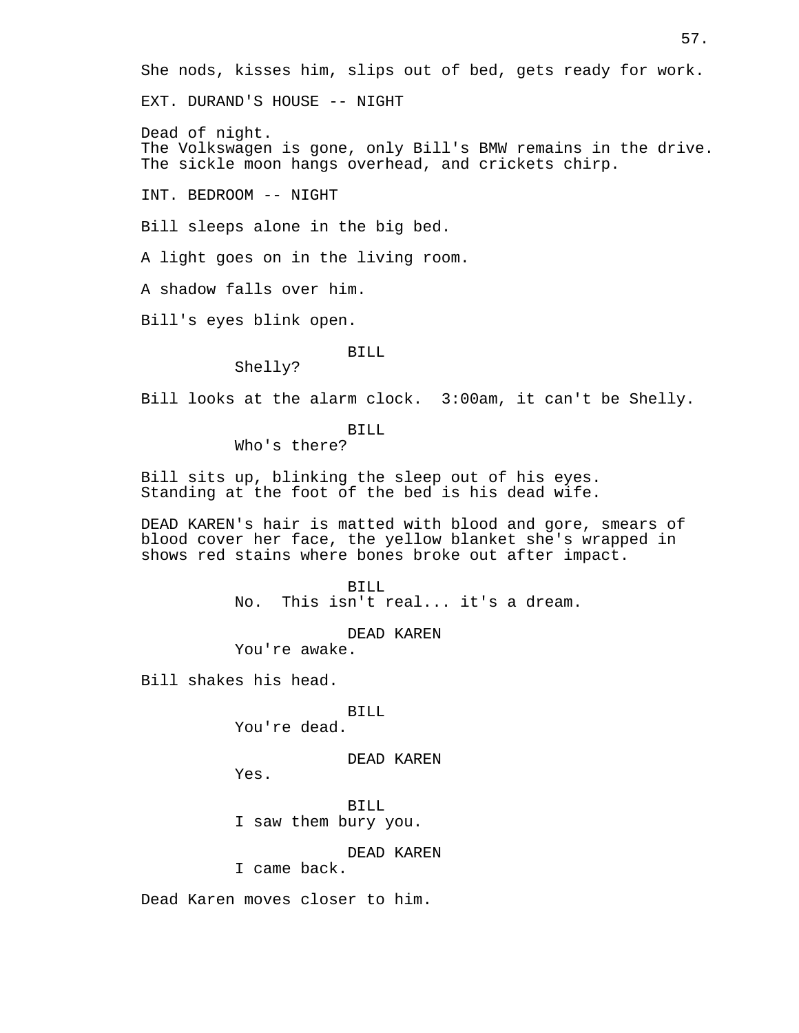She nods, kisses him, slips out of bed, gets ready for work.

EXT. DURAND'S HOUSE -- NIGHT

Dead of night.
The Volkswagen is gone, only Bill's BMW remains in the drive.
The sickle moon hangs overhead, and crickets chirp.

INT. BEDROOM -- NIGHT

Bill sleeps alone in the big bed.

A light goes on in the living room.

A shadow falls over him.

Bill's eyes blink open.

BILL
Shelly?

Bill looks at the alarm clock. 3:00am, it can't be Shelly.

BILL
Who's there?

Bill sits up, blinking the sleep out of his eyes.
Standing at the foot of the bed is his dead wife.

DEAD KAREN's hair is matted with blood and gore, smears of blood cover her face, the yellow blanket she's wrapped in shows red stains where bones broke out after impact.

BILL
No. This isn't real... it's a dream.

DEAD KAREN
You're awake.

Bill shakes his head.

BILL
You're dead.

DEAD KAREN
Yes.

BILL
I saw them bury you.

DEAD KAREN
I came back.

Dead Karen moves closer to him.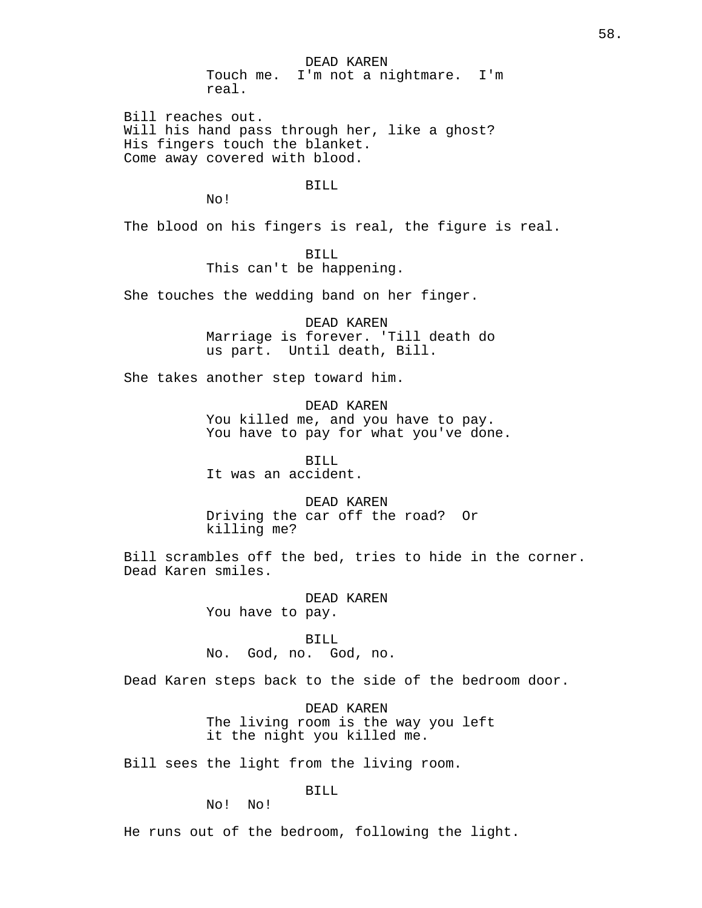DEAD KAREN
Touch me.  I'm not a nightmare.  I'm real.

Bill reaches out.
Will his hand pass through her, like a ghost?
His fingers touch the blanket.
Come away covered with blood.

BILL
No!

The blood on his fingers is real, the figure is real.

BILL
This can't be happening.

She touches the wedding band on her finger.

DEAD KAREN
Marriage is forever. 'Till death do us part.  Until death, Bill.

She takes another step toward him.

DEAD KAREN
You killed me, and you have to pay. You have to pay for what you've done.

BILL
It was an accident.

DEAD KAREN
Driving the car off the road?  Or killing me?

Bill scrambles off the bed, tries to hide in the corner.
Dead Karen smiles.

DEAD KAREN
You have to pay.

BILL
No.  God, no.  God, no.

Dead Karen steps back to the side of the bedroom door.

DEAD KAREN
The living room is the way you left it the night you killed me.

Bill sees the light from the living room.

BILL
No!  No!

He runs out of the bedroom, following the light.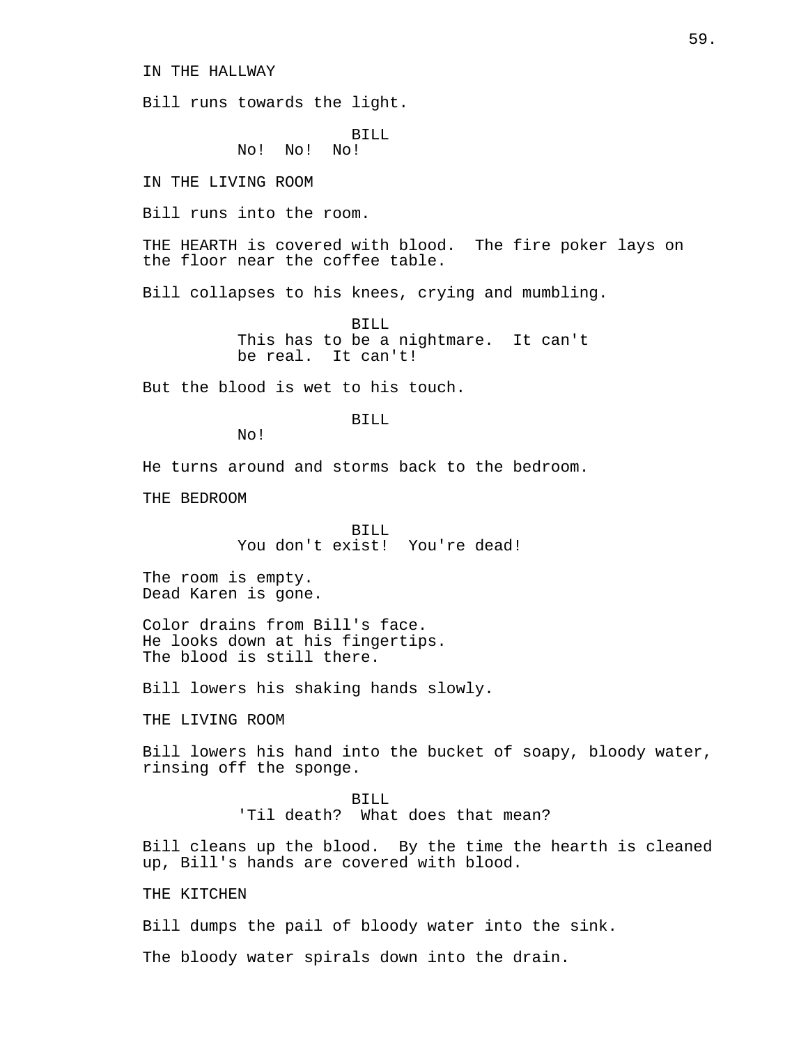IN THE HALLWAY

Bill runs towards the light.

BILL
No!  No!  No!

IN THE LIVING ROOM

Bill runs into the room.

THE HEARTH is covered with blood.  The fire poker lays on the floor near the coffee table.

Bill collapses to his knees, crying and mumbling.

BILL
This has to be a nightmare.  It can't be real.  It can't!

But the blood is wet to his touch.

BILL
No!

He turns around and storms back to the bedroom.

THE BEDROOM

BILL
You don't exist!  You're dead!

The room is empty.
Dead Karen is gone.

Color drains from Bill's face.
He looks down at his fingertips.
The blood is still there.

Bill lowers his shaking hands slowly.

THE LIVING ROOM

Bill lowers his hand into the bucket of soapy, bloody water, rinsing off the sponge.

BILL
'Til death?  What does that mean?

Bill cleans up the blood.  By the time the hearth is cleaned up, Bill's hands are covered with blood.

THE KITCHEN

Bill dumps the pail of bloody water into the sink.

The bloody water spirals down into the drain.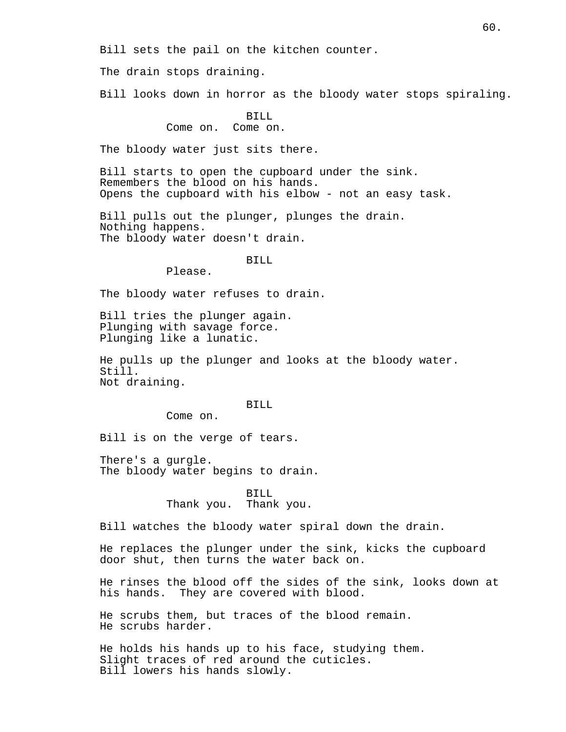Bill sets the pail on the kitchen counter.

The drain stops draining.

Bill looks down in horror as the bloody water stops spiraling.

BILL
Come on.  Come on.

The bloody water just sits there.

Bill starts to open the cupboard under the sink.
Remembers the blood on his hands.
Opens the cupboard with his elbow - not an easy task.

Bill pulls out the plunger, plunges the drain.
Nothing happens.
The bloody water doesn't drain.

BILL
Please.

The bloody water refuses to drain.

Bill tries the plunger again.
Plunging with savage force.
Plunging like a lunatic.

He pulls up the plunger and looks at the bloody water.
Still.
Not draining.

BILL
Come on.

Bill is on the verge of tears.

There's a gurgle.
The bloody water begins to drain.

BILL
Thank you.  Thank you.

Bill watches the bloody water spiral down the drain.

He replaces the plunger under the sink, kicks the cupboard door shut, then turns the water back on.

He rinses the blood off the sides of the sink, looks down at his hands.  They are covered with blood.

He scrubs them, but traces of the blood remain.
He scrubs harder.

He holds his hands up to his face, studying them.
Slight traces of red around the cuticles.
Bill lowers his hands slowly.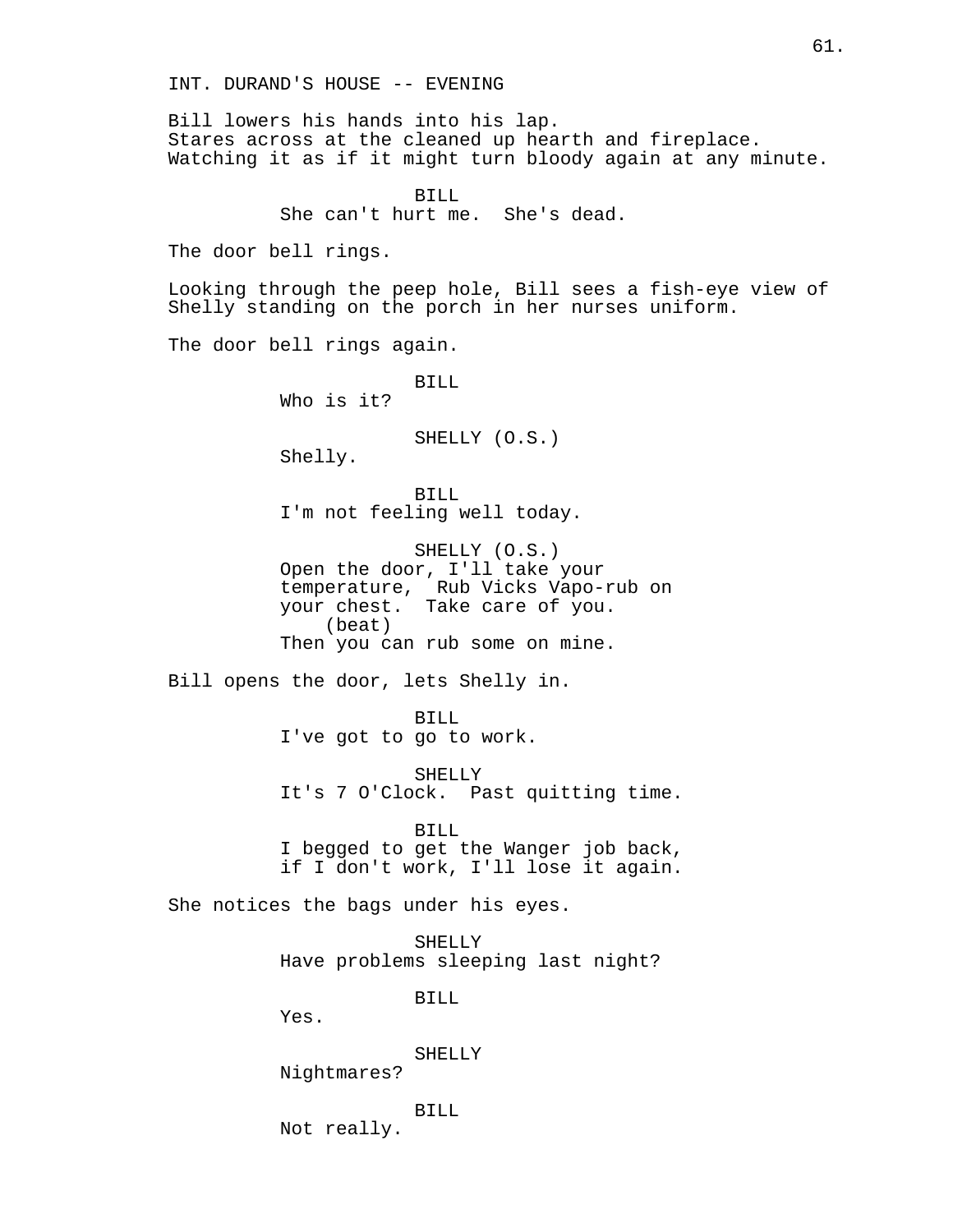INT. DURAND'S HOUSE -- EVENING

Bill lowers his hands into his lap.
Stares across at the cleaned up hearth and fireplace.
Watching it as if it might turn bloody again at any minute.

BILL
She can't hurt me. She's dead.

The door bell rings.

Looking through the peep hole, Bill sees a fish-eye view of Shelly standing on the porch in her nurses uniform.

The door bell rings again.

BILL
Who is it?

SHELLY (O.S.)
Shelly.

BILL
I'm not feeling well today.

SHELLY (O.S.)
Open the door, I'll take your temperature, Rub Vicks Vapo-rub on your chest. Take care of you.
(beat)
Then you can rub some on mine.

Bill opens the door, lets Shelly in.

BILL
I've got to go to work.

SHELLY
It's 7 O'Clock. Past quitting time.

BILL
I begged to get the Wanger job back, if I don't work, I'll lose it again.

She notices the bags under his eyes.

SHELLY
Have problems sleeping last night?

BILL
Yes.

SHELLY
Nightmares?

BILL
Not really.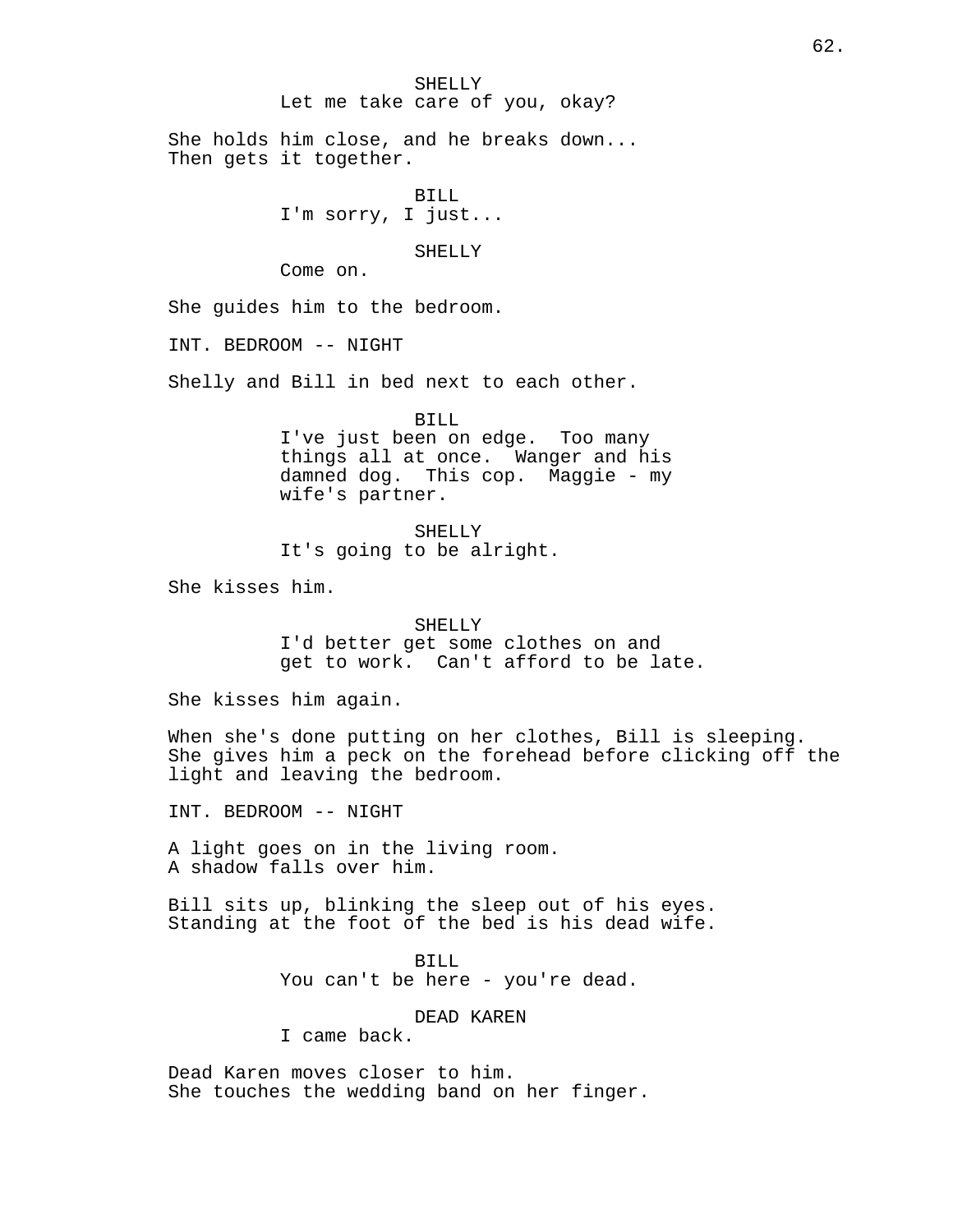SHELLY
Let me take care of you, okay?

She holds him close, and he breaks down...
Then gets it together.

BILL
I'm sorry, I just...

SHELLY
Come on.

She guides him to the bedroom.

INT. BEDROOM -- NIGHT

Shelly and Bill in bed next to each other.

BILL
I've just been on edge. Too many things all at once. Wanger and his damned dog. This cop. Maggie - my wife's partner.

SHELLY
It's going to be alright.

She kisses him.

SHELLY
I'd better get some clothes on and get to work. Can't afford to be late.

She kisses him again.

When she's done putting on her clothes, Bill is sleeping.
She gives him a peck on the forehead before clicking off the light and leaving the bedroom.

INT. BEDROOM -- NIGHT

A light goes on in the living room.
A shadow falls over him.

Bill sits up, blinking the sleep out of his eyes.
Standing at the foot of the bed is his dead wife.

BILL
You can't be here - you're dead.

DEAD KAREN
I came back.

Dead Karen moves closer to him.
She touches the wedding band on her finger.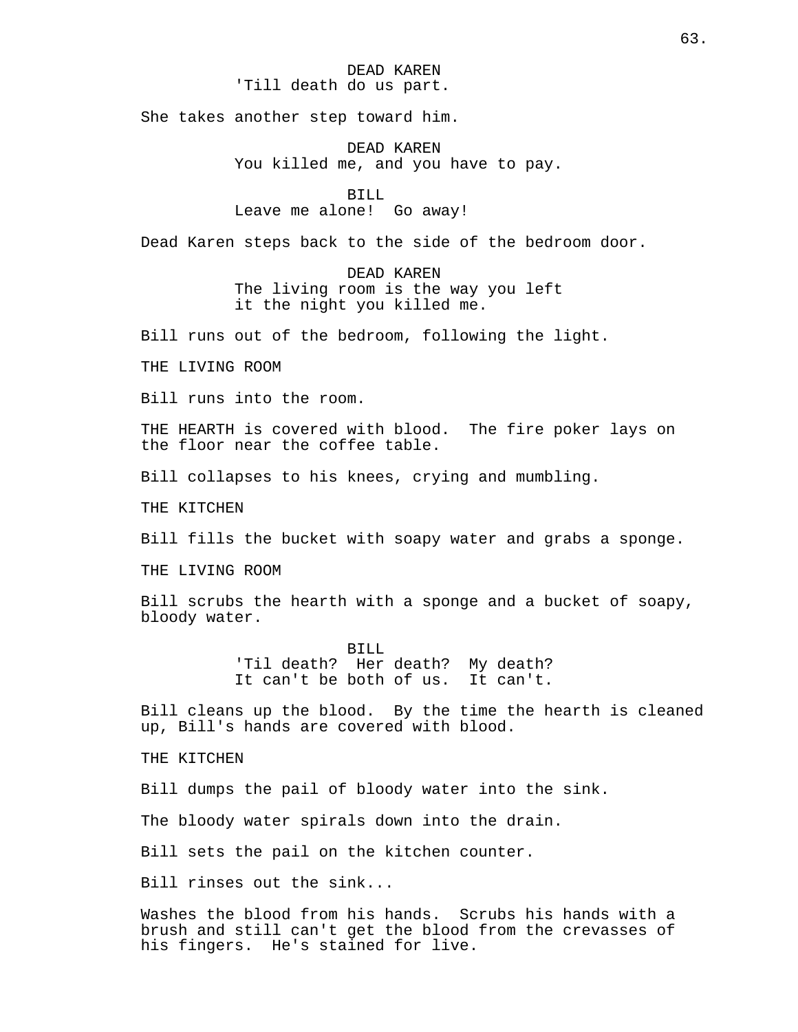DEAD KAREN
'Till death do us part.

She takes another step toward him.

DEAD KAREN
You killed me, and you have to pay.

BILL
Leave me alone!  Go away!

Dead Karen steps back to the side of the bedroom door.

DEAD KAREN
The living room is the way you left
it the night you killed me.

Bill runs out of the bedroom, following the light.

THE LIVING ROOM

Bill runs into the room.

THE HEARTH is covered with blood.  The fire poker lays on the floor near the coffee table.

Bill collapses to his knees, crying and mumbling.

THE KITCHEN

Bill fills the bucket with soapy water and grabs a sponge.

THE LIVING ROOM

Bill scrubs the hearth with a sponge and a bucket of soapy, bloody water.

BILL
'Til death?  Her death?  My death?
It can't be both of us.  It can't.

Bill cleans up the blood.  By the time the hearth is cleaned up, Bill's hands are covered with blood.

THE KITCHEN

Bill dumps the pail of bloody water into the sink.

The bloody water spirals down into the drain.

Bill sets the pail on the kitchen counter.

Bill rinses out the sink...

Washes the blood from his hands.  Scrubs his hands with a brush and still can't get the blood from the crevasses of his fingers.  He's stained for live.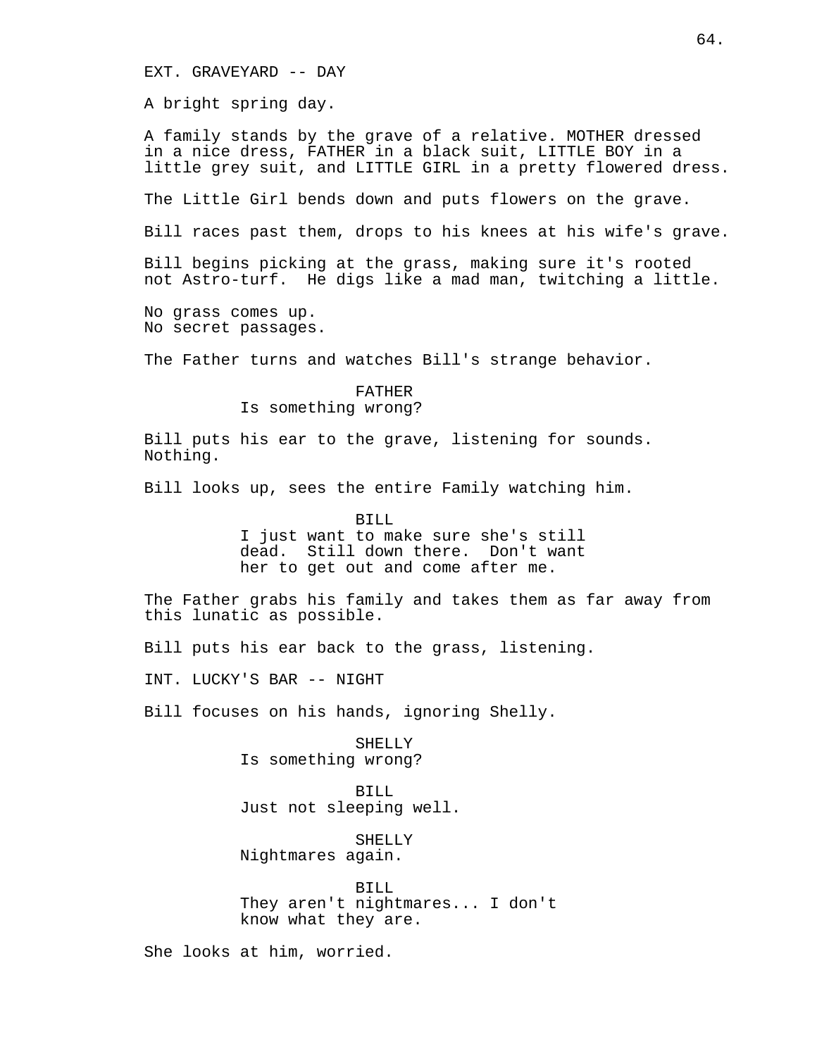EXT. GRAVEYARD -- DAY

A bright spring day.

A family stands by the grave of a relative. MOTHER dressed in a nice dress, FATHER in a black suit, LITTLE BOY in a little grey suit, and LITTLE GIRL in a pretty flowered dress.

The Little Girl bends down and puts flowers on the grave.

Bill races past them, drops to his knees at his wife's grave.

Bill begins picking at the grass, making sure it's rooted not Astro-turf. He digs like a mad man, twitching a little.

No grass comes up.
No secret passages.

The Father turns and watches Bill's strange behavior.

FATHER
Is something wrong?

Bill puts his ear to the grave, listening for sounds. Nothing.

Bill looks up, sees the entire Family watching him.

BILL
I just want to make sure she's still dead. Still down there. Don't want her to get out and come after me.

The Father grabs his family and takes them as far away from this lunatic as possible.

Bill puts his ear back to the grass, listening.

INT. LUCKY'S BAR -- NIGHT

Bill focuses on his hands, ignoring Shelly.

SHELLY
Is something wrong?

BILL
Just not sleeping well.

SHELLY
Nightmares again.

BILL
They aren't nightmares... I don't know what they are.

She looks at him, worried.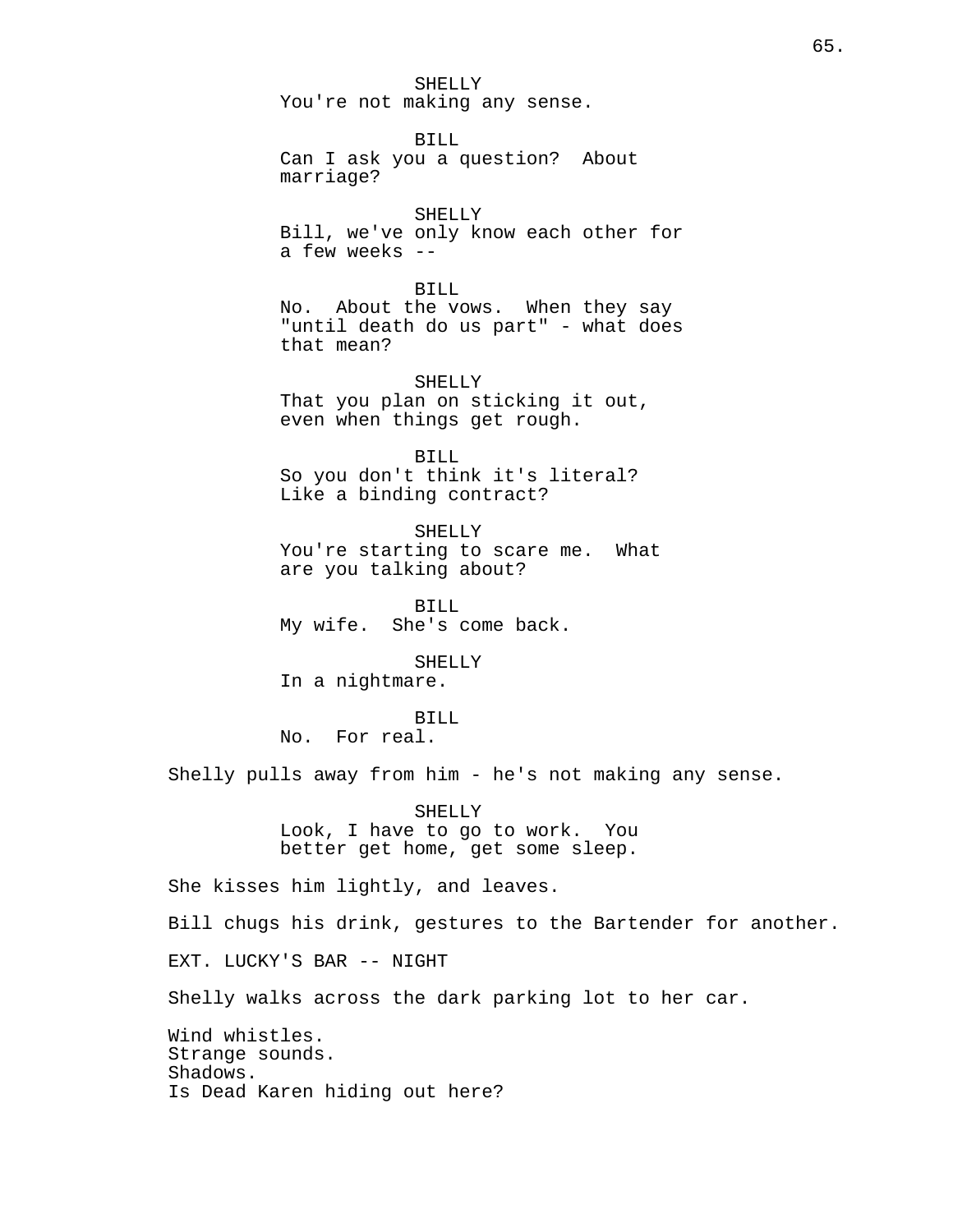SHELLY
You're not making any sense.

BILL
Can I ask you a question? About marriage?

SHELLY
Bill, we've only know each other for a few weeks --

BILL
No. About the vows. When they say "until death do us part" - what does that mean?

SHELLY
That you plan on sticking it out, even when things get rough.

BILL
So you don't think it's literal? Like a binding contract?

SHELLY
You're starting to scare me. What are you talking about?

BILL
My wife. She's come back.

SHELLY
In a nightmare.

BILL
No. For real.

Shelly pulls away from him - he's not making any sense.

SHELLY
Look, I have to go to work. You better get home, get some sleep.

She kisses him lightly, and leaves.

Bill chugs his drink, gestures to the Bartender for another.

EXT. LUCKY'S BAR -- NIGHT

Shelly walks across the dark parking lot to her car.

Wind whistles.
Strange sounds.
Shadows.
Is Dead Karen hiding out here?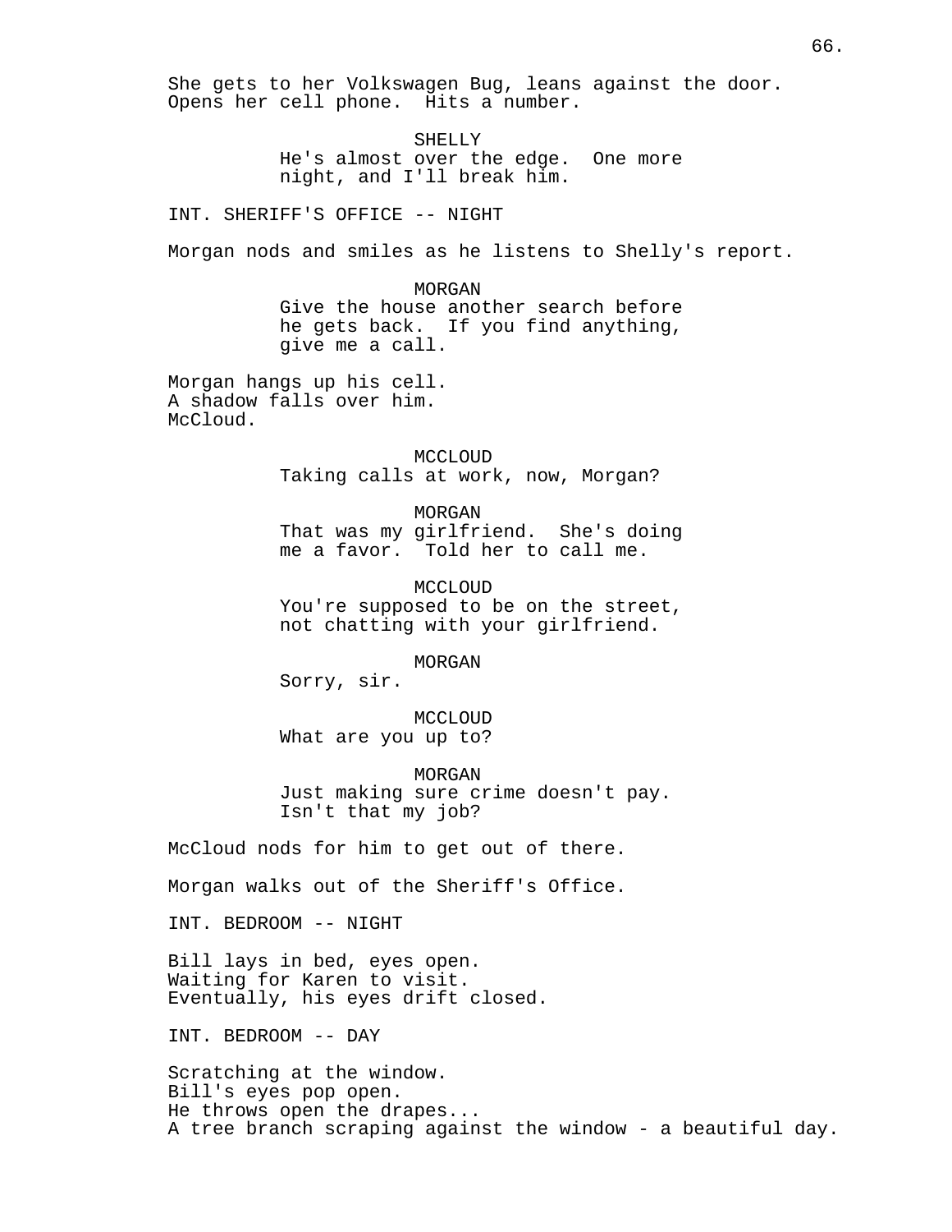She gets to her Volkswagen Bug, leans against the door. Opens her cell phone. Hits a number.

SHELLY
He's almost over the edge. One more night, and I'll break him.

INT. SHERIFF'S OFFICE -- NIGHT

Morgan nods and smiles as he listens to Shelly's report.

MORGAN
Give the house another search before he gets back. If you find anything, give me a call.

Morgan hangs up his cell.
A shadow falls over him.
McCloud.

MCCLOUD
Taking calls at work, now, Morgan?

MORGAN
That was my girlfriend. She's doing me a favor. Told her to call me.

MCCLOUD
You're supposed to be on the street, not chatting with your girlfriend.

MORGAN
Sorry, sir.

MCCLOUD
What are you up to?

MORGAN
Just making sure crime doesn't pay. Isn't that my job?

McCloud nods for him to get out of there.

Morgan walks out of the Sheriff's Office.

INT. BEDROOM -- NIGHT

Bill lays in bed, eyes open.
Waiting for Karen to visit.
Eventually, his eyes drift closed.

INT. BEDROOM -- DAY

Scratching at the window.
Bill's eyes pop open.
He throws open the drapes...
A tree branch scraping against the window - a beautiful day.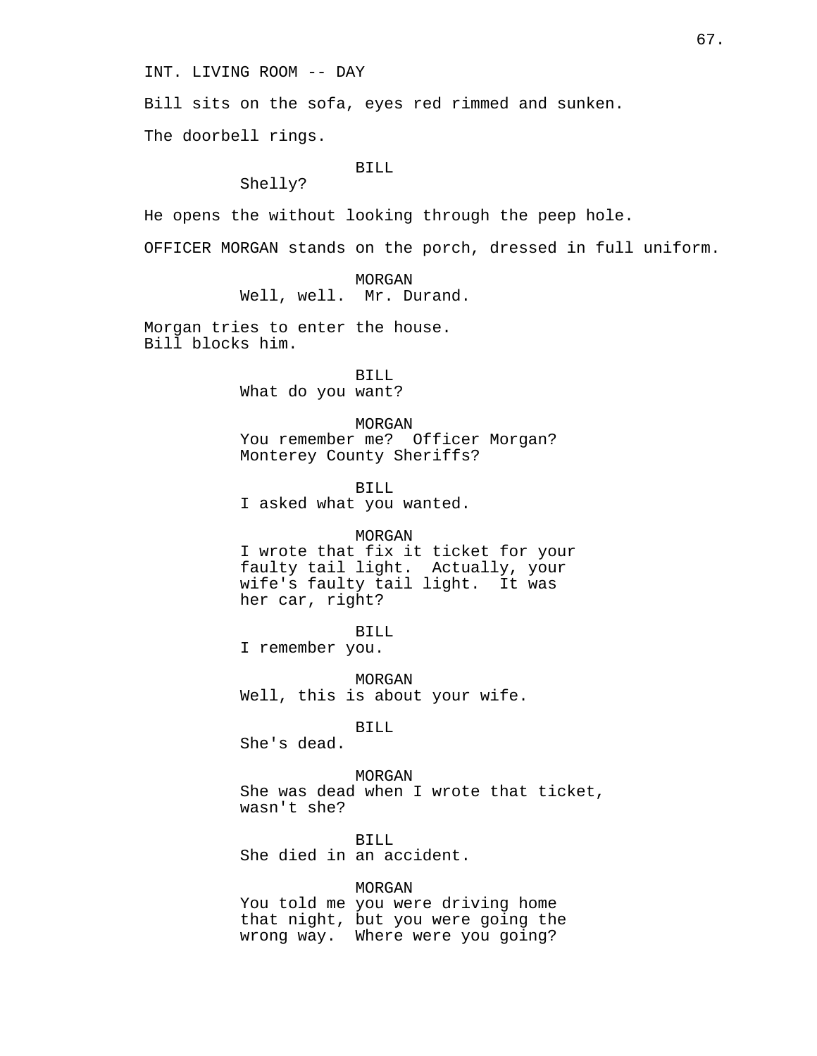INT. LIVING ROOM -- DAY

Bill sits on the sofa, eyes red rimmed and sunken.

The doorbell rings.

BILL
Shelly?

He opens the without looking through the peep hole.

OFFICER MORGAN stands on the porch, dressed in full uniform.

MORGAN
Well, well.  Mr. Durand.

Morgan tries to enter the house.
Bill blocks him.

BILL
What do you want?

MORGAN
You remember me?  Officer Morgan?
Monterey County Sheriffs?

BILL
I asked what you wanted.

MORGAN
I wrote that fix it ticket for your
faulty tail light.  Actually, your
wife's faulty tail light.  It was
her car, right?

BILL
I remember you.

MORGAN
Well, this is about your wife.

BILL
She's dead.

MORGAN
She was dead when I wrote that ticket,
wasn't she?

BILL
She died in an accident.

MORGAN
You told me you were driving home
that night, but you were going the
wrong way.  Where were you going?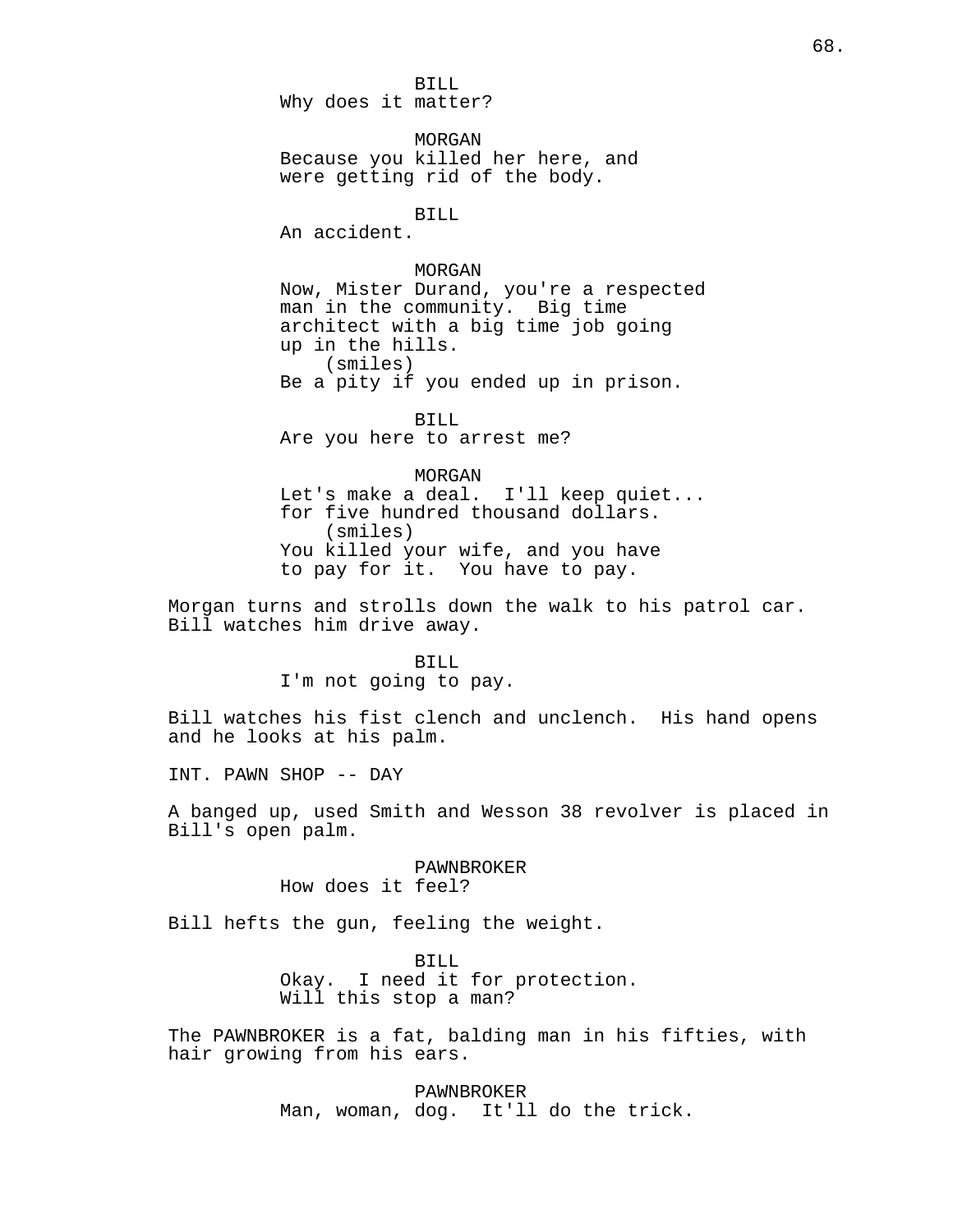BILL
Why does it matter?

MORGAN
Because you killed her here, and were getting rid of the body.

BILL
An accident.

MORGAN
Now, Mister Durand, you're a respected man in the community. Big time architect with a big time job going up in the hills.
(smiles)
Be a pity if you ended up in prison.

BILL
Are you here to arrest me?

MORGAN
Let's make a deal. I'll keep quiet... for five hundred thousand dollars.
(smiles)
You killed your wife, and you have to pay for it. You have to pay.

Morgan turns and strolls down the walk to his patrol car. Bill watches him drive away.

BILL
I'm not going to pay.

Bill watches his fist clench and unclench. His hand opens and he looks at his palm.

INT. PAWN SHOP -- DAY

A banged up, used Smith and Wesson 38 revolver is placed in Bill's open palm.

PAWNBROKER
How does it feel?

Bill hefts the gun, feeling the weight.

BILL
Okay. I need it for protection. Will this stop a man?

The PAWNBROKER is a fat, balding man in his fifties, with hair growing from his ears.

PAWNBROKER
Man, woman, dog. It'll do the trick.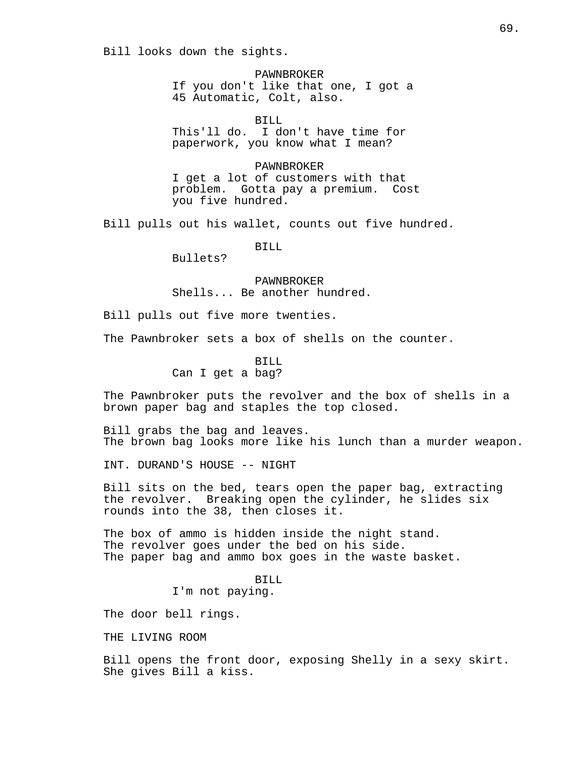Bill looks down the sights.

PAWNBROKER
If you don't like that one, I got a 45 Automatic, Colt, also.

BILL
This'll do.  I don't have time for paperwork, you know what I mean?

PAWNBROKER
I get a lot of customers with that problem.  Gotta pay a premium.  Cost you five hundred.

Bill pulls out his wallet, counts out five hundred.

BILL
Bullets?

PAWNBROKER
Shells... Be another hundred.

Bill pulls out five more twenties.

The Pawnbroker sets a box of shells on the counter.

BILL
Can I get a bag?

The Pawnbroker puts the revolver and the box of shells in a brown paper bag and staples the top closed.

Bill grabs the bag and leaves.
The brown bag looks more like his lunch than a murder weapon.

INT. DURAND'S HOUSE -- NIGHT

Bill sits on the bed, tears open the paper bag, extracting the revolver.  Breaking open the cylinder, he slides six rounds into the 38, then closes it.

The box of ammo is hidden inside the night stand.
The revolver goes under the bed on his side.
The paper bag and ammo box goes in the waste basket.

BILL
I'm not paying.

The door bell rings.

THE LIVING ROOM

Bill opens the front door, exposing Shelly in a sexy skirt.
She gives Bill a kiss.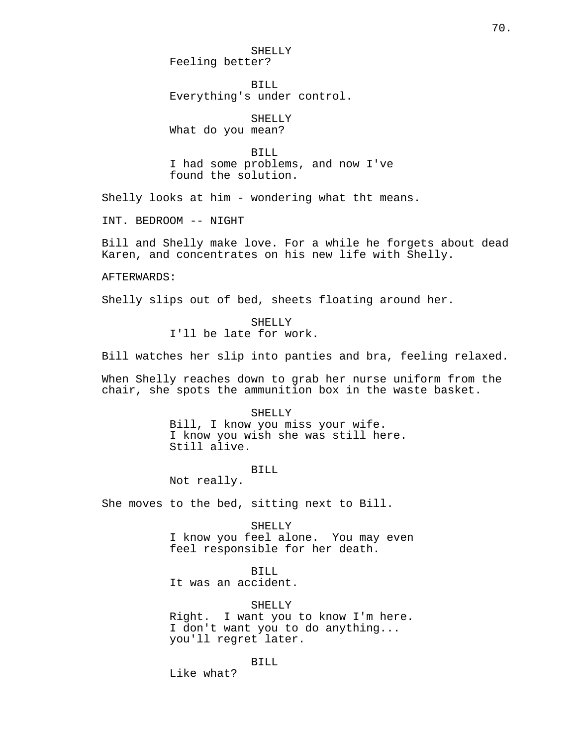SHELLY
Feeling better?

BILL
Everything's under control.

SHELLY
What do you mean?

BILL
I had some problems, and now I've
found the solution.

Shelly looks at him - wondering what tht means.

INT. BEDROOM -- NIGHT

Bill and Shelly make love. For a while he forgets about dead Karen, and concentrates on his new life with Shelly.

AFTERWARDS:

Shelly slips out of bed, sheets floating around her.

SHELLY
I'll be late for work.

Bill watches her slip into panties and bra, feeling relaxed.

When Shelly reaches down to grab her nurse uniform from the chair, she spots the ammunition box in the waste basket.

SHELLY
Bill, I know you miss your wife.
I know you wish she was still here.
Still alive.

BILL
Not really.

She moves to the bed, sitting next to Bill.

SHELLY
I know you feel alone.  You may even
feel responsible for her death.

BILL
It was an accident.

SHELLY
Right.  I want you to know I'm here.
I don't want you to do anything...
you'll regret later.

BILL
Like what?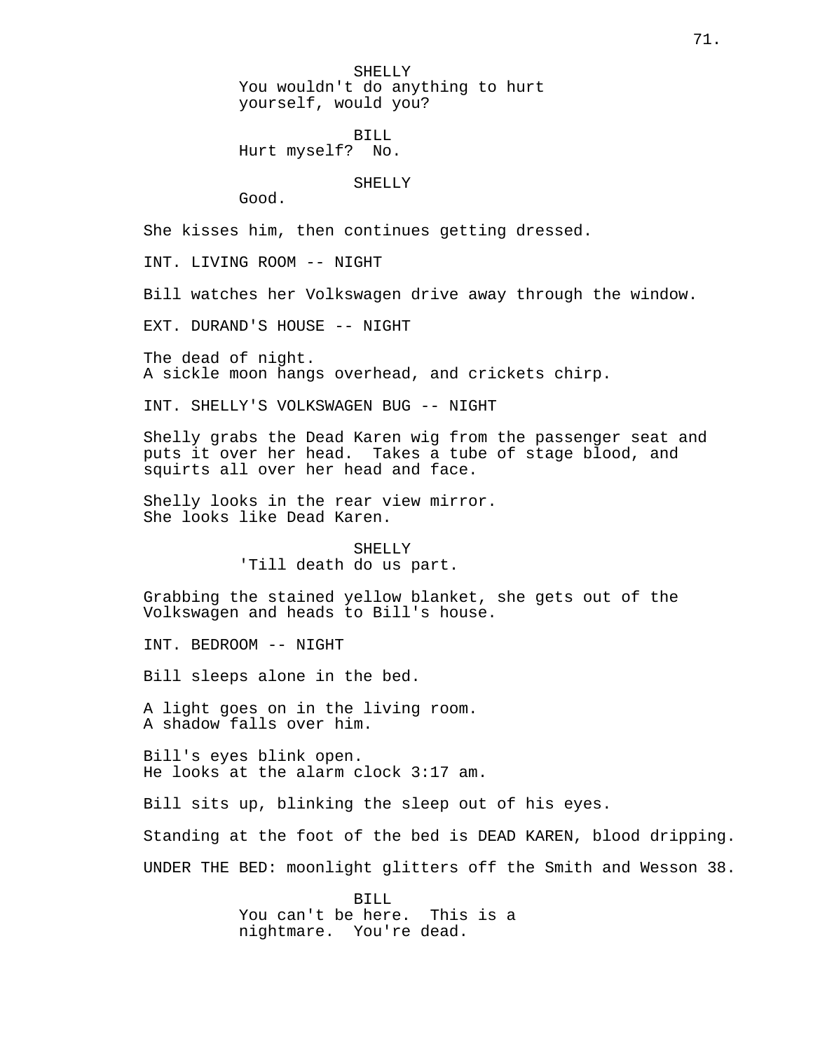SHELLY
You wouldn't do anything to hurt yourself, would you?

BILL
Hurt myself?  No.

SHELLY
Good.

She kisses him, then continues getting dressed.

INT. LIVING ROOM -- NIGHT

Bill watches her Volkswagen drive away through the window.

EXT. DURAND'S HOUSE -- NIGHT

The dead of night.
A sickle moon hangs overhead, and crickets chirp.

INT. SHELLY'S VOLKSWAGEN BUG -- NIGHT

Shelly grabs the Dead Karen wig from the passenger seat and puts it over her head.  Takes a tube of stage blood, and squirts all over her head and face.

Shelly looks in the rear view mirror.
She looks like Dead Karen.

SHELLY
'Till death do us part.

Grabbing the stained yellow blanket, she gets out of the Volkswagen and heads to Bill's house.

INT. BEDROOM -- NIGHT

Bill sleeps alone in the bed.

A light goes on in the living room.
A shadow falls over him.

Bill's eyes blink open.
He looks at the alarm clock 3:17 am.

Bill sits up, blinking the sleep out of his eyes.

Standing at the foot of the bed is DEAD KAREN, blood dripping.

UNDER THE BED: moonlight glitters off the Smith and Wesson 38.

BILL
You can't be here.  This is a nightmare.  You're dead.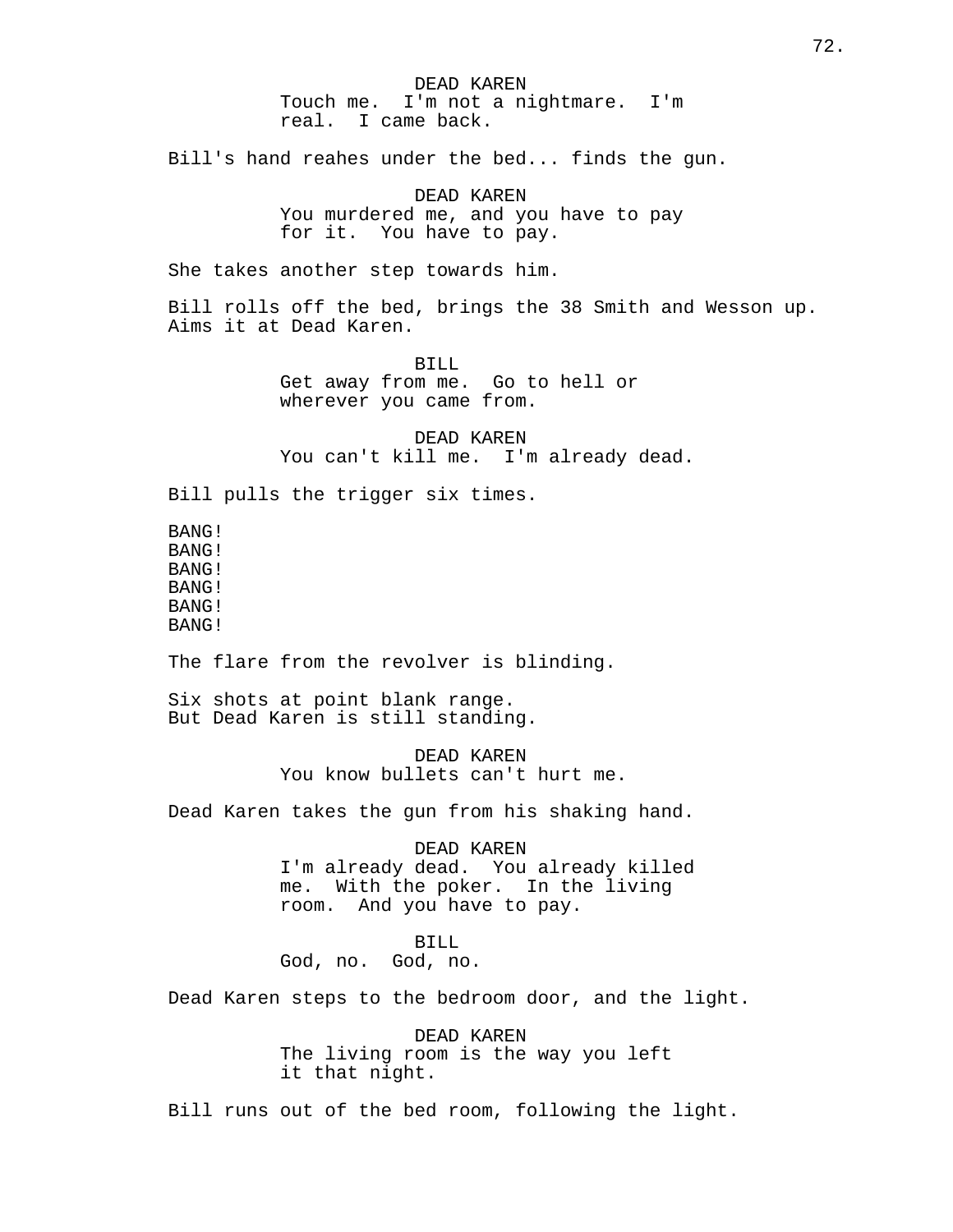DEAD KAREN
Touch me. I'm not a nightmare. I'm real. I came back.

Bill's hand reahes under the bed... finds the gun.

DEAD KAREN
You murdered me, and you have to pay for it. You have to pay.

She takes another step towards him.

Bill rolls off the bed, brings the 38 Smith and Wesson up. Aims it at Dead Karen.

BILL
Get away from me. Go to hell or wherever you came from.

DEAD KAREN
You can't kill me. I'm already dead.

Bill pulls the trigger six times.

BANG!
BANG!
BANG!
BANG!
BANG!
BANG!

The flare from the revolver is blinding.

Six shots at point blank range.
But Dead Karen is still standing.

DEAD KAREN
You know bullets can't hurt me.

Dead Karen takes the gun from his shaking hand.

DEAD KAREN
I'm already dead. You already killed me. With the poker. In the living room. And you have to pay.

BILL
God, no. God, no.

Dead Karen steps to the bedroom door, and the light.

DEAD KAREN
The living room is the way you left it that night.

Bill runs out of the bed room, following the light.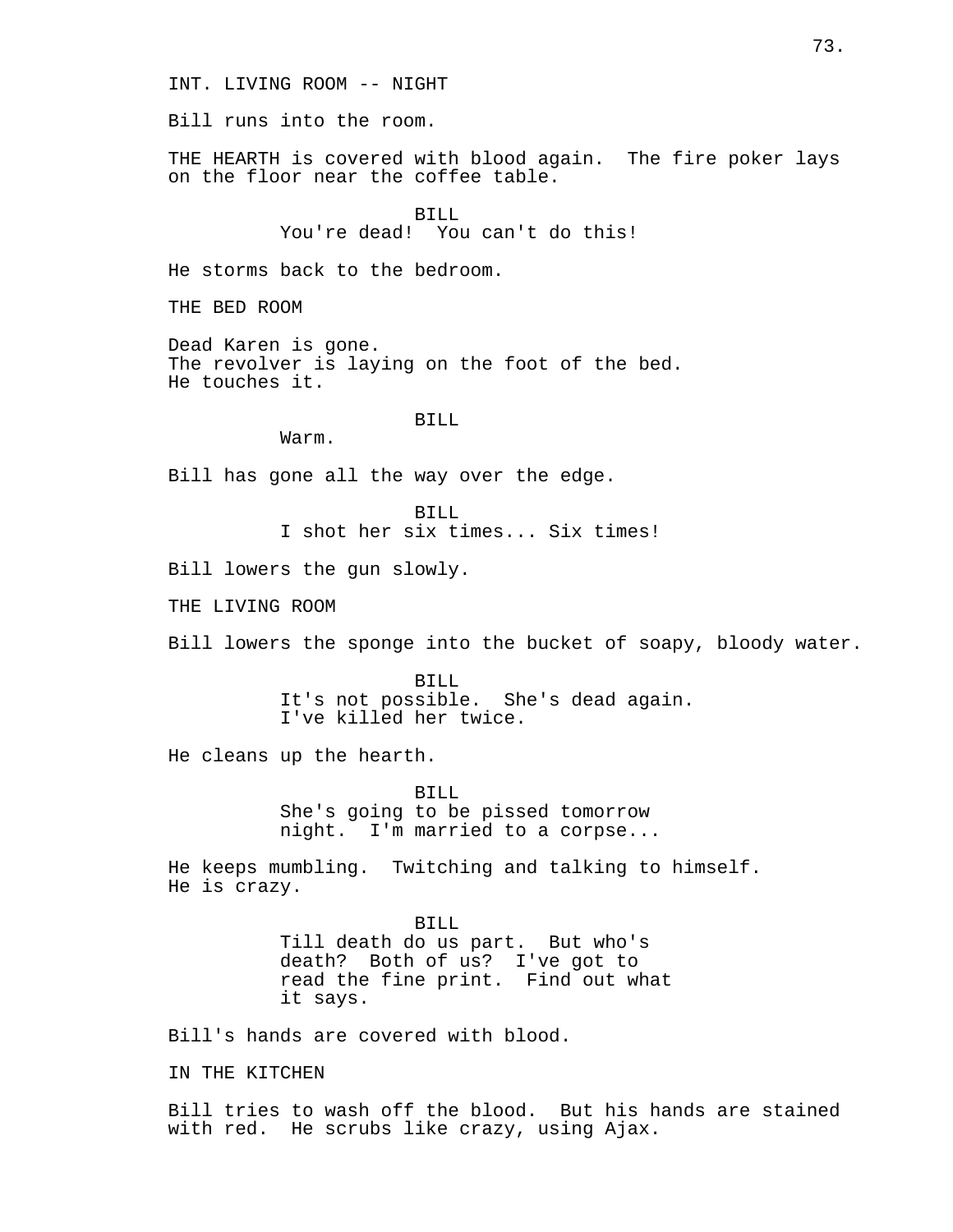INT. LIVING ROOM -- NIGHT

Bill runs into the room.

THE HEARTH is covered with blood again. The fire poker lays on the floor near the coffee table.

BILL
You're dead! You can't do this!

He storms back to the bedroom.

THE BED ROOM

Dead Karen is gone.
The revolver is laying on the foot of the bed.
He touches it.

BILL
Warm.

Bill has gone all the way over the edge.

BILL
I shot her six times... Six times!

Bill lowers the gun slowly.

THE LIVING ROOM

Bill lowers the sponge into the bucket of soapy, bloody water.

BILL
It's not possible. She's dead again. I've killed her twice.

He cleans up the hearth.

BILL
She's going to be pissed tomorrow night. I'm married to a corpse...

He keeps mumbling. Twitching and talking to himself.
He is crazy.

BILL
Till death do us part. But who's death? Both of us? I've got to read the fine print. Find out what it says.

Bill's hands are covered with blood.

IN THE KITCHEN

Bill tries to wash off the blood. But his hands are stained with red. He scrubs like crazy, using Ajax.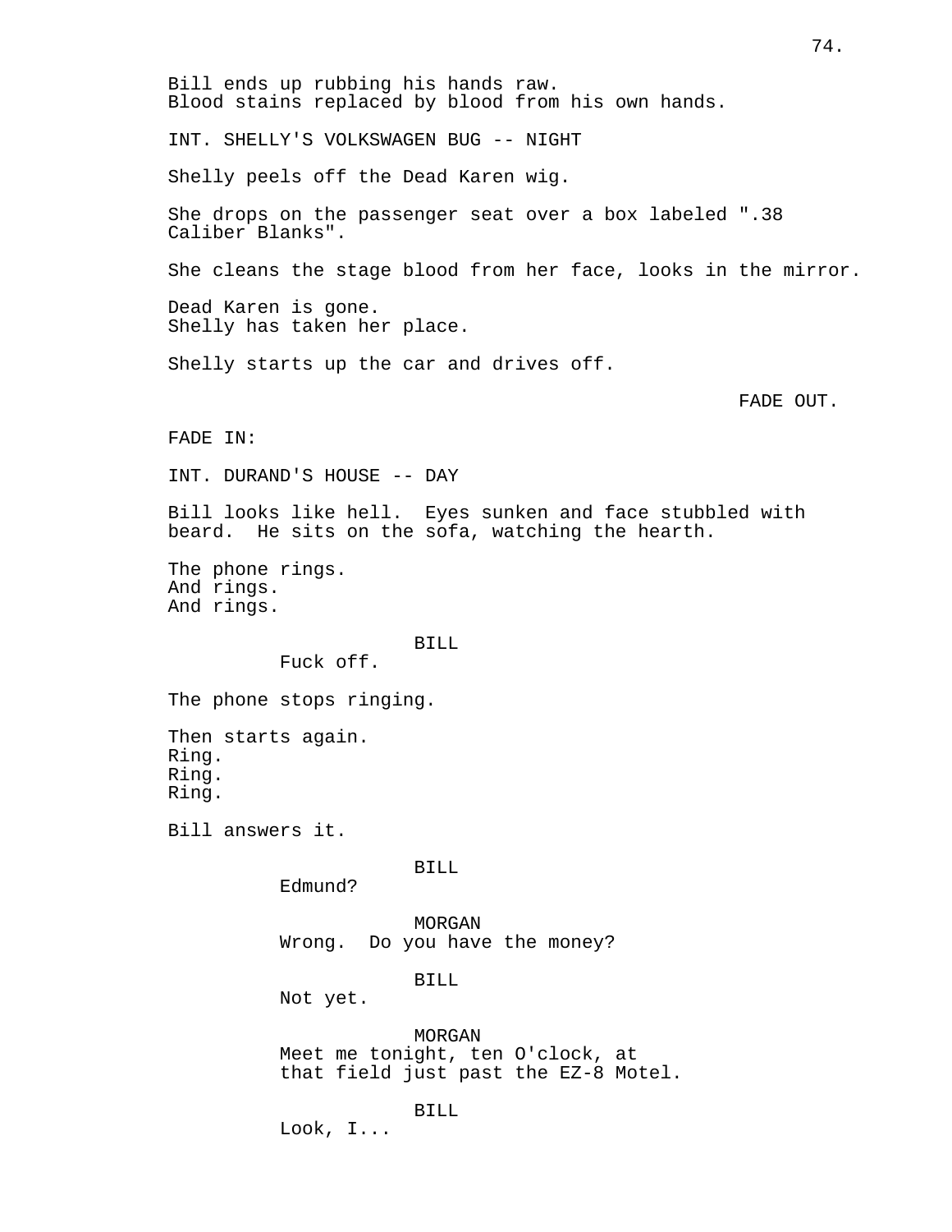Bill ends up rubbing his hands raw.
Blood stains replaced by blood from his own hands.

INT. SHELLY'S VOLKSWAGEN BUG -- NIGHT

Shelly peels off the Dead Karen wig.

She drops on the passenger seat over a box labeled ".38 Caliber Blanks".

She cleans the stage blood from her face, looks in the mirror.

Dead Karen is gone.
Shelly has taken her place.

Shelly starts up the car and drives off.

FADE OUT.

FADE IN:

INT. DURAND'S HOUSE -- DAY

Bill looks like hell. Eyes sunken and face stubbled with beard. He sits on the sofa, watching the hearth.

The phone rings.
And rings.
And rings.

BILL
Fuck off.

The phone stops ringing.

Then starts again.
Ring.
Ring.
Ring.

Bill answers it.

BILL
Edmund?

MORGAN
Wrong. Do you have the money?

BILL
Not yet.

MORGAN
Meet me tonight, ten O'clock, at that field just past the EZ-8 Motel.

BILL
Look, I...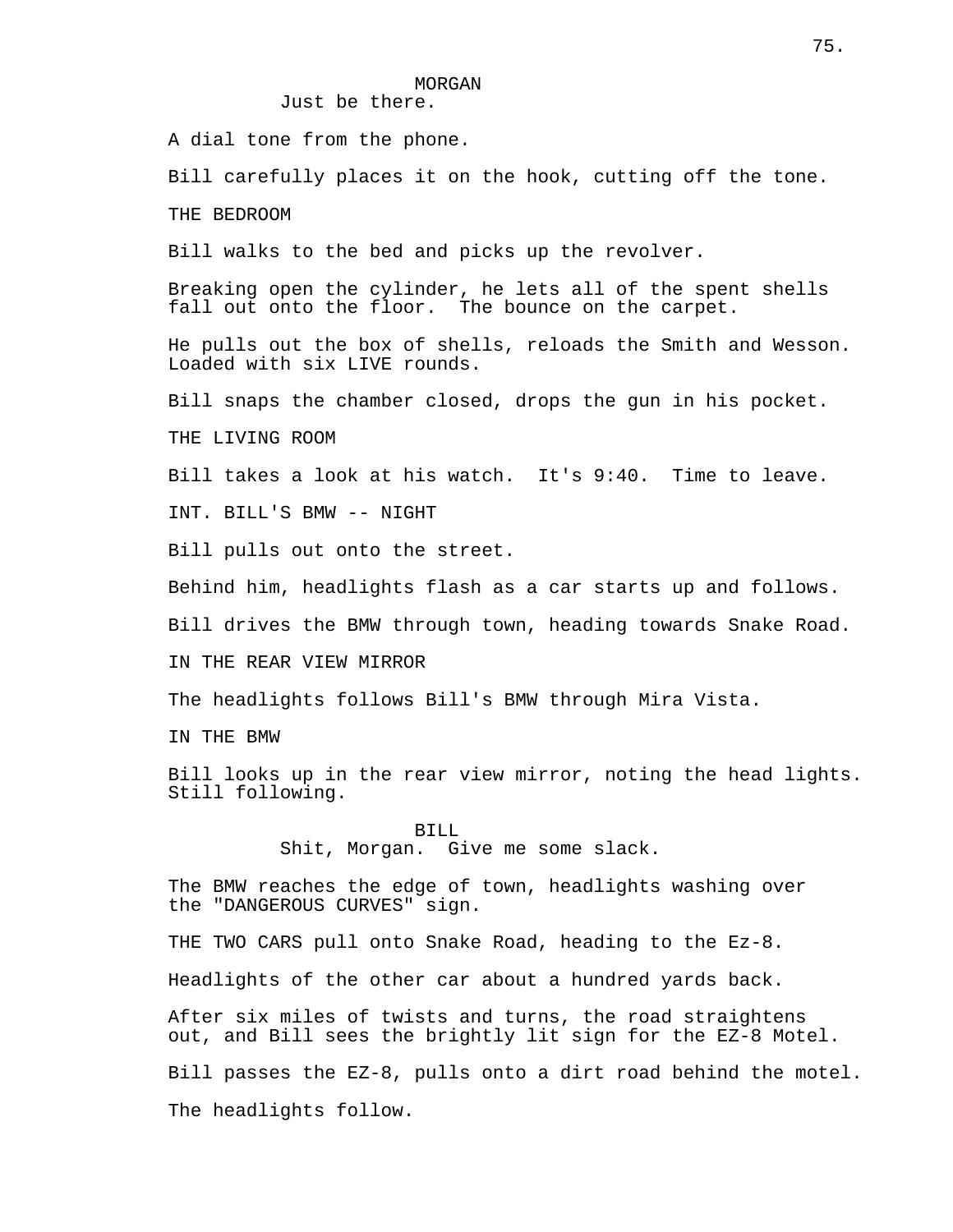MORGAN
Just be there.

A dial tone from the phone.

Bill carefully places it on the hook, cutting off the tone.

THE BEDROOM

Bill walks to the bed and picks up the revolver.

Breaking open the cylinder, he lets all of the spent shells fall out onto the floor.  The bounce on the carpet.

He pulls out the box of shells, reloads the Smith and Wesson. Loaded with six LIVE rounds.

Bill snaps the chamber closed, drops the gun in his pocket.

THE LIVING ROOM

Bill takes a look at his watch.  It's 9:40.  Time to leave.

INT. BILL'S BMW -- NIGHT

Bill pulls out onto the street.

Behind him, headlights flash as a car starts up and follows.

Bill drives the BMW through town, heading towards Snake Road.

IN THE REAR VIEW MIRROR

The headlights follows Bill's BMW through Mira Vista.

IN THE BMW

Bill looks up in the rear view mirror, noting the head lights. Still following.

BILL
Shit, Morgan.  Give me some slack.

The BMW reaches the edge of town, headlights washing over the "DANGEROUS CURVES" sign.

THE TWO CARS pull onto Snake Road, heading to the Ez-8.

Headlights of the other car about a hundred yards back.

After six miles of twists and turns, the road straightens out, and Bill sees the brightly lit sign for the EZ-8 Motel.

Bill passes the EZ-8, pulls onto a dirt road behind the motel.

The headlights follow.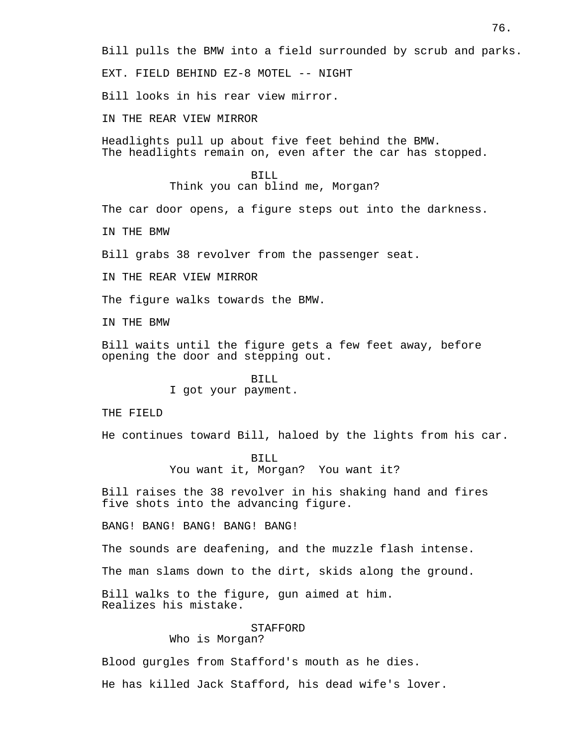Bill pulls the BMW into a field surrounded by scrub and parks.

EXT. FIELD BEHIND EZ-8 MOTEL -- NIGHT

Bill looks in his rear view mirror.

IN THE REAR VIEW MIRROR

Headlights pull up about five feet behind the BMW.
The headlights remain on, even after the car has stopped.

BILL
Think you can blind me, Morgan?

The car door opens, a figure steps out into the darkness.

IN THE BMW

Bill grabs 38 revolver from the passenger seat.

IN THE REAR VIEW MIRROR

The figure walks towards the BMW.

IN THE BMW

Bill waits until the figure gets a few feet away, before opening the door and stepping out.

BILL
I got your payment.

THE FIELD

He continues toward Bill, haloed by the lights from his car.

BILL
You want it, Morgan? You want it?

Bill raises the 38 revolver in his shaking hand and fires five shots into the advancing figure.

BANG! BANG! BANG! BANG! BANG!

The sounds are deafening, and the muzzle flash intense.

The man slams down to the dirt, skids along the ground.

Bill walks to the figure, gun aimed at him.
Realizes his mistake.

STAFFORD
Who is Morgan?

Blood gurgles from Stafford's mouth as he dies.

He has killed Jack Stafford, his dead wife's lover.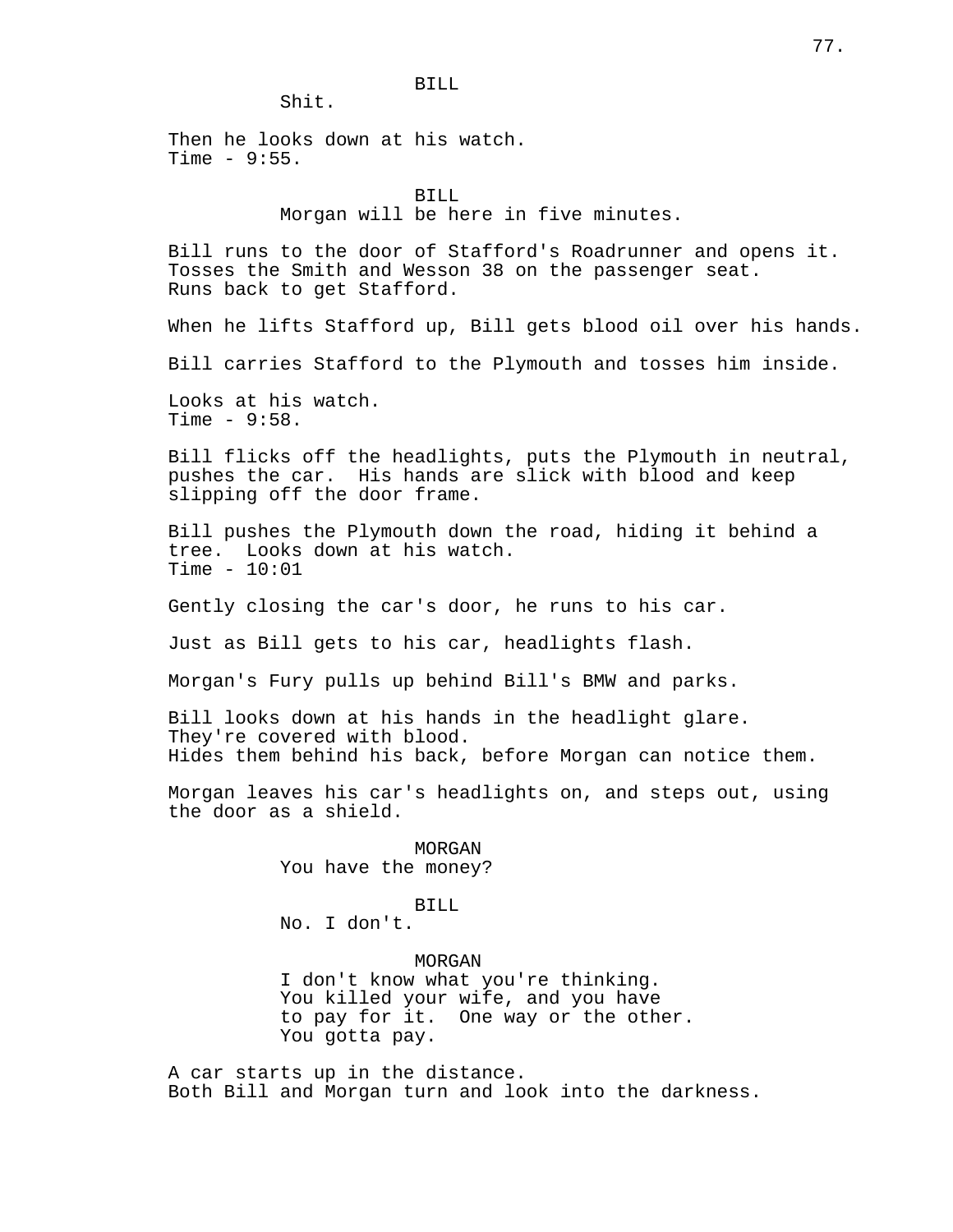BILL
Shit.

Then he looks down at his watch.
Time - 9:55.

BILL
Morgan will be here in five minutes.

Bill runs to the door of Stafford's Roadrunner and opens it.
Tosses the Smith and Wesson 38 on the passenger seat.
Runs back to get Stafford.

When he lifts Stafford up, Bill gets blood oil over his hands.

Bill carries Stafford to the Plymouth and tosses him inside.

Looks at his watch.
Time - 9:58.

Bill flicks off the headlights, puts the Plymouth in neutral, pushes the car. His hands are slick with blood and keep slipping off the door frame.

Bill pushes the Plymouth down the road, hiding it behind a tree. Looks down at his watch.
Time - 10:01

Gently closing the car's door, he runs to his car.

Just as Bill gets to his car, headlights flash.

Morgan's Fury pulls up behind Bill's BMW and parks.

Bill looks down at his hands in the headlight glare.
They're covered with blood.
Hides them behind his back, before Morgan can notice them.

Morgan leaves his car's headlights on, and steps out, using the door as a shield.

MORGAN
You have the money?

BILL
No. I don't.

MORGAN
I don't know what you're thinking.
You killed your wife, and you have
to pay for it. One way or the other.
You gotta pay.

A car starts up in the distance.
Both Bill and Morgan turn and look into the darkness.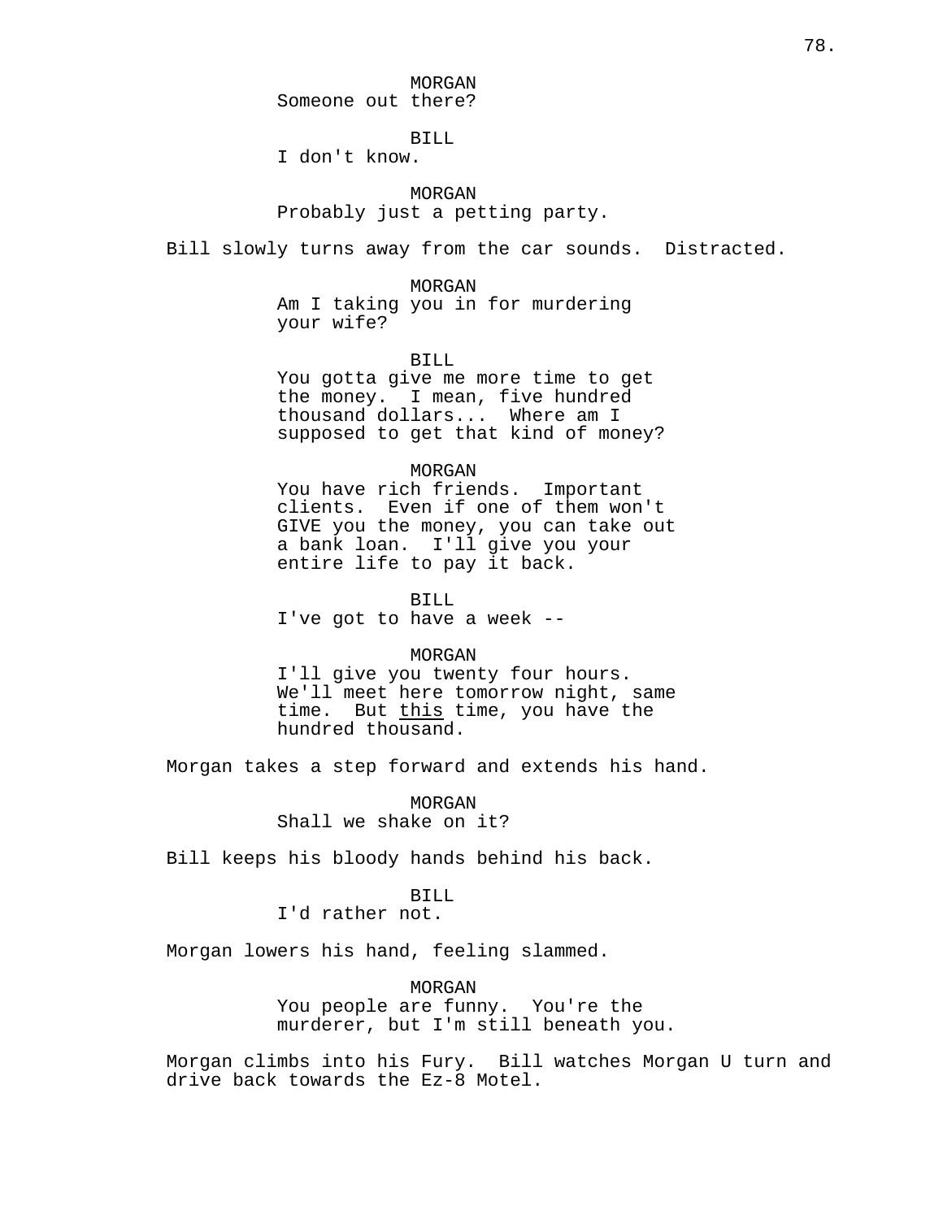MORGAN
Someone out there?

BILL
I don't know.

MORGAN
Probably just a petting party.

Bill slowly turns away from the car sounds.  Distracted.

MORGAN
Am I taking you in for murdering your wife?

BILL
You gotta give me more time to get the money.  I mean, five hundred thousand dollars...  Where am I supposed to get that kind of money?

MORGAN
You have rich friends.  Important clients.  Even if one of them won't GIVE you the money, you can take out a bank loan.  I'll give you your entire life to pay it back.

BILL
I've got to have a week --

MORGAN
I'll give you twenty four hours. We'll meet here tomorrow night, same time.  But *this* time, you have the hundred thousand.

Morgan takes a step forward and extends his hand.

MORGAN
Shall we shake on it?

Bill keeps his bloody hands behind his back.

BILL
I'd rather not.

Morgan lowers his hand, feeling slammed.

MORGAN
You people are funny.  You're the murderer, but I'm still beneath you.

Morgan climbs into his Fury.  Bill watches Morgan U turn and drive back towards the Ez-8 Motel.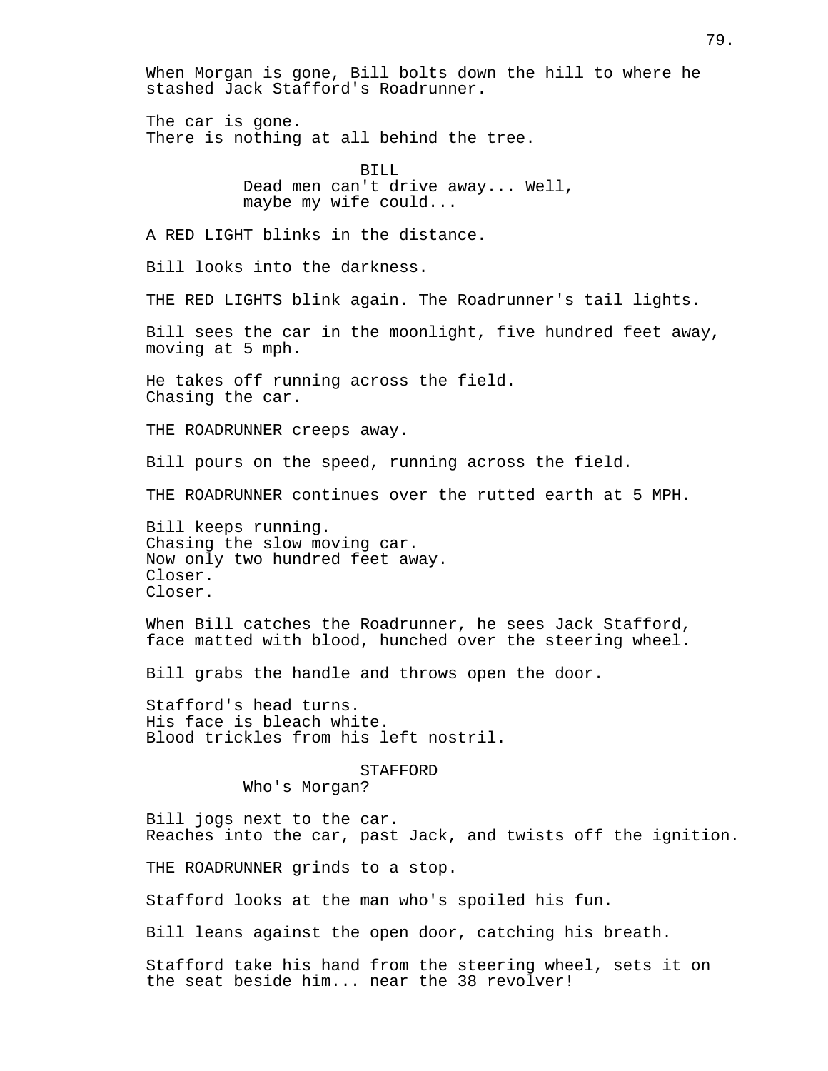When Morgan is gone, Bill bolts down the hill to where he stashed Jack Stafford's Roadrunner.

The car is gone.
There is nothing at all behind the tree.

BILL
Dead men can't drive away... Well, maybe my wife could...

A RED LIGHT blinks in the distance.

Bill looks into the darkness.

THE RED LIGHTS blink again. The Roadrunner's tail lights.

Bill sees the car in the moonlight, five hundred feet away, moving at 5 mph.

He takes off running across the field.
Chasing the car.

THE ROADRUNNER creeps away.

Bill pours on the speed, running across the field.

THE ROADRUNNER continues over the rutted earth at 5 MPH.

Bill keeps running.
Chasing the slow moving car.
Now only two hundred feet away.
Closer.
Closer.

When Bill catches the Roadrunner, he sees Jack Stafford, face matted with blood, hunched over the steering wheel.

Bill grabs the handle and throws open the door.

Stafford's head turns.
His face is bleach white.
Blood trickles from his left nostril.

STAFFORD
Who's Morgan?

Bill jogs next to the car.
Reaches into the car, past Jack, and twists off the ignition.

THE ROADRUNNER grinds to a stop.

Stafford looks at the man who's spoiled his fun.

Bill leans against the open door, catching his breath.

Stafford take his hand from the steering wheel, sets it on the seat beside him... near the 38 revolver!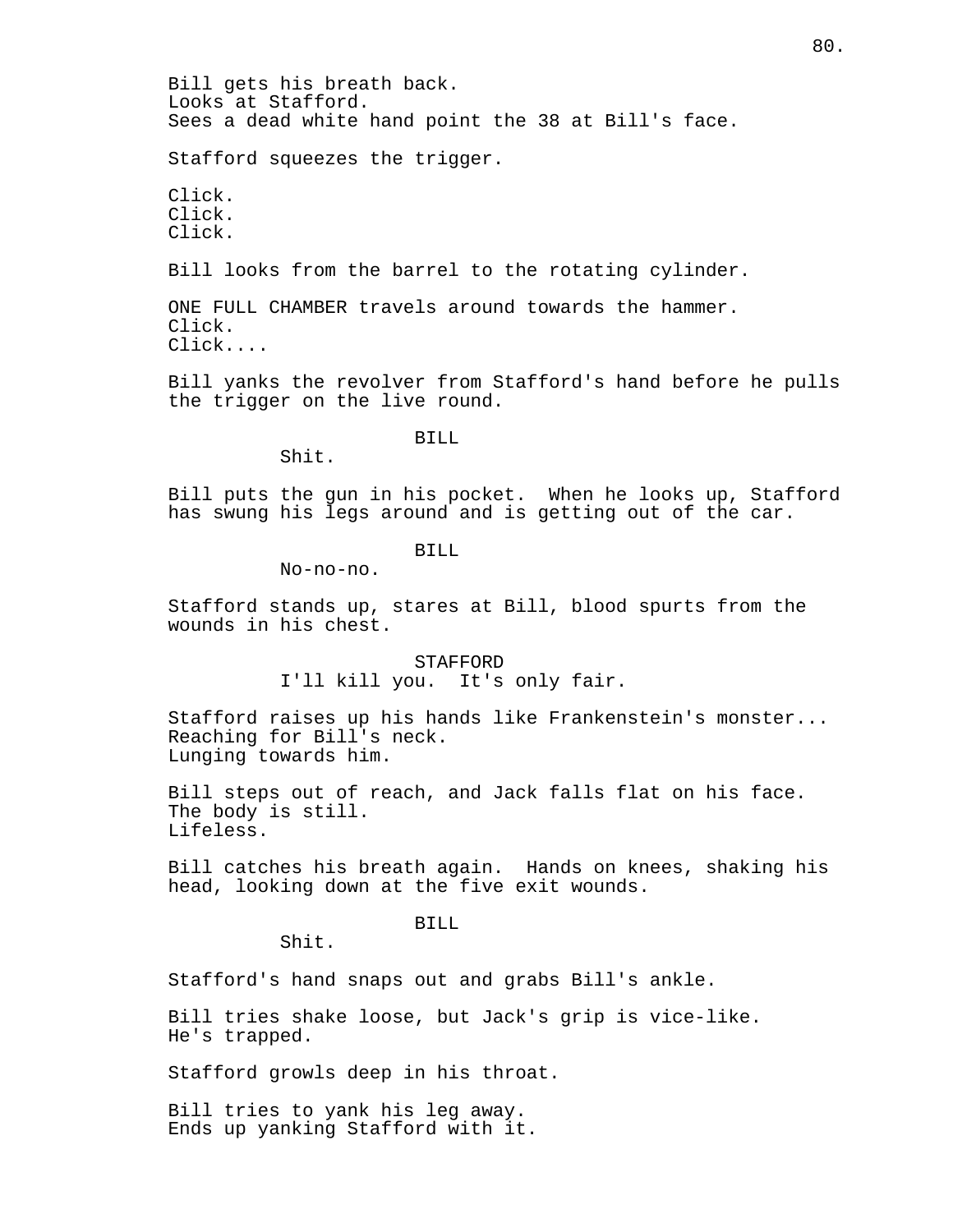Bill gets his breath back.
Looks at Stafford.
Sees a dead white hand point the 38 at Bill's face.

Stafford squeezes the trigger.

Click.
Click.
Click.

Bill looks from the barrel to the rotating cylinder.

ONE FULL CHAMBER travels around towards the hammer.
Click.
Click....

Bill yanks the revolver from Stafford's hand before he pulls the trigger on the live round.

BILL
Shit.

Bill puts the gun in his pocket. When he looks up, Stafford has swung his legs around and is getting out of the car.

BILL
No-no-no.

Stafford stands up, stares at Bill, blood spurts from the wounds in his chest.

STAFFORD
I'll kill you. It's only fair.

Stafford raises up his hands like Frankenstein's monster...
Reaching for Bill's neck.
Lunging towards him.

Bill steps out of reach, and Jack falls flat on his face.
The body is still.
Lifeless.

Bill catches his breath again. Hands on knees, shaking his head, looking down at the five exit wounds.

BILL
Shit.

Stafford's hand snaps out and grabs Bill's ankle.

Bill tries shake loose, but Jack's grip is vice-like.
He's trapped.

Stafford growls deep in his throat.

Bill tries to yank his leg away.
Ends up yanking Stafford with it.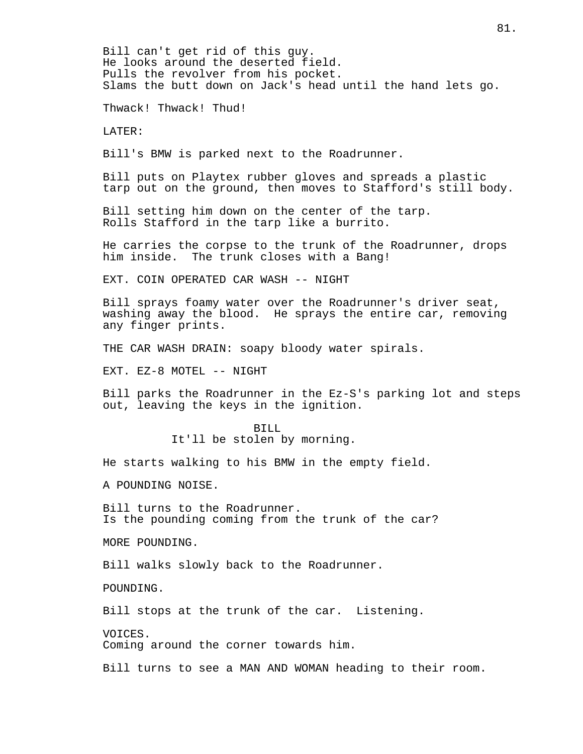Bill can't get rid of this guy.
He looks around the deserted field.
Pulls the revolver from his pocket.
Slams the butt down on Jack's head until the hand lets go.

Thwack! Thwack! Thud!

LATER:

Bill's BMW is parked next to the Roadrunner.

Bill puts on Playtex rubber gloves and spreads a plastic tarp out on the ground, then moves to Stafford's still body.

Bill setting him down on the center of the tarp.
Rolls Stafford in the tarp like a burrito.

He carries the corpse to the trunk of the Roadrunner, drops him inside.  The trunk closes with a Bang!

EXT. COIN OPERATED CAR WASH -- NIGHT

Bill sprays foamy water over the Roadrunner's driver seat, washing away the blood.  He sprays the entire car, removing any finger prints.

THE CAR WASH DRAIN: soapy bloody water spirals.

EXT. EZ-8 MOTEL -- NIGHT

Bill parks the Roadrunner in the Ez-S's parking lot and steps out, leaving the keys in the ignition.

BILL
It'll be stolen by morning.

He starts walking to his BMW in the empty field.

A POUNDING NOISE.

Bill turns to the Roadrunner.
Is the pounding coming from the trunk of the car?

MORE POUNDING.

Bill walks slowly back to the Roadrunner.

POUNDING.

Bill stops at the trunk of the car.  Listening.

VOICES.
Coming around the corner towards him.

Bill turns to see a MAN AND WOMAN heading to their room.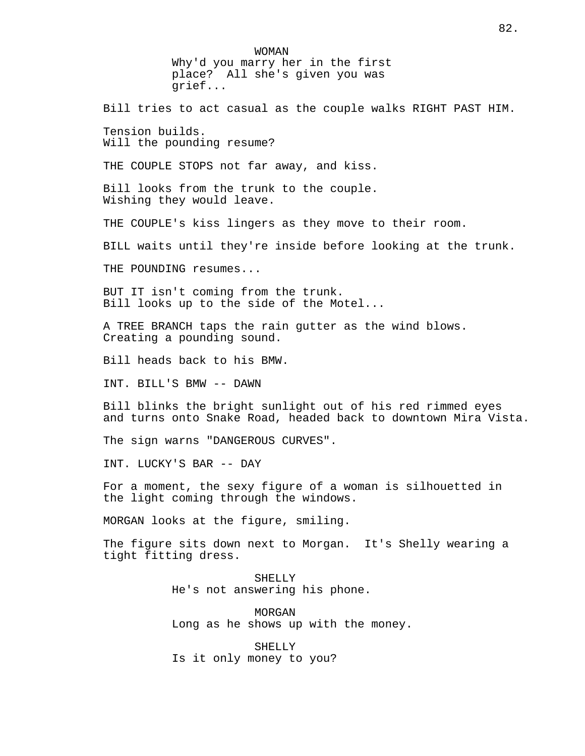WOMAN
Why'd you marry her in the first place? All she's given you was grief...

Bill tries to act casual as the couple walks RIGHT PAST HIM.

Tension builds.
Will the pounding resume?

THE COUPLE STOPS not far away, and kiss.

Bill looks from the trunk to the couple.
Wishing they would leave.

THE COUPLE's kiss lingers as they move to their room.

BILL waits until they're inside before looking at the trunk.

THE POUNDING resumes...

BUT IT isn't coming from the trunk.
Bill looks up to the side of the Motel...

A TREE BRANCH taps the rain gutter as the wind blows.
Creating a pounding sound.

Bill heads back to his BMW.

INT. BILL'S BMW -- DAWN

Bill blinks the bright sunlight out of his red rimmed eyes and turns onto Snake Road, headed back to downtown Mira Vista.

The sign warns "DANGEROUS CURVES".

INT. LUCKY'S BAR -- DAY

For a moment, the sexy figure of a woman is silhouetted in the light coming through the windows.

MORGAN looks at the figure, smiling.

The figure sits down next to Morgan. It's Shelly wearing a tight fitting dress.

SHELLY
He's not answering his phone.

MORGAN
Long as he shows up with the money.

SHELLY
Is it only money to you?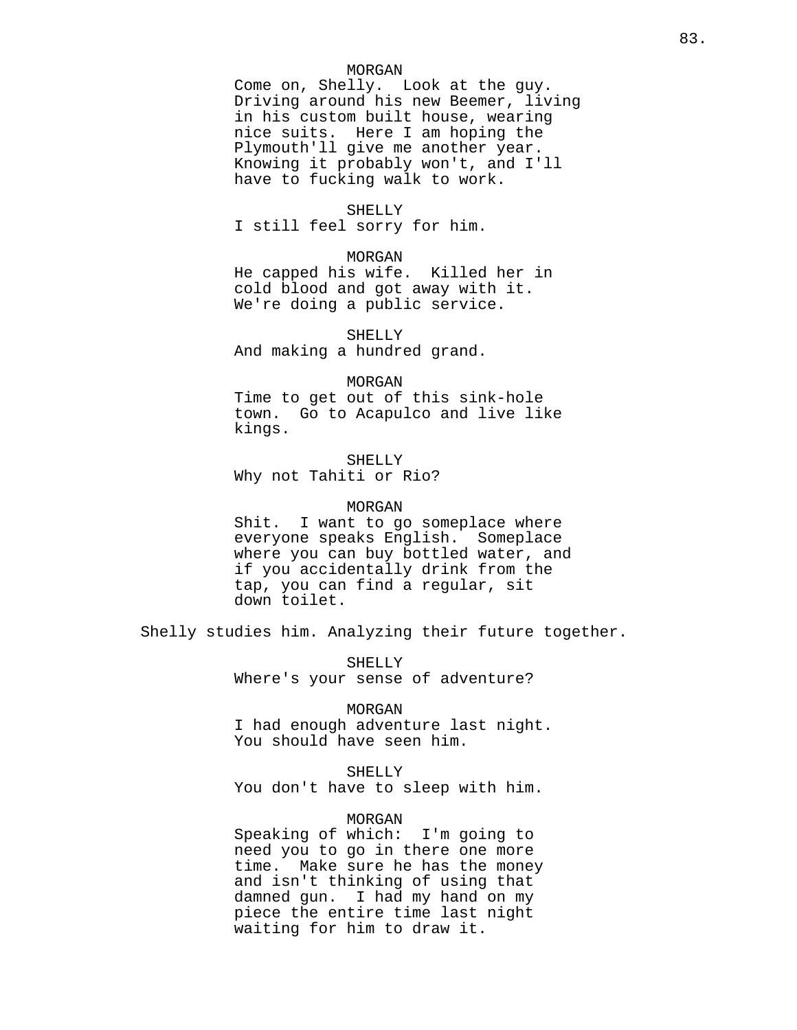MORGAN
Come on, Shelly.  Look at the guy. Driving around his new Beemer, living in his custom built house, wearing nice suits.  Here I am hoping the Plymouth'll give me another year. Knowing it probably won't, and I'll have to fucking walk to work.

SHELLY
I still feel sorry for him.

MORGAN
He capped his wife.  Killed her in cold blood and got away with it. We're doing a public service.

SHELLY
And making a hundred grand.

MORGAN
Time to get out of this sink-hole town.  Go to Acapulco and live like kings.

SHELLY
Why not Tahiti or Rio?

MORGAN
Shit.  I want to go someplace where everyone speaks English.  Someplace where you can buy bottled water, and if you accidentally drink from the tap, you can find a regular, sit down toilet.

Shelly studies him. Analyzing their future together.

SHELLY
Where's your sense of adventure?

MORGAN
I had enough adventure last night. You should have seen him.

SHELLY
You don't have to sleep with him.

MORGAN
Speaking of which:  I'm going to need you to go in there one more time.  Make sure he has the money and isn't thinking of using that damned gun.  I had my hand on my piece the entire time last night waiting for him to draw it.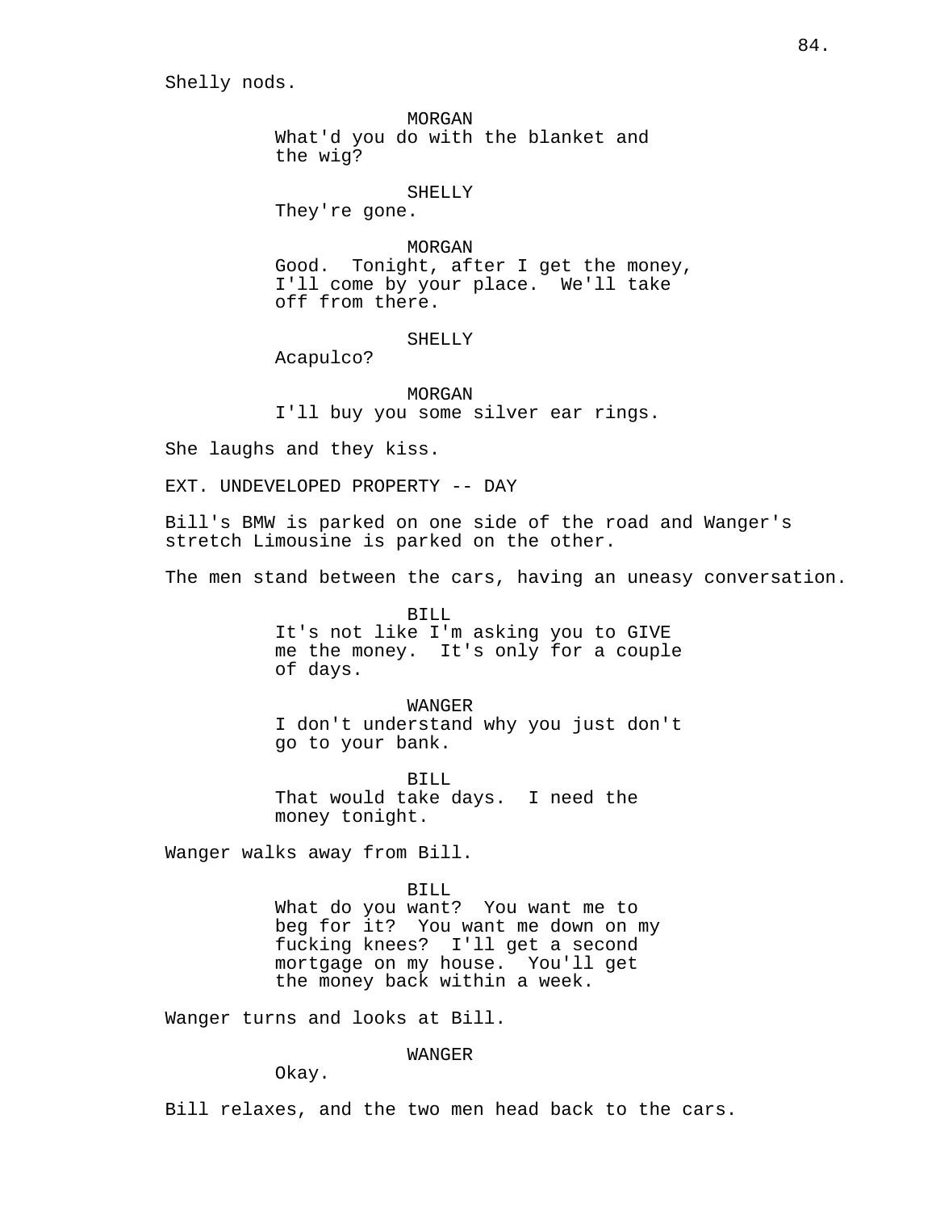Shelly nods.

MORGAN
What'd you do with the blanket and the wig?

SHELLY
They're gone.

MORGAN
Good. Tonight, after I get the money, I'll come by your place. We'll take off from there.

SHELLY
Acapulco?

MORGAN
I'll buy you some silver ear rings.

She laughs and they kiss.

EXT. UNDEVELOPED PROPERTY -- DAY

Bill's BMW is parked on one side of the road and Wanger's stretch Limousine is parked on the other.

The men stand between the cars, having an uneasy conversation.

BILL
It's not like I'm asking you to GIVE me the money. It's only for a couple of days.

WANGER
I don't understand why you just don't go to your bank.

BILL
That would take days. I need the money tonight.

Wanger walks away from Bill.

BILL
What do you want? You want me to beg for it? You want me down on my fucking knees? I'll get a second mortgage on my house. You'll get the money back within a week.

Wanger turns and looks at Bill.

WANGER
Okay.

Bill relaxes, and the two men head back to the cars.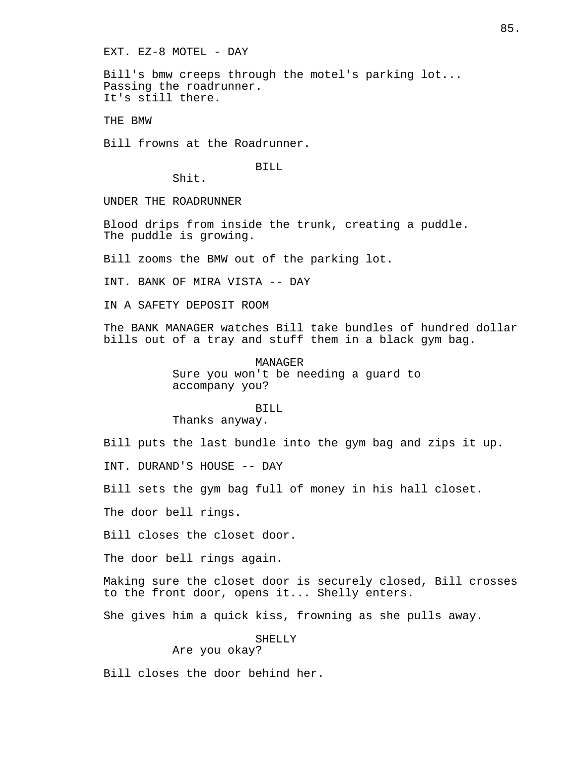EXT. EZ-8 MOTEL - DAY

Bill's bmw creeps through the motel's parking lot...
Passing the roadrunner.
It's still there.

THE BMW

Bill frowns at the Roadrunner.

BILL
Shit.

UNDER THE ROADRUNNER

Blood drips from inside the trunk, creating a puddle.
The puddle is growing.

Bill zooms the BMW out of the parking lot.

INT. BANK OF MIRA VISTA -- DAY

IN A SAFETY DEPOSIT ROOM

The BANK MANAGER watches Bill take bundles of hundred dollar bills out of a tray and stuff them in a black gym bag.

MANAGER
Sure you won't be needing a guard to accompany you?

BILL
Thanks anyway.

Bill puts the last bundle into the gym bag and zips it up.

INT. DURAND'S HOUSE -- DAY

Bill sets the gym bag full of money in his hall closet.

The door bell rings.

Bill closes the closet door.

The door bell rings again.

Making sure the closet door is securely closed, Bill crosses to the front door, opens it... Shelly enters.

She gives him a quick kiss, frowning as she pulls away.

SHELLY
Are you okay?

Bill closes the door behind her.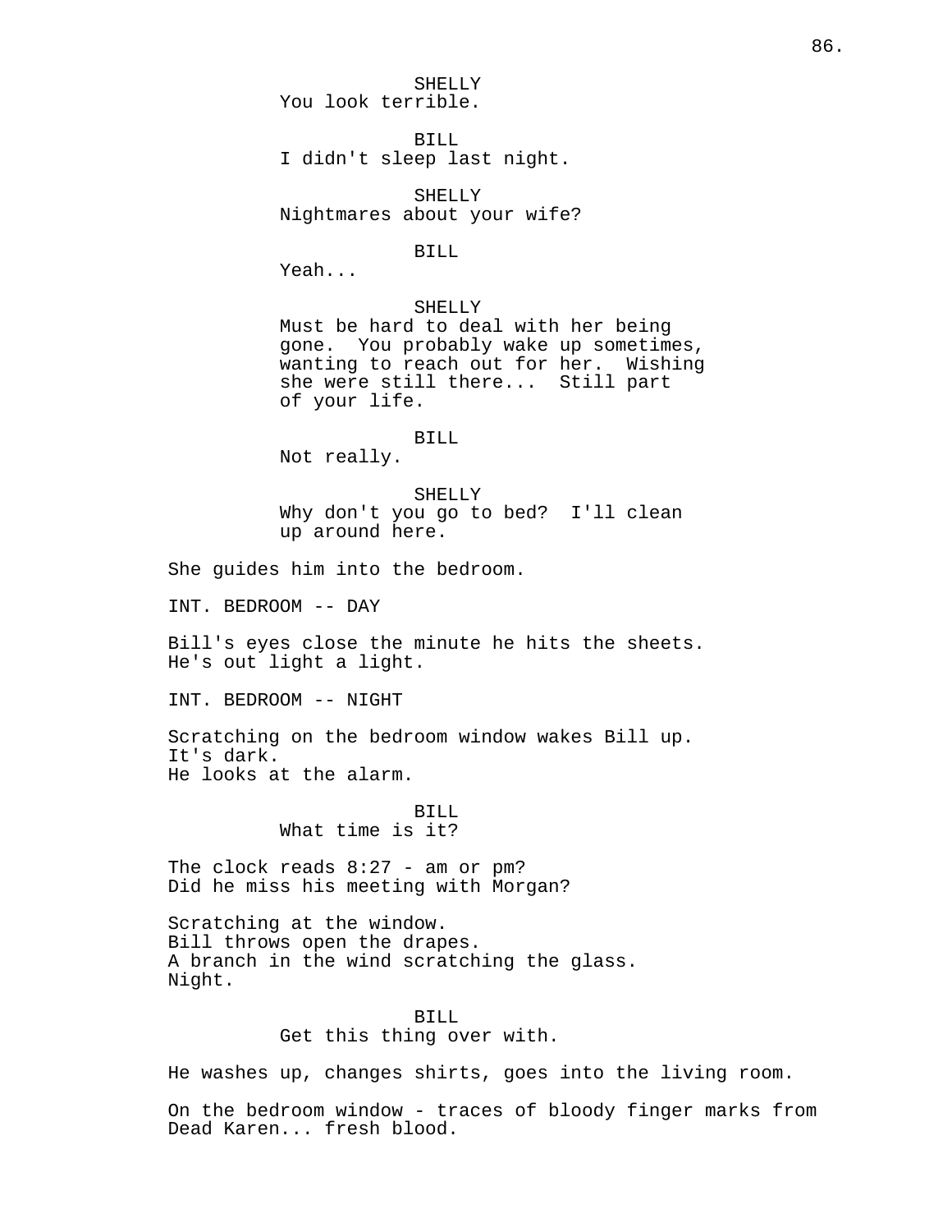SHELLY
You look terrible.

BILL
I didn't sleep last night.

SHELLY
Nightmares about your wife?

BILL
Yeah...

SHELLY
Must be hard to deal with her being gone. You probably wake up sometimes, wanting to reach out for her. Wishing she were still there... Still part of your life.

BILL
Not really.

SHELLY
Why don't you go to bed? I'll clean up around here.

She guides him into the bedroom.

INT. BEDROOM -- DAY

Bill's eyes close the minute he hits the sheets.
He's out light a light.

INT. BEDROOM -- NIGHT

Scratching on the bedroom window wakes Bill up.
It's dark.
He looks at the alarm.

BILL
What time is it?

The clock reads 8:27 - am or pm?
Did he miss his meeting with Morgan?

Scratching at the window.
Bill throws open the drapes.
A branch in the wind scratching the glass.
Night.

BILL
Get this thing over with.

He washes up, changes shirts, goes into the living room.

On the bedroom window - traces of bloody finger marks from Dead Karen... fresh blood.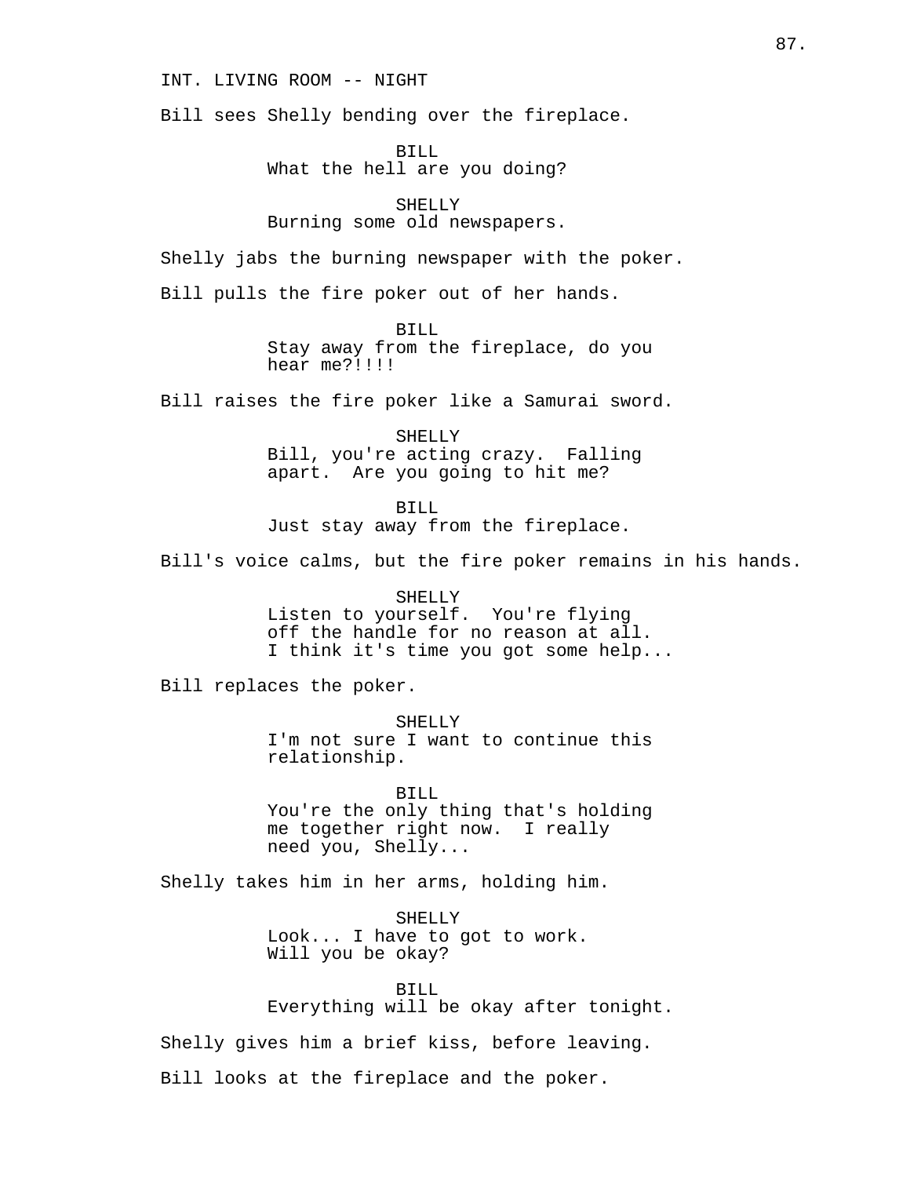INT. LIVING ROOM -- NIGHT

Bill sees Shelly bending over the fireplace.

BILL
What the hell are you doing?

SHELLY
Burning some old newspapers.

Shelly jabs the burning newspaper with the poker.

Bill pulls the fire poker out of her hands.

BILL
Stay away from the fireplace, do you hear me?!!!!

Bill raises the fire poker like a Samurai sword.

SHELLY
Bill, you're acting crazy.  Falling apart.  Are you going to hit me?

BILL
Just stay away from the fireplace.

Bill's voice calms, but the fire poker remains in his hands.

SHELLY
Listen to yourself.  You're flying off the handle for no reason at all. I think it's time you got some help...

Bill replaces the poker.

SHELLY
I'm not sure I want to continue this relationship.

BILL
You're the only thing that's holding me together right now.  I really need you, Shelly...

Shelly takes him in her arms, holding him.

SHELLY
Look... I have to got to work. Will you be okay?

BILL
Everything will be okay after tonight.

Shelly gives him a brief kiss, before leaving.

Bill looks at the fireplace and the poker.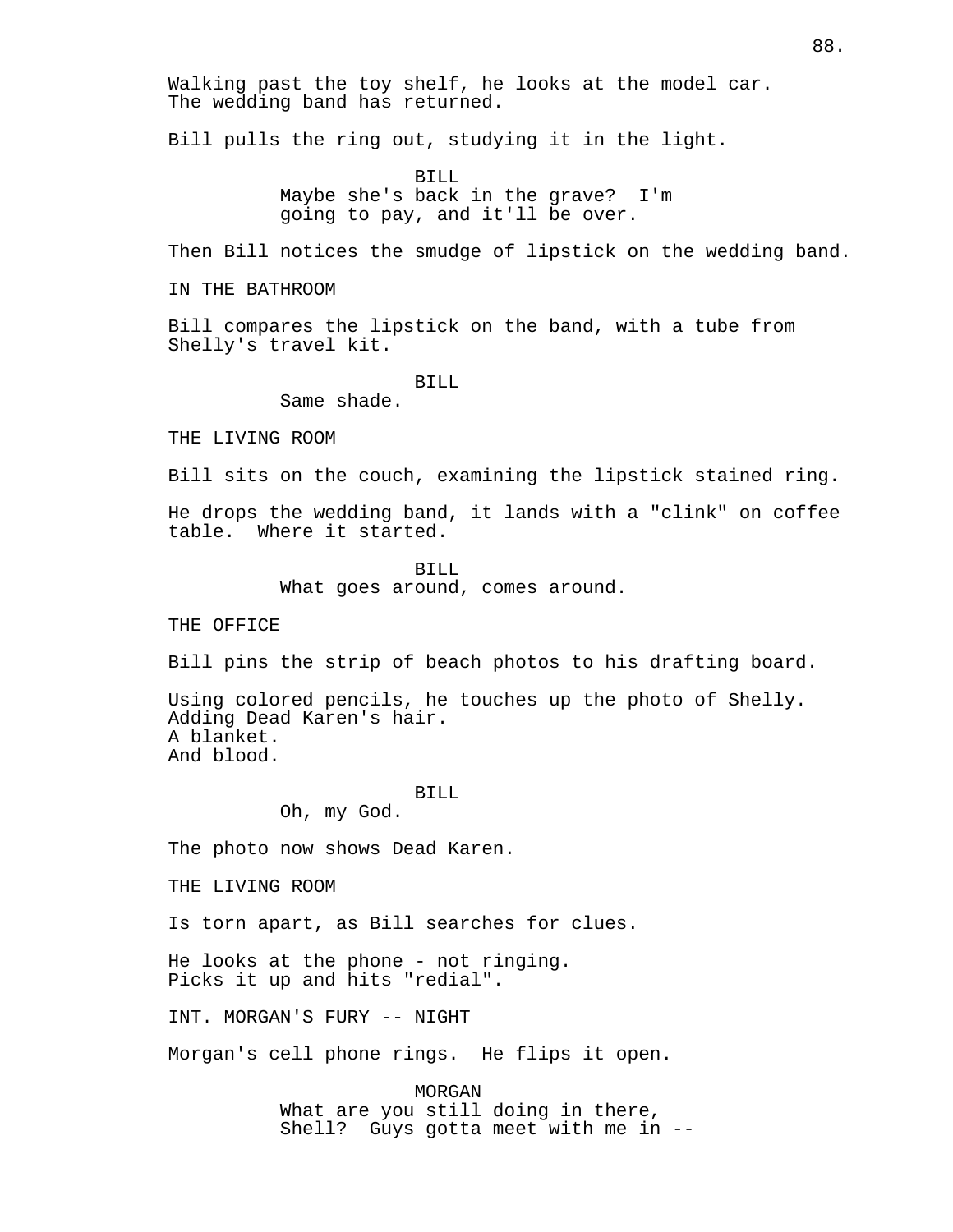Walking past the toy shelf, he looks at the model car.
The wedding band has returned.

Bill pulls the ring out, studying it in the light.

BILL
Maybe she's back in the grave? I'm going to pay, and it'll be over.

Then Bill notices the smudge of lipstick on the wedding band.

IN THE BATHROOM

Bill compares the lipstick on the band, with a tube from Shelly's travel kit.

BILL
Same shade.

THE LIVING ROOM

Bill sits on the couch, examining the lipstick stained ring.

He drops the wedding band, it lands with a "clink" on coffee table. Where it started.

BILL
What goes around, comes around.

THE OFFICE

Bill pins the strip of beach photos to his drafting board.

Using colored pencils, he touches up the photo of Shelly.
Adding Dead Karen's hair.
A blanket.
And blood.

BILL
Oh, my God.

The photo now shows Dead Karen.

THE LIVING ROOM

Is torn apart, as Bill searches for clues.

He looks at the phone - not ringing.
Picks it up and hits "redial".

INT. MORGAN'S FURY -- NIGHT

Morgan's cell phone rings. He flips it open.

MORGAN
What are you still doing in there, Shell? Guys gotta meet with me in --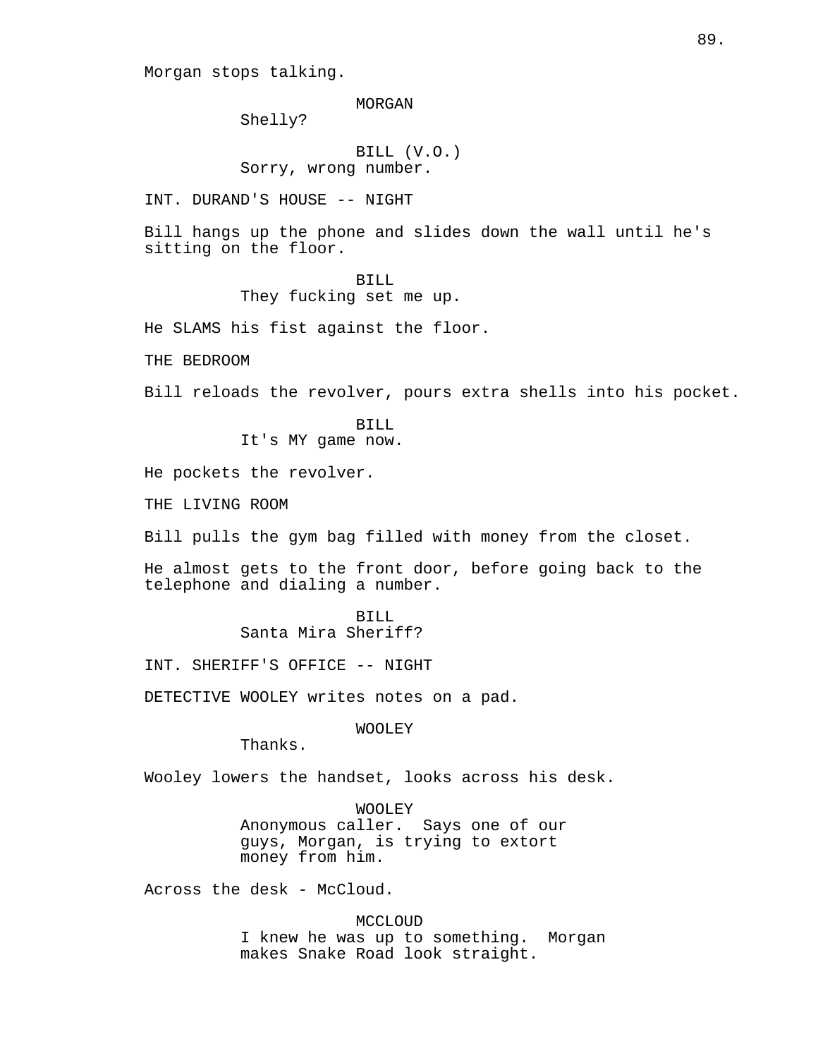Morgan stops talking.

MORGAN
Shelly?

BILL (V.O.)
Sorry, wrong number.

INT. DURAND'S HOUSE -- NIGHT

Bill hangs up the phone and slides down the wall until he's sitting on the floor.

BILL
They fucking set me up.

He SLAMS his fist against the floor.

THE BEDROOM

Bill reloads the revolver, pours extra shells into his pocket.

BILL
It's MY game now.

He pockets the revolver.

THE LIVING ROOM

Bill pulls the gym bag filled with money from the closet.

He almost gets to the front door, before going back to the telephone and dialing a number.

BILL
Santa Mira Sheriff?

INT. SHERIFF'S OFFICE -- NIGHT

DETECTIVE WOOLEY writes notes on a pad.

WOOLEY
Thanks.

Wooley lowers the handset, looks across his desk.

WOOLEY
Anonymous caller. Says one of our guys, Morgan, is trying to extort money from him.

Across the desk - McCloud.

MCCLOUD
I knew he was up to something. Morgan makes Snake Road look straight.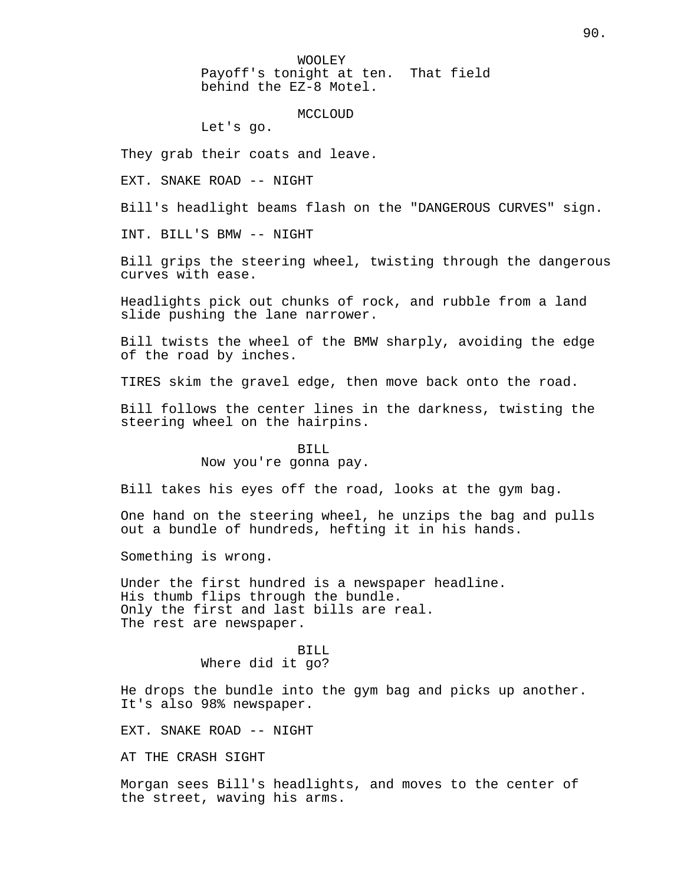WOOLEY
Payoff's tonight at ten. That field behind the EZ-8 Motel.

MCCLOUD
Let's go.

They grab their coats and leave.

EXT. SNAKE ROAD -- NIGHT

Bill's headlight beams flash on the "DANGEROUS CURVES" sign.

INT. BILL'S BMW -- NIGHT

Bill grips the steering wheel, twisting through the dangerous curves with ease.

Headlights pick out chunks of rock, and rubble from a land slide pushing the lane narrower.

Bill twists the wheel of the BMW sharply, avoiding the edge of the road by inches.

TIRES skim the gravel edge, then move back onto the road.

Bill follows the center lines in the darkness, twisting the steering wheel on the hairpins.

BILL
Now you're gonna pay.

Bill takes his eyes off the road, looks at the gym bag.

One hand on the steering wheel, he unzips the bag and pulls out a bundle of hundreds, hefting it in his hands.

Something is wrong.

Under the first hundred is a newspaper headline.
His thumb flips through the bundle.
Only the first and last bills are real.
The rest are newspaper.

BILL
Where did it go?

He drops the bundle into the gym bag and picks up another. It's also 98% newspaper.

EXT. SNAKE ROAD -- NIGHT

AT THE CRASH SIGHT

Morgan sees Bill's headlights, and moves to the center of the street, waving his arms.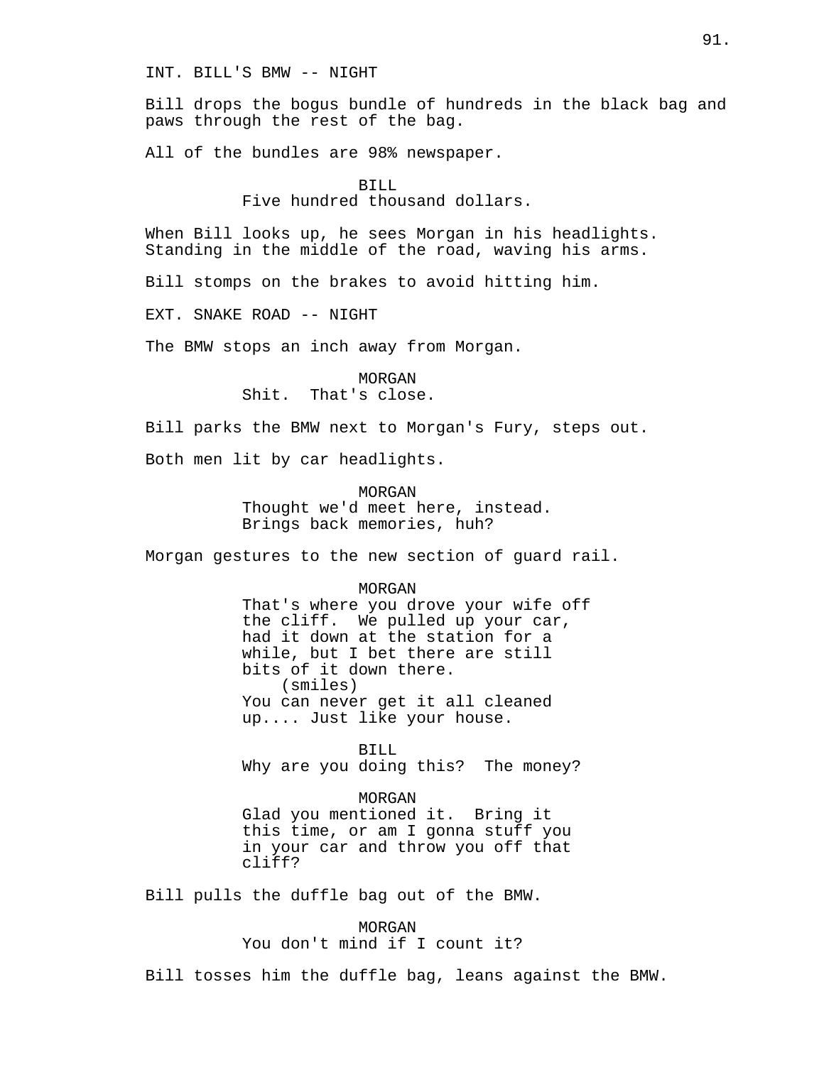INT. BILL'S BMW -- NIGHT

Bill drops the bogus bundle of hundreds in the black bag and paws through the rest of the bag.

All of the bundles are 98% newspaper.

BILL
Five hundred thousand dollars.

When Bill looks up, he sees Morgan in his headlights. Standing in the middle of the road, waving his arms.

Bill stomps on the brakes to avoid hitting him.

EXT. SNAKE ROAD -- NIGHT

The BMW stops an inch away from Morgan.

MORGAN
Shit.  That's close.

Bill parks the BMW next to Morgan's Fury, steps out.

Both men lit by car headlights.

MORGAN
Thought we'd meet here, instead. Brings back memories, huh?

Morgan gestures to the new section of guard rail.

MORGAN
That's where you drove your wife off the cliff.  We pulled up your car, had it down at the station for a while, but I bet there are still bits of it down there.
(smiles)
You can never get it all cleaned up.... Just like your house.

BILL
Why are you doing this?  The money?

MORGAN
Glad you mentioned it.  Bring it this time, or am I gonna stuff you in your car and throw you off that cliff?

Bill pulls the duffle bag out of the BMW.

MORGAN
You don't mind if I count it?

Bill tosses him the duffle bag, leans against the BMW.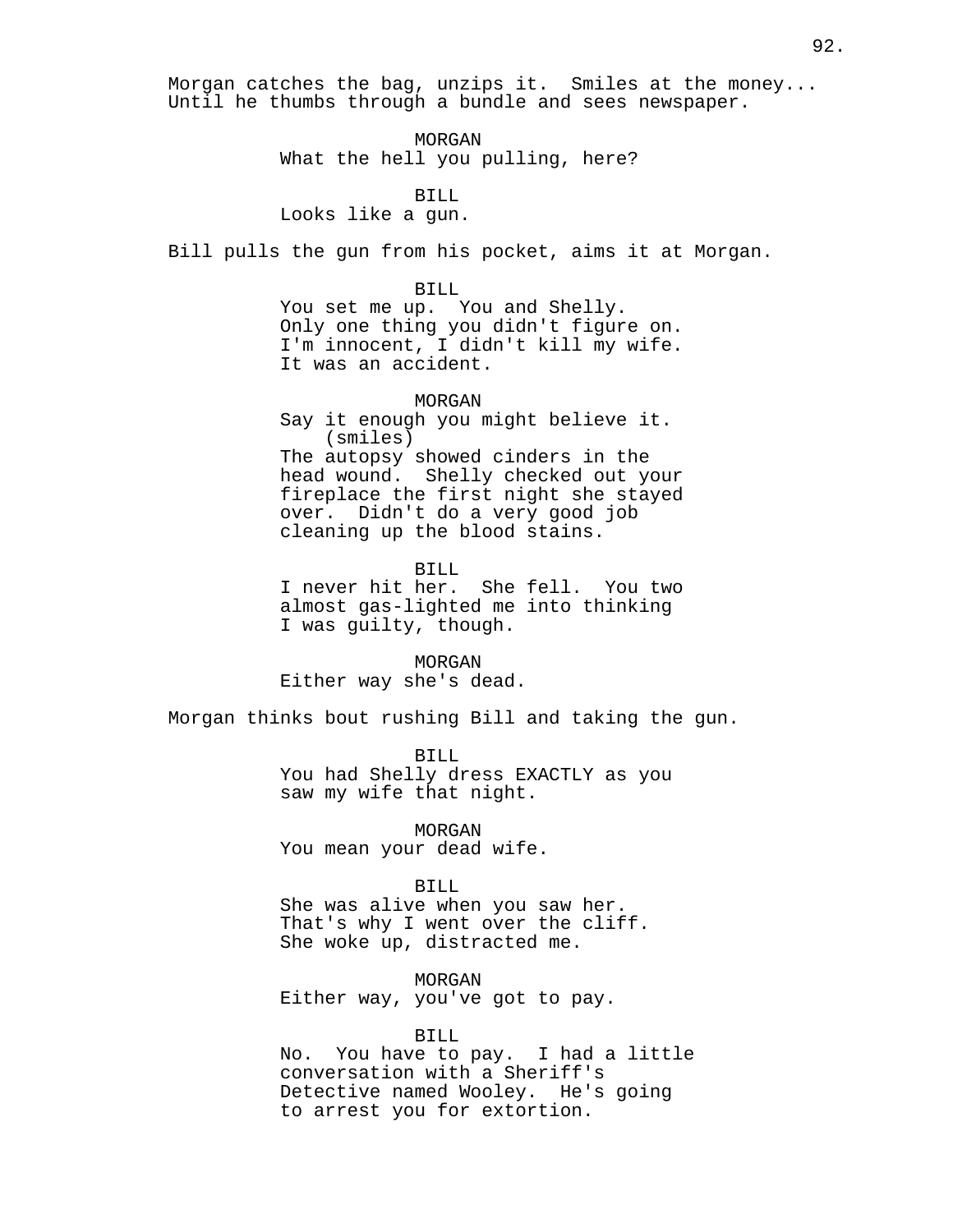Morgan catches the bag, unzips it. Smiles at the money... Until he thumbs through a bundle and sees newspaper.

MORGAN
What the hell you pulling, here?

BILL
Looks like a gun.

Bill pulls the gun from his pocket, aims it at Morgan.

BILL
You set me up. You and Shelly. Only one thing you didn't figure on. I'm innocent, I didn't kill my wife. It was an accident.

MORGAN
Say it enough you might believe it.
(smiles)
The autopsy showed cinders in the head wound. Shelly checked out your fireplace the first night she stayed over. Didn't do a very good job cleaning up the blood stains.

BILL
I never hit her. She fell. You two almost gas-lighted me into thinking I was guilty, though.

MORGAN
Either way she's dead.

Morgan thinks bout rushing Bill and taking the gun.

BILL
You had Shelly dress EXACTLY as you saw my wife that night.

MORGAN
You mean your dead wife.

BILL
She was alive when you saw her. That's why I went over the cliff. She woke up, distracted me.

MORGAN
Either way, you've got to pay.

BILL
No. You have to pay. I had a little conversation with a Sheriff's Detective named Wooley. He's going to arrest you for extortion.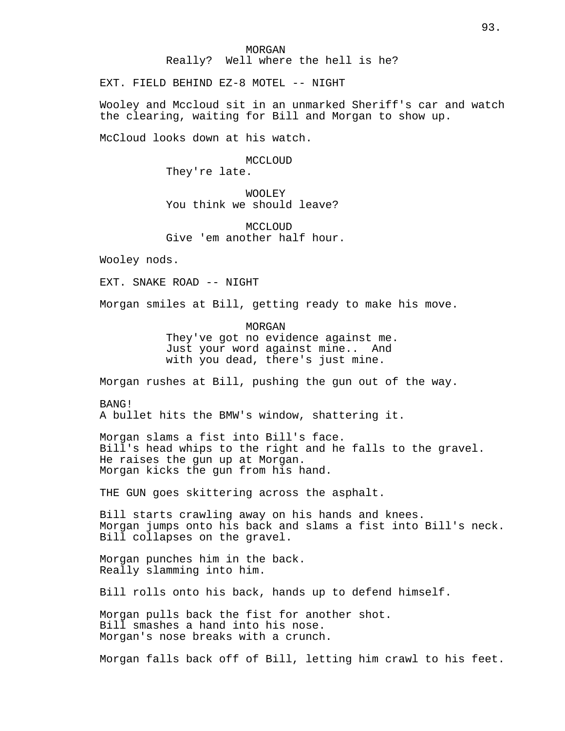MORGAN
Really?  Well where the hell is he?

EXT. FIELD BEHIND EZ-8 MOTEL -- NIGHT

Wooley and Mccloud sit in an unmarked Sheriff's car and watch the clearing, waiting for Bill and Morgan to show up.

McCloud looks down at his watch.

MCCLOUD
They're late.

WOOLEY
You think we should leave?

MCCLOUD
Give 'em another half hour.

Wooley nods.

EXT. SNAKE ROAD -- NIGHT

Morgan smiles at Bill, getting ready to make his move.

MORGAN
They've got no evidence against me. Just your word against mine..  And with you dead, there's just mine.

Morgan rushes at Bill, pushing the gun out of the way.

BANG!
A bullet hits the BMW's window, shattering it.

Morgan slams a fist into Bill's face.
Bill's head whips to the right and he falls to the gravel.
He raises the gun up at Morgan.
Morgan kicks the gun from his hand.

THE GUN goes skittering across the asphalt.

Bill starts crawling away on his hands and knees.
Morgan jumps onto his back and slams a fist into Bill's neck.
Bill collapses on the gravel.

Morgan punches him in the back.
Really slamming into him.

Bill rolls onto his back, hands up to defend himself.

Morgan pulls back the fist for another shot.
Bill smashes a hand into his nose.
Morgan's nose breaks with a crunch.

Morgan falls back off of Bill, letting him crawl to his feet.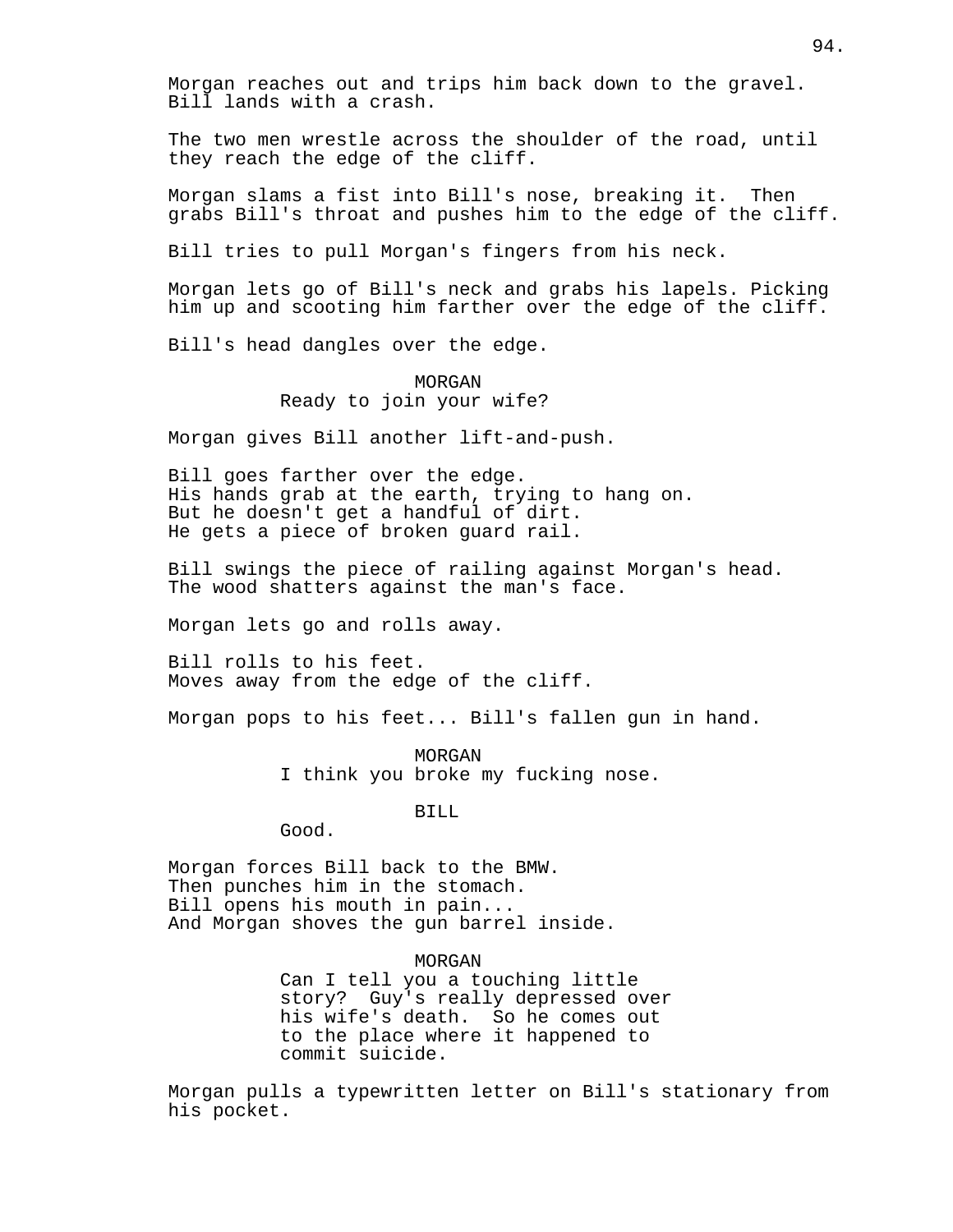Morgan reaches out and trips him back down to the gravel. Bill lands with a crash.

The two men wrestle across the shoulder of the road, until they reach the edge of the cliff.

Morgan slams a fist into Bill's nose, breaking it. Then grabs Bill's throat and pushes him to the edge of the cliff.

Bill tries to pull Morgan's fingers from his neck.

Morgan lets go of Bill's neck and grabs his lapels. Picking him up and scooting him farther over the edge of the cliff.

Bill's head dangles over the edge.

MORGAN
Ready to join your wife?

Morgan gives Bill another lift-and-push.

Bill goes farther over the edge.
His hands grab at the earth, trying to hang on.
But he doesn't get a handful of dirt.
He gets a piece of broken guard rail.

Bill swings the piece of railing against Morgan's head.
The wood shatters against the man's face.

Morgan lets go and rolls away.

Bill rolls to his feet.
Moves away from the edge of the cliff.

Morgan pops to his feet... Bill's fallen gun in hand.

MORGAN
I think you broke my fucking nose.

BILL
Good.

Morgan forces Bill back to the BMW.
Then punches him in the stomach.
Bill opens his mouth in pain...
And Morgan shoves the gun barrel inside.

MORGAN
Can I tell you a touching little story? Guy's really depressed over his wife's death. So he comes out to the place where it happened to commit suicide.

Morgan pulls a typewritten letter on Bill's stationary from his pocket.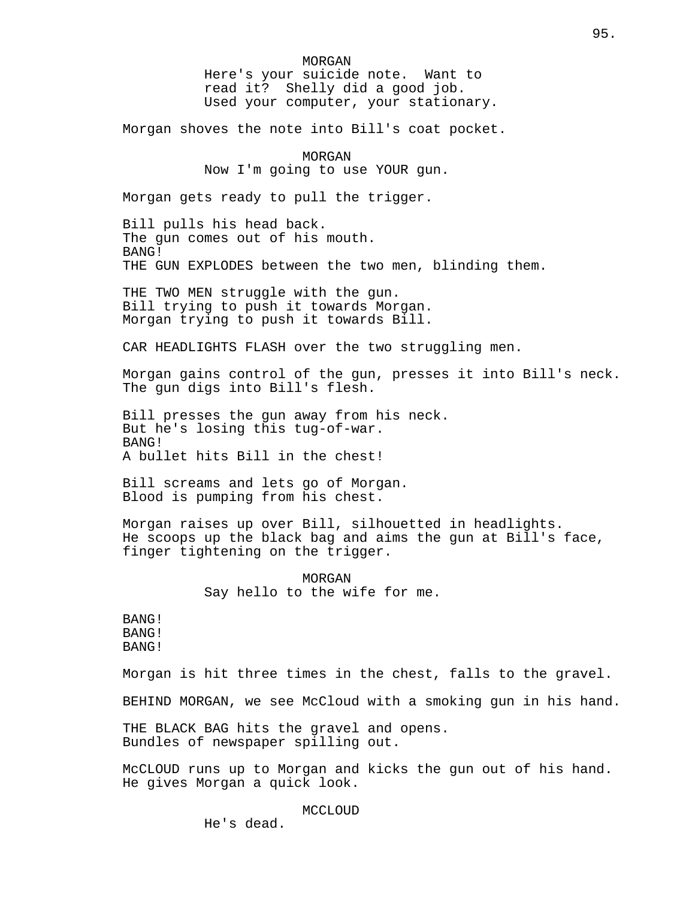MORGAN

Here's your suicide note. Want to read it? Shelly did a good job. Used your computer, your stationary.

Morgan shoves the note into Bill's coat pocket.

MORGAN

Now I'm going to use YOUR gun.

Morgan gets ready to pull the trigger.

Bill pulls his head back.
The gun comes out of his mouth.
BANG!
THE GUN EXPLODES between the two men, blinding them.

THE TWO MEN struggle with the gun.
Bill trying to push it towards Morgan.
Morgan trying to push it towards Bill.

CAR HEADLIGHTS FLASH over the two struggling men.

Morgan gains control of the gun, presses it into Bill's neck.
The gun digs into Bill's flesh.

Bill presses the gun away from his neck.
But he's losing this tug-of-war.
BANG!
A bullet hits Bill in the chest!

Bill screams and lets go of Morgan.
Blood is pumping from his chest.

Morgan raises up over Bill, silhouetted in headlights.
He scoops up the black bag and aims the gun at Bill's face, finger tightening on the trigger.

MORGAN

Say hello to the wife for me.

BANG!
BANG!
BANG!

Morgan is hit three times in the chest, falls to the gravel.

BEHIND MORGAN, we see McCloud with a smoking gun in his hand.

THE BLACK BAG hits the gravel and opens.
Bundles of newspaper spilling out.

McCLOUD runs up to Morgan and kicks the gun out of his hand.
He gives Morgan a quick look.

MCCLOUD

He's dead.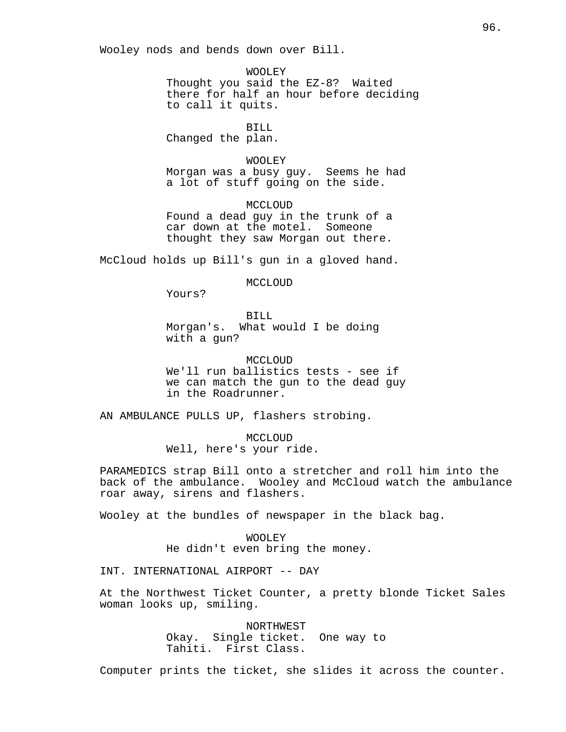Wooley nods and bends down over Bill.

WOOLEY
Thought you said the EZ-8? Waited there for half an hour before deciding to call it quits.

BILL
Changed the plan.

WOOLEY
Morgan was a busy guy. Seems he had a lot of stuff going on the side.

MCCLOUD
Found a dead guy in the trunk of a car down at the motel. Someone thought they saw Morgan out there.

McCloud holds up Bill's gun in a gloved hand.

MCCLOUD
Yours?

BILL
Morgan's. What would I be doing with a gun?

MCCLOUD
We'll run ballistics tests - see if we can match the gun to the dead guy in the Roadrunner.

AN AMBULANCE PULLS UP, flashers strobing.

MCCLOUD
Well, here's your ride.

PARAMEDICS strap Bill onto a stretcher and roll him into the back of the ambulance. Wooley and McCloud watch the ambulance roar away, sirens and flashers.

Wooley at the bundles of newspaper in the black bag.

WOOLEY
He didn't even bring the money.

INT. INTERNATIONAL AIRPORT -- DAY

At the Northwest Ticket Counter, a pretty blonde Ticket Sales woman looks up, smiling.

NORTHWEST
Okay. Single ticket. One way to Tahiti. First Class.

Computer prints the ticket, she slides it across the counter.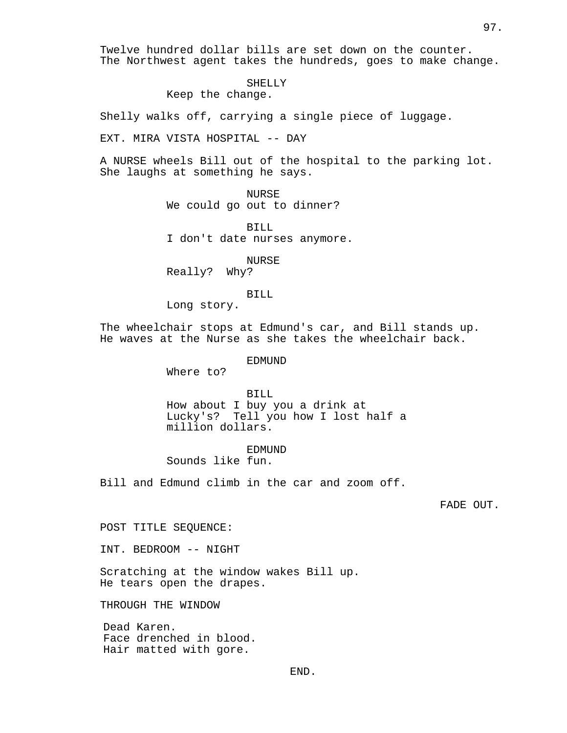Twelve hundred dollar bills are set down on the counter. The Northwest agent takes the hundreds, goes to make change.

SHELLY
Keep the change.

Shelly walks off, carrying a single piece of luggage.

EXT. MIRA VISTA HOSPITAL -- DAY

A NURSE wheels Bill out of the hospital to the parking lot. She laughs at something he says.

NURSE
We could go out to dinner?

BILL
I don't date nurses anymore.

NURSE
Really? Why?

BILL
Long story.

The wheelchair stops at Edmund's car, and Bill stands up. He waves at the Nurse as she takes the wheelchair back.

EDMUND
Where to?

BILL
How about I buy you a drink at Lucky's? Tell you how I lost half a million dollars.

EDMUND
Sounds like fun.

Bill and Edmund climb in the car and zoom off.

FADE OUT.

POST TITLE SEQUENCE:

INT. BEDROOM -- NIGHT

Scratching at the window wakes Bill up.
He tears open the drapes.

THROUGH THE WINDOW

Dead Karen.
Face drenched in blood.
Hair matted with gore.

END.